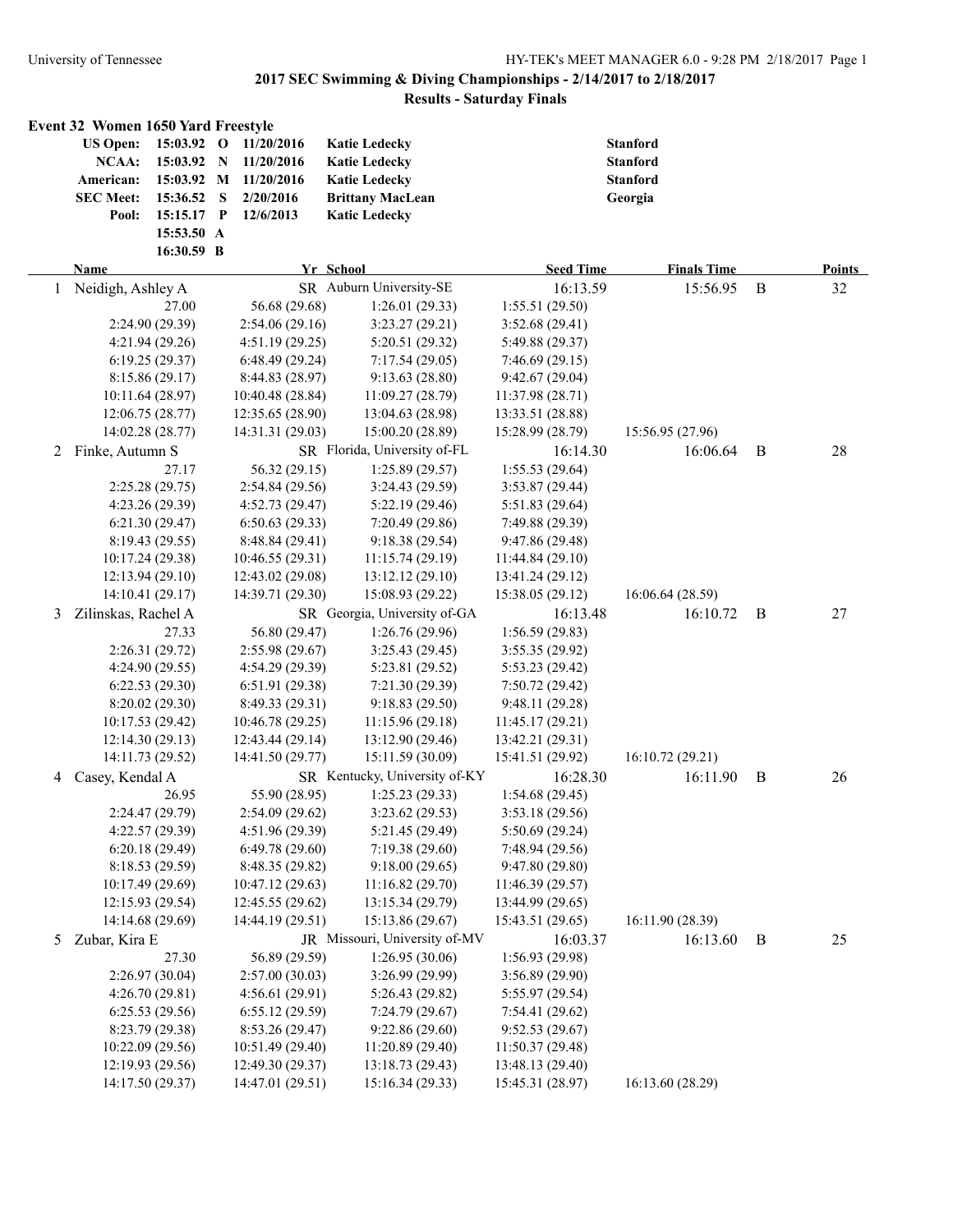## 2017 SEC Swimming & Diving Championships - 2/14/2017 to 2/18/2017

### Results - Saturday Finals

**Event 32 Women 1650 Yard Freestyle**

| | | | | | |
|---|---|---|---|---|---|
| **US Open:** | **15:03.92** | **O** | **11/20/2016** | **Katie Ledecky** | **Stanford** |
| **NCAA:** | **15:03.92** | **N** | **11/20/2016** | **Katie Ledecky** | **Stanford** |
| **American:** | **15:03.92** | **M** | **11/20/2016** | **Katie Ledecky** | **Stanford** |
| **SEC Meet:** | **15:36.52** | **S** | **2/20/2016** | **Brittany MacLean** | **Georgia** |
| **Pool:** | **15:15.17** | **P** | **12/6/2013** | **Katie Ledecky** | |
| | **15:53.50** | **A** | | | |
| | **16:30.59** | **B** | | | |

| | Name | Yr | School | Seed Time | Finals Time | | Points |
|---|---|---|---|---|---|---|---|
| 1 | Neidigh, Ashley A | SR | Auburn University-SE | 16:13.59 | 15:56.95 | B | 32 |
| | 27.00 | 56.68 (29.68) | 1:26.01 (29.33) | 1:55.51 (29.50) | | | |
| | 2:24.90 (29.39) | 2:54.06 (29.16) | 3:23.27 (29.21) | 3:52.68 (29.41) | | | |
| | 4:21.94 (29.26) | 4:51.19 (29.25) | 5:20.51 (29.32) | 5:49.88 (29.37) | | | |
| | 6:19.25 (29.37) | 6:48.49 (29.24) | 7:17.54 (29.05) | 7:46.69 (29.15) | | | |
| | 8:15.86 (29.17) | 8:44.83 (28.97) | 9:13.63 (28.80) | 9:42.67 (29.04) | | | |
| | 10:11.64 (28.97) | 10:40.48 (28.84) | 11:09.27 (28.79) | 11:37.98 (28.71) | | | |
| | 12:06.75 (28.77) | 12:35.65 (28.90) | 13:04.63 (28.98) | 13:33.51 (28.88) | | | |
| | 14:02.28 (28.77) | 14:31.31 (29.03) | 15:00.20 (28.89) | 15:28.99 (28.79) | 15:56.95 (27.96) | | |
| 2 | Finke, Autumn S | SR | Florida, University of-FL | 16:14.30 | 16:06.64 | B | 28 |
| | 27.17 | 56.32 (29.15) | 1:25.89 (29.57) | 1:55.53 (29.64) | | | |
| | 2:25.28 (29.75) | 2:54.84 (29.56) | 3:24.43 (29.59) | 3:53.87 (29.44) | | | |
| | 4:23.26 (29.39) | 4:52.73 (29.47) | 5:22.19 (29.46) | 5:51.83 (29.64) | | | |
| | 6:21.30 (29.47) | 6:50.63 (29.33) | 7:20.49 (29.86) | 7:49.88 (29.39) | | | |
| | 8:19.43 (29.55) | 8:48.84 (29.41) | 9:18.38 (29.54) | 9:47.86 (29.48) | | | |
| | 10:17.24 (29.38) | 10:46.55 (29.31) | 11:15.74 (29.19) | 11:44.84 (29.10) | | | |
| | 12:13.94 (29.10) | 12:43.02 (29.08) | 13:12.12 (29.10) | 13:41.24 (29.12) | | | |
| | 14:10.41 (29.17) | 14:39.71 (29.30) | 15:08.93 (29.22) | 15:38.05 (29.12) | 16:06.64 (28.59) | | |
| 3 | Zilinskas, Rachel A | SR | Georgia, University of-GA | 16:13.48 | 16:10.72 | B | 27 |
| | 27.33 | 56.80 (29.47) | 1:26.76 (29.96) | 1:56.59 (29.83) | | | |
| | 2:26.31 (29.72) | 2:55.98 (29.67) | 3:25.43 (29.45) | 3:55.35 (29.92) | | | |
| | 4:24.90 (29.55) | 4:54.29 (29.39) | 5:23.81 (29.52) | 5:53.23 (29.42) | | | |
| | 6:22.53 (29.30) | 6:51.91 (29.38) | 7:21.30 (29.39) | 7:50.72 (29.42) | | | |
| | 8:20.02 (29.30) | 8:49.33 (29.31) | 9:18.83 (29.50) | 9:48.11 (29.28) | | | |
| | 10:17.53 (29.42) | 10:46.78 (29.25) | 11:15.96 (29.18) | 11:45.17 (29.21) | | | |
| | 12:14.30 (29.13) | 12:43.44 (29.14) | 13:12.90 (29.46) | 13:42.21 (29.31) | | | |
| | 14:11.73 (29.52) | 14:41.50 (29.77) | 15:11.59 (30.09) | 15:41.51 (29.92) | 16:10.72 (29.21) | | |
| 4 | Casey, Kendal A | SR | Kentucky, University of-KY | 16:28.30 | 16:11.90 | B | 26 |
| | 26.95 | 55.90 (28.95) | 1:25.23 (29.33) | 1:54.68 (29.45) | | | |
| | 2:24.47 (29.79) | 2:54.09 (29.62) | 3:23.62 (29.53) | 3:53.18 (29.56) | | | |
| | 4:22.57 (29.39) | 4:51.96 (29.39) | 5:21.45 (29.49) | 5:50.69 (29.24) | | | |
| | 6:20.18 (29.49) | 6:49.78 (29.60) | 7:19.38 (29.60) | 7:48.94 (29.56) | | | |
| | 8:18.53 (29.59) | 8:48.35 (29.82) | 9:18.00 (29.65) | 9:47.80 (29.80) | | | |
| | 10:17.49 (29.69) | 10:47.12 (29.63) | 11:16.82 (29.70) | 11:46.39 (29.57) | | | |
| | 12:15.93 (29.54) | 12:45.55 (29.62) | 13:15.34 (29.79) | 13:44.99 (29.65) | | | |
| | 14:14.68 (29.69) | 14:44.19 (29.51) | 15:13.86 (29.67) | 15:43.51 (29.65) | 16:11.90 (28.39) | | |
| 5 | Zubar, Kira E | JR | Missouri, University of-MV | 16:03.37 | 16:13.60 | B | 25 |
| | 27.30 | 56.89 (29.59) | 1:26.95 (30.06) | 1:56.93 (29.98) | | | |
| | 2:26.97 (30.04) | 2:57.00 (30.03) | 3:26.99 (29.99) | 3:56.89 (29.90) | | | |
| | 4:26.70 (29.81) | 4:56.61 (29.91) | 5:26.43 (29.82) | 5:55.97 (29.54) | | | |
| | 6:25.53 (29.56) | 6:55.12 (29.59) | 7:24.79 (29.67) | 7:54.41 (29.62) | | | |
| | 8:23.79 (29.38) | 8:53.26 (29.47) | 9:22.86 (29.60) | 9:52.53 (29.67) | | | |
| | 10:22.09 (29.56) | 10:51.49 (29.40) | 11:20.89 (29.40) | 11:50.37 (29.48) | | | |
| | 12:19.93 (29.56) | 12:49.30 (29.37) | 13:18.73 (29.43) | 13:48.13 (29.40) | | | |
| | 14:17.50 (29.37) | 14:47.01 (29.51) | 15:16.34 (29.33) | 15:45.31 (28.97) | 16:13.60 (28.29) | | |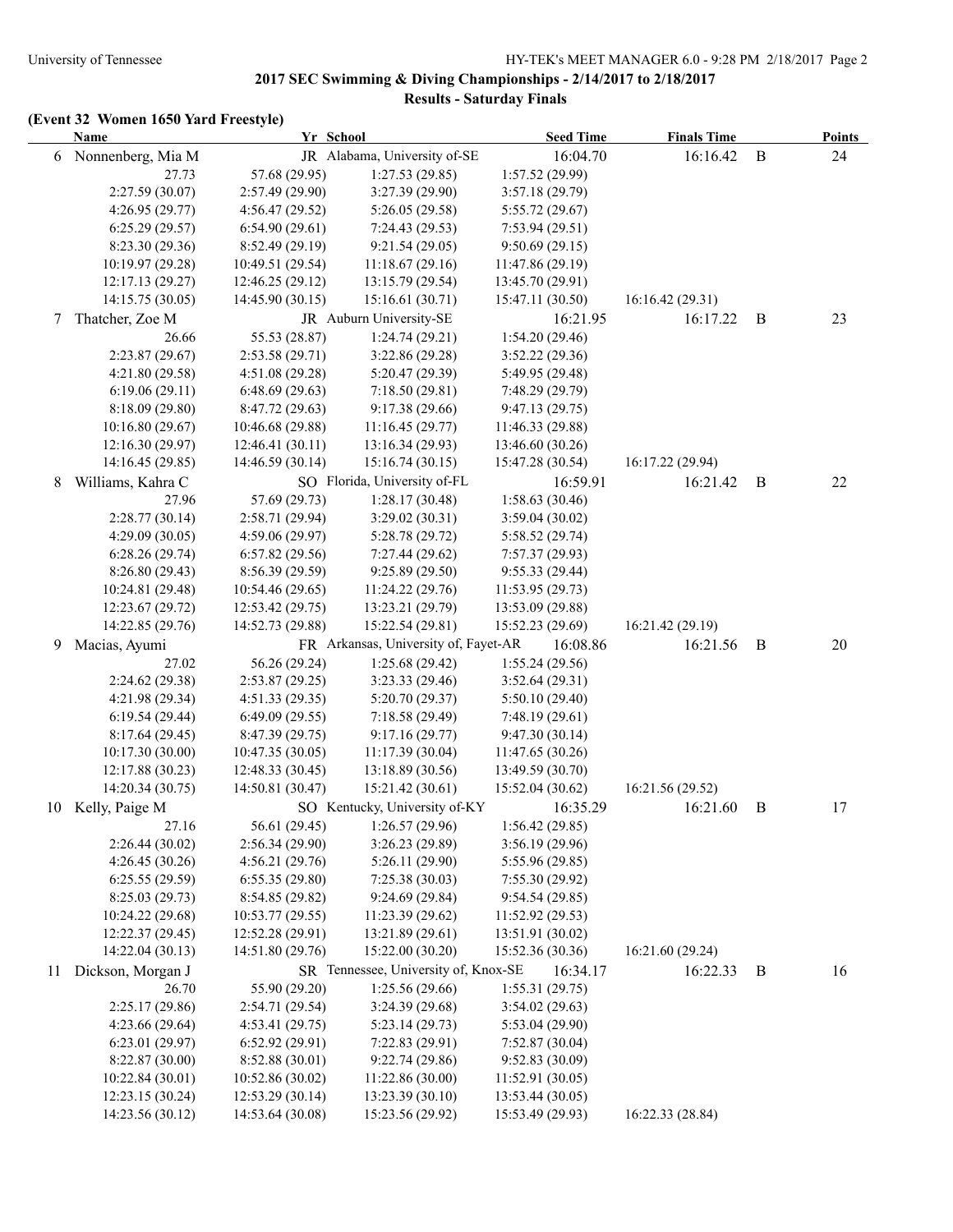## 2017 SEC Swimming & Diving Championships - 2/14/2017 to 2/18/2017

### Results - Saturday Finals

**(Event 32 Women 1650 Yard Freestyle)**

| | Name | Yr | School | Seed Time | Finals Time | | Points |
|---|---|---|---|---|---|---|---|
| 6 | Nonnenberg, Mia M | JR | Alabama, University of-SE | 16:04.70 | 16:16.42 | B | 24 |
| | 27.73 | 57.68 (29.95) | 1:27.53 (29.85) | 1:57.52 (29.99) | | | |
| | 2:27.59 (30.07) | 2:57.49 (29.90) | 3:27.39 (29.90) | 3:57.18 (29.79) | | | |
| | 4:26.95 (29.77) | 4:56.47 (29.52) | 5:26.05 (29.58) | 5:55.72 (29.67) | | | |
| | 6:25.29 (29.57) | 6:54.90 (29.61) | 7:24.43 (29.53) | 7:53.94 (29.51) | | | |
| | 8:23.30 (29.36) | 8:52.49 (29.19) | 9:21.54 (29.05) | 9:50.69 (29.15) | | | |
| | 10:19.97 (29.28) | 10:49.51 (29.54) | 11:18.67 (29.16) | 11:47.86 (29.19) | | | |
| | 12:17.13 (29.27) | 12:46.25 (29.12) | 13:15.79 (29.54) | 13:45.70 (29.91) | | | |
| | 14:15.75 (30.05) | 14:45.90 (30.15) | 15:16.61 (30.71) | 15:47.11 (30.50) | 16:16.42 (29.31) | | |
| 7 | Thatcher, Zoe M | JR | Auburn University-SE | 16:21.95 | 16:17.22 | B | 23 |
| | 26.66 | 55.53 (28.87) | 1:24.74 (29.21) | 1:54.20 (29.46) | | | |
| | 2:23.87 (29.67) | 2:53.58 (29.71) | 3:22.86 (29.28) | 3:52.22 (29.36) | | | |
| | 4:21.80 (29.58) | 4:51.08 (29.28) | 5:20.47 (29.39) | 5:49.95 (29.48) | | | |
| | 6:19.06 (29.11) | 6:48.69 (29.63) | 7:18.50 (29.81) | 7:48.29 (29.79) | | | |
| | 8:18.09 (29.80) | 8:47.72 (29.63) | 9:17.38 (29.66) | 9:47.13 (29.75) | | | |
| | 10:16.80 (29.67) | 10:46.68 (29.88) | 11:16.45 (29.77) | 11:46.33 (29.88) | | | |
| | 12:16.30 (29.97) | 12:46.41 (30.11) | 13:16.34 (29.93) | 13:46.60 (30.26) | | | |
| | 14:16.45 (29.85) | 14:46.59 (30.14) | 15:16.74 (30.15) | 15:47.28 (30.54) | 16:17.22 (29.94) | | |
| 8 | Williams, Kahra C | SO | Florida, University of-FL | 16:59.91 | 16:21.42 | B | 22 |
| | 27.96 | 57.69 (29.73) | 1:28.17 (30.48) | 1:58.63 (30.46) | | | |
| | 2:28.77 (30.14) | 2:58.71 (29.94) | 3:29.02 (30.31) | 3:59.04 (30.02) | | | |
| | 4:29.09 (30.05) | 4:59.06 (29.97) | 5:28.78 (29.72) | 5:58.52 (29.74) | | | |
| | 6:28.26 (29.74) | 6:57.82 (29.56) | 7:27.44 (29.62) | 7:57.37 (29.93) | | | |
| | 8:26.80 (29.43) | 8:56.39 (29.59) | 9:25.89 (29.50) | 9:55.33 (29.44) | | | |
| | 10:24.81 (29.48) | 10:54.46 (29.65) | 11:24.22 (29.76) | 11:53.95 (29.73) | | | |
| | 12:23.67 (29.72) | 12:53.42 (29.75) | 13:23.21 (29.79) | 13:53.09 (29.88) | | | |
| | 14:22.85 (29.76) | 14:52.73 (29.88) | 15:22.54 (29.81) | 15:52.23 (29.69) | 16:21.42 (29.19) | | |
| 9 | Macias, Ayumi | FR | Arkansas, University of, Fayet-AR | 16:08.86 | 16:21.56 | B | 20 |
| | 27.02 | 56.26 (29.24) | 1:25.68 (29.42) | 1:55.24 (29.56) | | | |
| | 2:24.62 (29.38) | 2:53.87 (29.25) | 3:23.33 (29.46) | 3:52.64 (29.31) | | | |
| | 4:21.98 (29.34) | 4:51.33 (29.35) | 5:20.70 (29.37) | 5:50.10 (29.40) | | | |
| | 6:19.54 (29.44) | 6:49.09 (29.55) | 7:18.58 (29.49) | 7:48.19 (29.61) | | | |
| | 8:17.64 (29.45) | 8:47.39 (29.75) | 9:17.16 (29.77) | 9:47.30 (30.14) | | | |
| | 10:17.30 (30.00) | 10:47.35 (30.05) | 11:17.39 (30.04) | 11:47.65 (30.26) | | | |
| | 12:17.88 (30.23) | 12:48.33 (30.45) | 13:18.89 (30.56) | 13:49.59 (30.70) | | | |
| | 14:20.34 (30.75) | 14:50.81 (30.47) | 15:21.42 (30.61) | 15:52.04 (30.62) | 16:21.56 (29.52) | | |
| 10 | Kelly, Paige M | SO | Kentucky, University of-KY | 16:35.29 | 16:21.60 | B | 17 |
| | 27.16 | 56.61 (29.45) | 1:26.57 (29.96) | 1:56.42 (29.85) | | | |
| | 2:26.44 (30.02) | 2:56.34 (29.90) | 3:26.23 (29.89) | 3:56.19 (29.96) | | | |
| | 4:26.45 (30.26) | 4:56.21 (29.76) | 5:26.11 (29.90) | 5:55.96 (29.85) | | | |
| | 6:25.55 (29.59) | 6:55.35 (29.80) | 7:25.38 (30.03) | 7:55.30 (29.92) | | | |
| | 8:25.03 (29.73) | 8:54.85 (29.82) | 9:24.69 (29.84) | 9:54.54 (29.85) | | | |
| | 10:24.22 (29.68) | 10:53.77 (29.55) | 11:23.39 (29.62) | 11:52.92 (29.53) | | | |
| | 12:22.37 (29.45) | 12:52.28 (29.91) | 13:21.89 (29.61) | 13:51.91 (30.02) | | | |
| | 14:22.04 (30.13) | 14:51.80 (29.76) | 15:22.00 (30.20) | 15:52.36 (30.36) | 16:21.60 (29.24) | | |
| 11 | Dickson, Morgan J | SR | Tennessee, University of, Knox-SE | 16:34.17 | 16:22.33 | B | 16 |
| | 26.70 | 55.90 (29.20) | 1:25.56 (29.66) | 1:55.31 (29.75) | | | |
| | 2:25.17 (29.86) | 2:54.71 (29.54) | 3:24.39 (29.68) | 3:54.02 (29.63) | | | |
| | 4:23.66 (29.64) | 4:53.41 (29.75) | 5:23.14 (29.73) | 5:53.04 (29.90) | | | |
| | 6:23.01 (29.97) | 6:52.92 (29.91) | 7:22.83 (29.91) | 7:52.87 (30.04) | | | |
| | 8:22.87 (30.00) | 8:52.88 (30.01) | 9:22.74 (29.86) | 9:52.83 (30.09) | | | |
| | 10:22.84 (30.01) | 10:52.86 (30.02) | 11:22.86 (30.00) | 11:52.91 (30.05) | | | |
| | 12:23.15 (30.24) | 12:53.29 (30.14) | 13:23.39 (30.10) | 13:53.44 (30.05) | | | |
| | 14:23.56 (30.12) | 14:53.64 (30.08) | 15:23.56 (29.92) | 15:53.49 (29.93) | 16:22.33 (28.84) | | |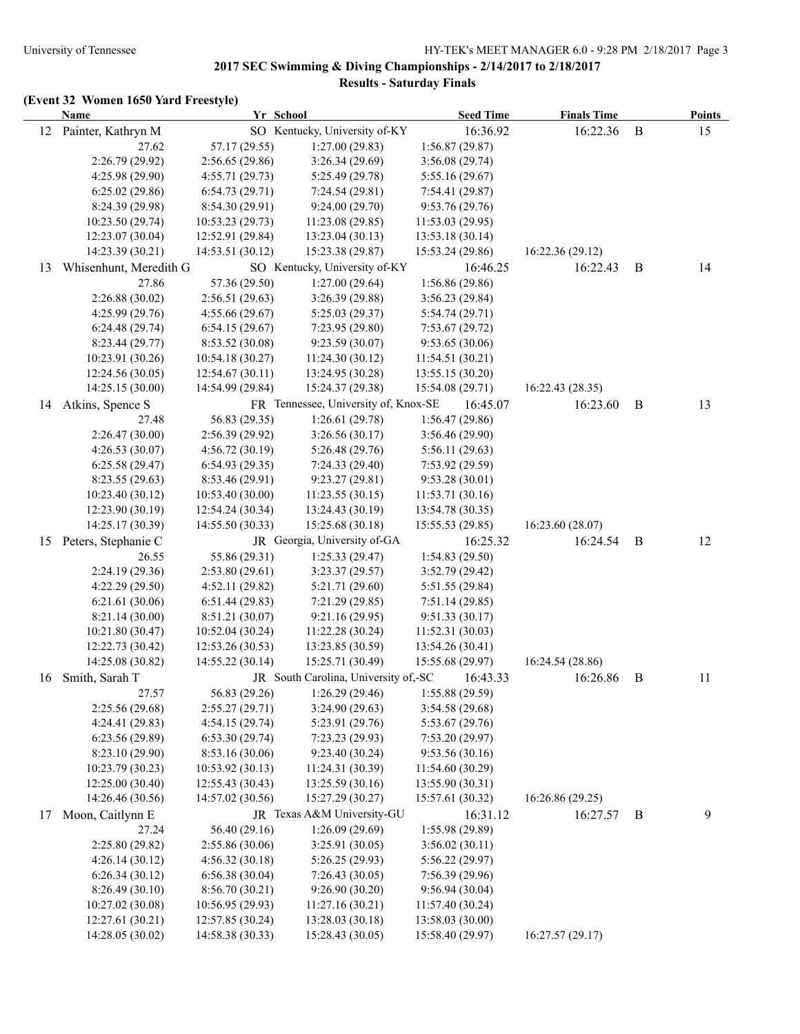## 2017 SEC Swimming & Diving Championships - 2/14/2017 to 2/18/2017

### Results - Saturday Finals

**(Event 32 Women 1650 Yard Freestyle)**

| | Name | Yr | School | Seed Time | Finals Time | | Points |
|---|---|---|---|---|---|---|---|
| 12 | Painter, Kathryn M | SO | Kentucky, University of-KY | 16:36.92 | 16:22.36 | B | 15 |
| | 27.62 | 57.17 (29.55) | 1:27.00 (29.83) | 1:56.87 (29.87) | | | |
| | 2:26.79 (29.92) | 2:56.65 (29.86) | 3:26.34 (29.69) | 3:56.08 (29.74) | | | |
| | 4:25.98 (29.90) | 4:55.71 (29.73) | 5:25.49 (29.78) | 5:55.16 (29.67) | | | |
| | 6:25.02 (29.86) | 6:54.73 (29.71) | 7:24.54 (29.81) | 7:54.41 (29.87) | | | |
| | 8:24.39 (29.98) | 8:54.30 (29.91) | 9:24.00 (29.70) | 9:53.76 (29.76) | | | |
| | 10:23.50 (29.74) | 10:53.23 (29.73) | 11:23.08 (29.85) | 11:53.03 (29.95) | | | |
| | 12:23.07 (30.04) | 12:52.91 (29.84) | 13:23.04 (30.13) | 13:53.18 (30.14) | | | |
| | 14:23.39 (30.21) | 14:53.51 (30.12) | 15:23.38 (29.87) | 15:53.24 (29.86) | 16:22.36 (29.12) | | |
| 13 | Whisenhunt, Meredith G | SO | Kentucky, University of-KY | 16:46.25 | 16:22.43 | B | 14 |
| | 27.86 | 57.36 (29.50) | 1:27.00 (29.64) | 1:56.86 (29.86) | | | |
| | 2:26.88 (30.02) | 2:56.51 (29.63) | 3:26.39 (29.88) | 3:56.23 (29.84) | | | |
| | 4:25.99 (29.76) | 4:55.66 (29.67) | 5:25.03 (29.37) | 5:54.74 (29.71) | | | |
| | 6:24.48 (29.74) | 6:54.15 (29.67) | 7:23.95 (29.80) | 7:53.67 (29.72) | | | |
| | 8:23.44 (29.77) | 8:53.52 (30.08) | 9:23.59 (30.07) | 9:53.65 (30.06) | | | |
| | 10:23.91 (30.26) | 10:54.18 (30.27) | 11:24.30 (30.12) | 11:54.51 (30.21) | | | |
| | 12:24.56 (30.05) | 12:54.67 (30.11) | 13:24.95 (30.28) | 13:55.15 (30.20) | | | |
| | 14:25.15 (30.00) | 14:54.99 (29.84) | 15:24.37 (29.38) | 15:54.08 (29.71) | 16:22.43 (28.35) | | |
| 14 | Atkins, Spence S | FR | Tennessee, University of, Knox-SE | 16:45.07 | 16:23.60 | B | 13 |
| | 27.48 | 56.83 (29.35) | 1:26.61 (29.78) | 1:56.47 (29.86) | | | |
| | 2:26.47 (30.00) | 2:56.39 (29.92) | 3:26.56 (30.17) | 3:56.46 (29.90) | | | |
| | 4:26.53 (30.07) | 4:56.72 (30.19) | 5:26.48 (29.76) | 5:56.11 (29.63) | | | |
| | 6:25.58 (29.47) | 6:54.93 (29.35) | 7:24.33 (29.40) | 7:53.92 (29.59) | | | |
| | 8:23.55 (29.63) | 8:53.46 (29.91) | 9:23.27 (29.81) | 9:53.28 (30.01) | | | |
| | 10:23.40 (30.12) | 10:53.40 (30.00) | 11:23.55 (30.15) | 11:53.71 (30.16) | | | |
| | 12:23.90 (30.19) | 12:54.24 (30.34) | 13:24.43 (30.19) | 13:54.78 (30.35) | | | |
| | 14:25.17 (30.39) | 14:55.50 (30.33) | 15:25.68 (30.18) | 15:55.53 (29.85) | 16:23.60 (28.07) | | |
| 15 | Peters, Stephanie C | JR | Georgia, University of-GA | 16:25.32 | 16:24.54 | B | 12 |
| | 26.55 | 55.86 (29.31) | 1:25.33 (29.47) | 1:54.83 (29.50) | | | |
| | 2:24.19 (29.36) | 2:53.80 (29.61) | 3:23.37 (29.57) | 3:52.79 (29.42) | | | |
| | 4:22.29 (29.50) | 4:52.11 (29.82) | 5:21.71 (29.60) | 5:51.55 (29.84) | | | |
| | 6:21.61 (30.06) | 6:51.44 (29.83) | 7:21.29 (29.85) | 7:51.14 (29.85) | | | |
| | 8:21.14 (30.00) | 8:51.21 (30.07) | 9:21.16 (29.95) | 9:51.33 (30.17) | | | |
| | 10:21.80 (30.47) | 10:52.04 (30.24) | 11:22.28 (30.24) | 11:52.31 (30.03) | | | |
| | 12:22.73 (30.42) | 12:53.26 (30.53) | 13:23.85 (30.59) | 13:54.26 (30.41) | | | |
| | 14:25.08 (30.82) | 14:55.22 (30.14) | 15:25.71 (30.49) | 15:55.68 (29.97) | 16:24.54 (28.86) | | |
| 16 | Smith, Sarah T | JR | South Carolina, University of,-SC | 16:43.33 | 16:26.86 | B | 11 |
| | 27.57 | 56.83 (29.26) | 1:26.29 (29.46) | 1:55.88 (29.59) | | | |
| | 2:25.56 (29.68) | 2:55.27 (29.71) | 3:24.90 (29.63) | 3:54.58 (29.68) | | | |
| | 4:24.41 (29.83) | 4:54.15 (29.74) | 5:23.91 (29.76) | 5:53.67 (29.76) | | | |
| | 6:23.56 (29.89) | 6:53.30 (29.74) | 7:23.23 (29.93) | 7:53.20 (29.97) | | | |
| | 8:23.10 (29.90) | 8:53.16 (30.06) | 9:23.40 (30.24) | 9:53.56 (30.16) | | | |
| | 10:23.79 (30.23) | 10:53.92 (30.13) | 11:24.31 (30.39) | 11:54.60 (30.29) | | | |
| | 12:25.00 (30.40) | 12:55.43 (30.43) | 13:25.59 (30.16) | 13:55.90 (30.31) | | | |
| | 14:26.46 (30.56) | 14:57.02 (30.56) | 15:27.29 (30.27) | 15:57.61 (30.32) | 16:26.86 (29.25) | | |
| 17 | Moon, Caitlynn E | JR | Texas A&M University-GU | 16:31.12 | 16:27.57 | B | 9 |
| | 27.24 | 56.40 (29.16) | 1:26.09 (29.69) | 1:55.98 (29.89) | | | |
| | 2:25.80 (29.82) | 2:55.86 (30.06) | 3:25.91 (30.05) | 3:56.02 (30.11) | | | |
| | 4:26.14 (30.12) | 4:56.32 (30.18) | 5:26.25 (29.93) | 5:56.22 (29.97) | | | |
| | 6:26.34 (30.12) | 6:56.38 (30.04) | 7:26.43 (30.05) | 7:56.39 (29.96) | | | |
| | 8:26.49 (30.10) | 8:56.70 (30.21) | 9:26.90 (30.20) | 9:56.94 (30.04) | | | |
| | 10:27.02 (30.08) | 10:56.95 (29.93) | 11:27.16 (30.21) | 11:57.40 (30.24) | | | |
| | 12:27.61 (30.21) | 12:57.85 (30.24) | 13:28.03 (30.18) | 13:58.03 (30.00) | | | |
| | 14:28.05 (30.02) | 14:58.38 (30.33) | 15:28.43 (30.05) | 15:58.40 (29.97) | 16:27.57 (29.17) | | |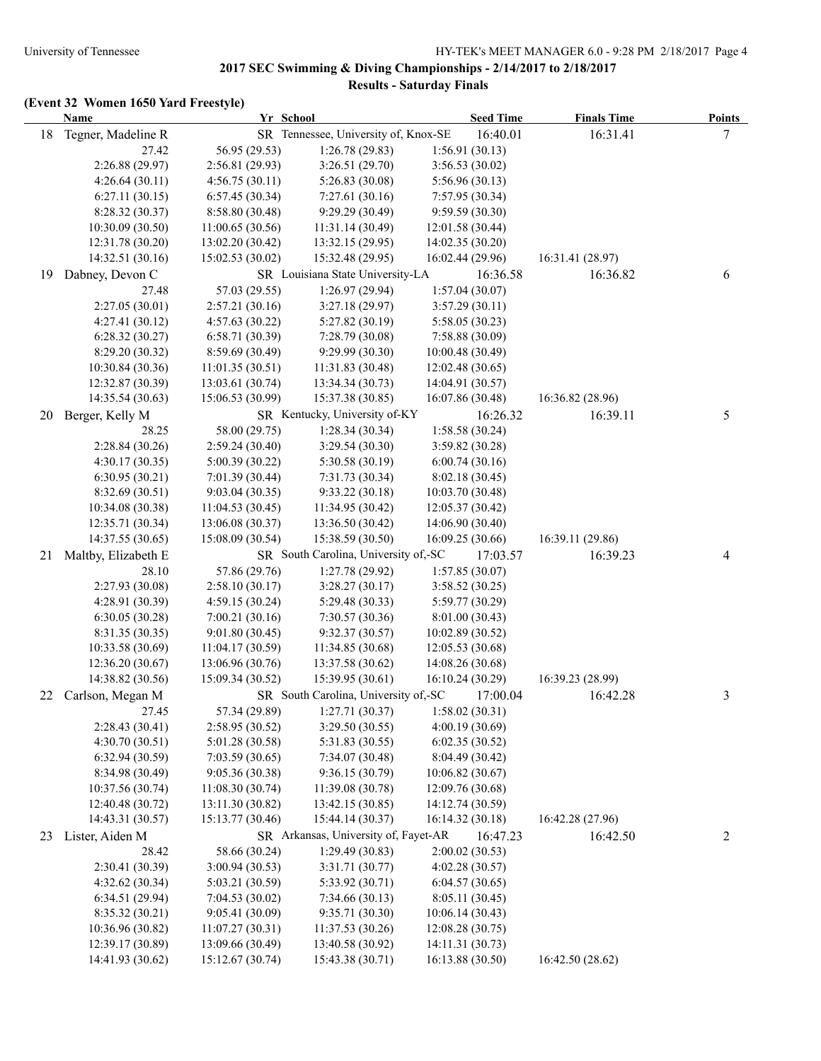**2017 SEC Swimming & Diving Championships - 2/14/2017 to 2/18/2017**

**Results - Saturday Finals**

**(Event 32 Women 1650 Yard Freestyle)**

| | Name | Yr | School | Seed Time | Finals Time | Points |
|---|---|---|---|---|---|---|
| 18 | Tegner, Madeline R | SR | Tennessee, University of, Knox-SE | 16:40.01 | 16:31.41 | 7 |
| | 27.42 | 56.95 (29.53) | 1:26.78 (29.83) | 1:56.91 (30.13) | | |
| | 2:26.88 (29.97) | 2:56.81 (29.93) | 3:26.51 (29.70) | 3:56.53 (30.02) | | |
| | 4:26.64 (30.11) | 4:56.75 (30.11) | 5:26.83 (30.08) | 5:56.96 (30.13) | | |
| | 6:27.11 (30.15) | 6:57.45 (30.34) | 7:27.61 (30.16) | 7:57.95 (30.34) | | |
| | 8:28.32 (30.37) | 8:58.80 (30.48) | 9:29.29 (30.49) | 9:59.59 (30.30) | | |
| | 10:30.09 (30.50) | 11:00.65 (30.56) | 11:31.14 (30.49) | 12:01.58 (30.44) | | |
| | 12:31.78 (30.20) | 13:02.20 (30.42) | 13:32.15 (29.95) | 14:02.35 (30.20) | | |
| | 14:32.51 (30.16) | 15:02.53 (30.02) | 15:32.48 (29.95) | 16:02.44 (29.96) | 16:31.41 (28.97) | |
| 19 | Dabney, Devon C | SR | Louisiana State University-LA | 16:36.58 | 16:36.82 | 6 |
| | 27.48 | 57.03 (29.55) | 1:26.97 (29.94) | 1:57.04 (30.07) | | |
| | 2:27.05 (30.01) | 2:57.21 (30.16) | 3:27.18 (29.97) | 3:57.29 (30.11) | | |
| | 4:27.41 (30.12) | 4:57.63 (30.22) | 5:27.82 (30.19) | 5:58.05 (30.23) | | |
| | 6:28.32 (30.27) | 6:58.71 (30.39) | 7:28.79 (30.08) | 7:58.88 (30.09) | | |
| | 8:29.20 (30.32) | 8:59.69 (30.49) | 9:29.99 (30.30) | 10:00.48 (30.49) | | |
| | 10:30.84 (30.36) | 11:01.35 (30.51) | 11:31.83 (30.48) | 12:02.48 (30.65) | | |
| | 12:32.87 (30.39) | 13:03.61 (30.74) | 13:34.34 (30.73) | 14:04.91 (30.57) | | |
| | 14:35.54 (30.63) | 15:06.53 (30.99) | 15:37.38 (30.85) | 16:07.86 (30.48) | 16:36.82 (28.96) | |
| 20 | Berger, Kelly M | SR | Kentucky, University of-KY | 16:26.32 | 16:39.11 | 5 |
| | 28.25 | 58.00 (29.75) | 1:28.34 (30.34) | 1:58.58 (30.24) | | |
| | 2:28.84 (30.26) | 2:59.24 (30.40) | 3:29.54 (30.30) | 3:59.82 (30.28) | | |
| | 4:30.17 (30.35) | 5:00.39 (30.22) | 5:30.58 (30.19) | 6:00.74 (30.16) | | |
| | 6:30.95 (30.21) | 7:01.39 (30.44) | 7:31.73 (30.34) | 8:02.18 (30.45) | | |
| | 8:32.69 (30.51) | 9:03.04 (30.35) | 9:33.22 (30.18) | 10:03.70 (30.48) | | |
| | 10:34.08 (30.38) | 11:04.53 (30.45) | 11:34.95 (30.42) | 12:05.37 (30.42) | | |
| | 12:35.71 (30.34) | 13:06.08 (30.37) | 13:36.50 (30.42) | 14:06.90 (30.40) | | |
| | 14:37.55 (30.65) | 15:08.09 (30.54) | 15:38.59 (30.50) | 16:09.25 (30.66) | 16:39.11 (29.86) | |
| 21 | Maltby, Elizabeth E | SR | South Carolina, University of,-SC | 17:03.57 | 16:39.23 | 4 |
| | 28.10 | 57.86 (29.76) | 1:27.78 (29.92) | 1:57.85 (30.07) | | |
| | 2:27.93 (30.08) | 2:58.10 (30.17) | 3:28.27 (30.17) | 3:58.52 (30.25) | | |
| | 4:28.91 (30.39) | 4:59.15 (30.24) | 5:29.48 (30.33) | 5:59.77 (30.29) | | |
| | 6:30.05 (30.28) | 7:00.21 (30.16) | 7:30.57 (30.36) | 8:01.00 (30.43) | | |
| | 8:31.35 (30.35) | 9:01.80 (30.45) | 9:32.37 (30.57) | 10:02.89 (30.52) | | |
| | 10:33.58 (30.69) | 11:04.17 (30.59) | 11:34.85 (30.68) | 12:05.53 (30.68) | | |
| | 12:36.20 (30.67) | 13:06.96 (30.76) | 13:37.58 (30.62) | 14:08.26 (30.68) | | |
| | 14:38.82 (30.56) | 15:09.34 (30.52) | 15:39.95 (30.61) | 16:10.24 (30.29) | 16:39.23 (28.99) | |
| 22 | Carlson, Megan M | SR | South Carolina, University of,-SC | 17:00.04 | 16:42.28 | 3 |
| | 27.45 | 57.34 (29.89) | 1:27.71 (30.37) | 1:58.02 (30.31) | | |
| | 2:28.43 (30.41) | 2:58.95 (30.52) | 3:29.50 (30.55) | 4:00.19 (30.69) | | |
| | 4:30.70 (30.51) | 5:01.28 (30.58) | 5:31.83 (30.55) | 6:02.35 (30.52) | | |
| | 6:32.94 (30.59) | 7:03.59 (30.65) | 7:34.07 (30.48) | 8:04.49 (30.42) | | |
| | 8:34.98 (30.49) | 9:05.36 (30.38) | 9:36.15 (30.79) | 10:06.82 (30.67) | | |
| | 10:37.56 (30.74) | 11:08.30 (30.74) | 11:39.08 (30.78) | 12:09.76 (30.68) | | |
| | 12:40.48 (30.72) | 13:11.30 (30.82) | 13:42.15 (30.85) | 14:12.74 (30.59) | | |
| | 14:43.31 (30.57) | 15:13.77 (30.46) | 15:44.14 (30.37) | 16:14.32 (30.18) | 16:42.28 (27.96) | |
| 23 | Lister, Aiden M | SR | Arkansas, University of, Fayet-AR | 16:47.23 | 16:42.50 | 2 |
| | 28.42 | 58.66 (30.24) | 1:29.49 (30.83) | 2:00.02 (30.53) | | |
| | 2:30.41 (30.39) | 3:00.94 (30.53) | 3:31.71 (30.77) | 4:02.28 (30.57) | | |
| | 4:32.62 (30.34) | 5:03.21 (30.59) | 5:33.92 (30.71) | 6:04.57 (30.65) | | |
| | 6:34.51 (29.94) | 7:04.53 (30.02) | 7:34.66 (30.13) | 8:05.11 (30.45) | | |
| | 8:35.32 (30.21) | 9:05.41 (30.09) | 9:35.71 (30.30) | 10:06.14 (30.43) | | |
| | 10:36.96 (30.82) | 11:07.27 (30.31) | 11:37.53 (30.26) | 12:08.28 (30.75) | | |
| | 12:39.17 (30.89) | 13:09.66 (30.49) | 13:40.58 (30.92) | 14:11.31 (30.73) | | |
| | 14:41.93 (30.62) | 15:12.67 (30.74) | 15:43.38 (30.71) | 16:13.88 (30.50) | 16:42.50 (28.62) | |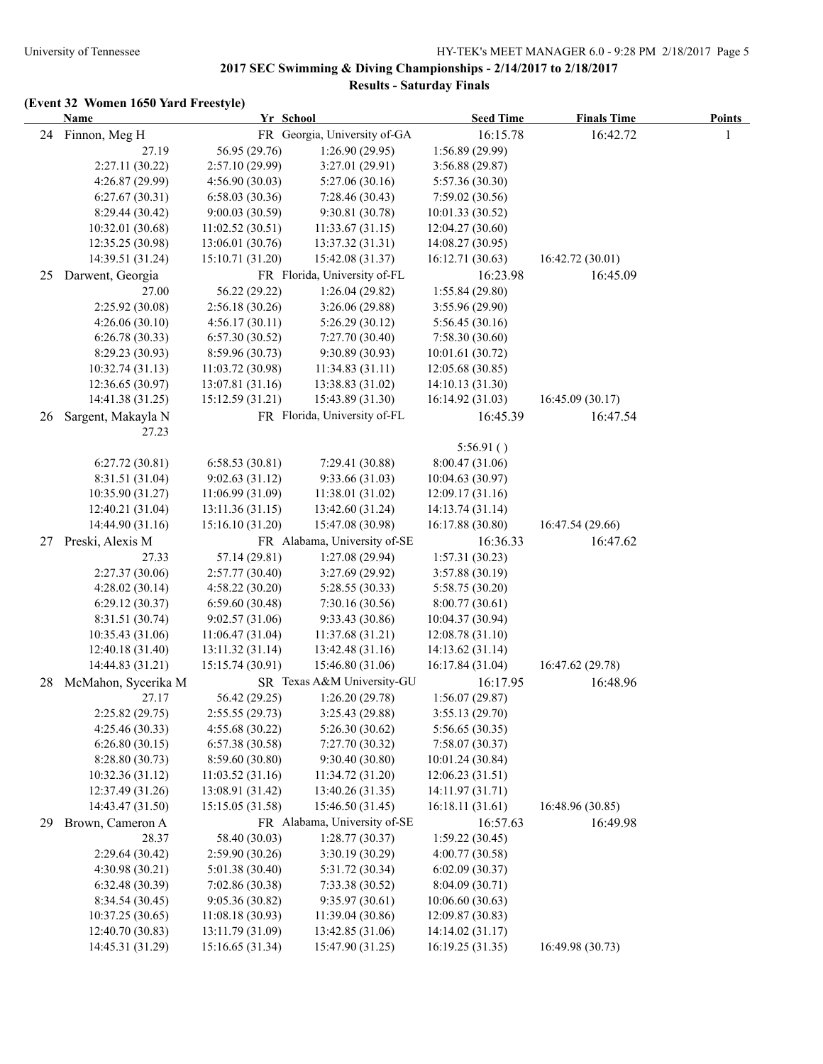## 2017 SEC Swimming & Diving Championships - 2/14/2017 to 2/18/2017

### Results - Saturday Finals

**(Event 32 Women 1650 Yard Freestyle)**

| | Name | Yr | School | Seed Time | Finals Time | Points |
|---|---|---|---|---|---|---|
| 24 | Finnon, Meg H | FR | Georgia, University of-GA | 16:15.78 | 16:42.72 | 1 |
| | 27.19 | 56.95 (29.76) | 1:26.90 (29.95) | 1:56.89 (29.99) | | |
| | 2:27.11 (30.22) | 2:57.10 (29.99) | 3:27.01 (29.91) | 3:56.88 (29.87) | | |
| | 4:26.87 (29.99) | 4:56.90 (30.03) | 5:27.06 (30.16) | 5:57.36 (30.30) | | |
| | 6:27.67 (30.31) | 6:58.03 (30.36) | 7:28.46 (30.43) | 7:59.02 (30.56) | | |
| | 8:29.44 (30.42) | 9:00.03 (30.59) | 9:30.81 (30.78) | 10:01.33 (30.52) | | |
| | 10:32.01 (30.68) | 11:02.52 (30.51) | 11:33.67 (31.15) | 12:04.27 (30.60) | | |
| | 12:35.25 (30.98) | 13:06.01 (30.76) | 13:37.32 (31.31) | 14:08.27 (30.95) | | |
| | 14:39.51 (31.24) | 15:10.71 (31.20) | 15:42.08 (31.37) | 16:12.71 (30.63) | 16:42.72 (30.01) | |
| 25 | Darwent, Georgia | FR | Florida, University of-FL | 16:23.98 | 16:45.09 | |
| | 27.00 | 56.22 (29.22) | 1:26.04 (29.82) | 1:55.84 (29.80) | | |
| | 2:25.92 (30.08) | 2:56.18 (30.26) | 3:26.06 (29.88) | 3:55.96 (29.90) | | |
| | 4:26.06 (30.10) | 4:56.17 (30.11) | 5:26.29 (30.12) | 5:56.45 (30.16) | | |
| | 6:26.78 (30.33) | 6:57.30 (30.52) | 7:27.70 (30.40) | 7:58.30 (30.60) | | |
| | 8:29.23 (30.93) | 8:59.96 (30.73) | 9:30.89 (30.93) | 10:01.61 (30.72) | | |
| | 10:32.74 (31.13) | 11:03.72 (30.98) | 11:34.83 (31.11) | 12:05.68 (30.85) | | |
| | 12:36.65 (30.97) | 13:07.81 (31.16) | 13:38.83 (31.02) | 14:10.13 (31.30) | | |
| | 14:41.38 (31.25) | 15:12.59 (31.21) | 15:43.89 (31.30) | 16:14.92 (31.03) | 16:45.09 (30.17) | |
| 26 | Sargent, Makayla N | FR | Florida, University of-FL | 16:45.39 | 16:47.54 | |
| | 27.23 | | | | | |
| | | | | 5:56.91 ( ) | | |
| | 6:27.72 (30.81) | 6:58.53 (30.81) | 7:29.41 (30.88) | 8:00.47 (31.06) | | |
| | 8:31.51 (31.04) | 9:02.63 (31.12) | 9:33.66 (31.03) | 10:04.63 (30.97) | | |
| | 10:35.90 (31.27) | 11:06.99 (31.09) | 11:38.01 (31.02) | 12:09.17 (31.16) | | |
| | 12:40.21 (31.04) | 13:11.36 (31.15) | 13:42.60 (31.24) | 14:13.74 (31.14) | | |
| | 14:44.90 (31.16) | 15:16.10 (31.20) | 15:47.08 (30.98) | 16:17.88 (30.80) | 16:47.54 (29.66) | |
| 27 | Preski, Alexis M | FR | Alabama, University of-SE | 16:36.33 | 16:47.62 | |
| | 27.33 | 57.14 (29.81) | 1:27.08 (29.94) | 1:57.31 (30.23) | | |
| | 2:27.37 (30.06) | 2:57.77 (30.40) | 3:27.69 (29.92) | 3:57.88 (30.19) | | |
| | 4:28.02 (30.14) | 4:58.22 (30.20) | 5:28.55 (30.33) | 5:58.75 (30.20) | | |
| | 6:29.12 (30.37) | 6:59.60 (30.48) | 7:30.16 (30.56) | 8:00.77 (30.61) | | |
| | 8:31.51 (30.74) | 9:02.57 (31.06) | 9:33.43 (30.86) | 10:04.37 (30.94) | | |
| | 10:35.43 (31.06) | 11:06.47 (31.04) | 11:37.68 (31.21) | 12:08.78 (31.10) | | |
| | 12:40.18 (31.40) | 13:11.32 (31.14) | 13:42.48 (31.16) | 14:13.62 (31.14) | | |
| | 14:44.83 (31.21) | 15:15.74 (30.91) | 15:46.80 (31.06) | 16:17.84 (31.04) | 16:47.62 (29.78) | |
| 28 | McMahon, Sycerika M | SR | Texas A&M University-GU | 16:17.95 | 16:48.96 | |
| | 27.17 | 56.42 (29.25) | 1:26.20 (29.78) | 1:56.07 (29.87) | | |
| | 2:25.82 (29.75) | 2:55.55 (29.73) | 3:25.43 (29.88) | 3:55.13 (29.70) | | |
| | 4:25.46 (30.33) | 4:55.68 (30.22) | 5:26.30 (30.62) | 5:56.65 (30.35) | | |
| | 6:26.80 (30.15) | 6:57.38 (30.58) | 7:27.70 (30.32) | 7:58.07 (30.37) | | |
| | 8:28.80 (30.73) | 8:59.60 (30.80) | 9:30.40 (30.80) | 10:01.24 (30.84) | | |
| | 10:32.36 (31.12) | 11:03.52 (31.16) | 11:34.72 (31.20) | 12:06.23 (31.51) | | |
| | 12:37.49 (31.26) | 13:08.91 (31.42) | 13:40.26 (31.35) | 14:11.97 (31.71) | | |
| | 14:43.47 (31.50) | 15:15.05 (31.58) | 15:46.50 (31.45) | 16:18.11 (31.61) | 16:48.96 (30.85) | |
| 29 | Brown, Cameron A | FR | Alabama, University of-SE | 16:57.63 | 16:49.98 | |
| | 28.37 | 58.40 (30.03) | 1:28.77 (30.37) | 1:59.22 (30.45) | | |
| | 2:29.64 (30.42) | 2:59.90 (30.26) | 3:30.19 (30.29) | 4:00.77 (30.58) | | |
| | 4:30.98 (30.21) | 5:01.38 (30.40) | 5:31.72 (30.34) | 6:02.09 (30.37) | | |
| | 6:32.48 (30.39) | 7:02.86 (30.38) | 7:33.38 (30.52) | 8:04.09 (30.71) | | |
| | 8:34.54 (30.45) | 9:05.36 (30.82) | 9:35.97 (30.61) | 10:06.60 (30.63) | | |
| | 10:37.25 (30.65) | 11:08.18 (30.93) | 11:39.04 (30.86) | 12:09.87 (30.83) | | |
| | 12:40.70 (30.83) | 13:11.79 (31.09) | 13:42.85 (31.06) | 14:14.02 (31.17) | | |
| | 14:45.31 (31.29) | 15:16.65 (31.34) | 15:47.90 (31.25) | 16:19.25 (31.35) | 16:49.98 (30.73) | |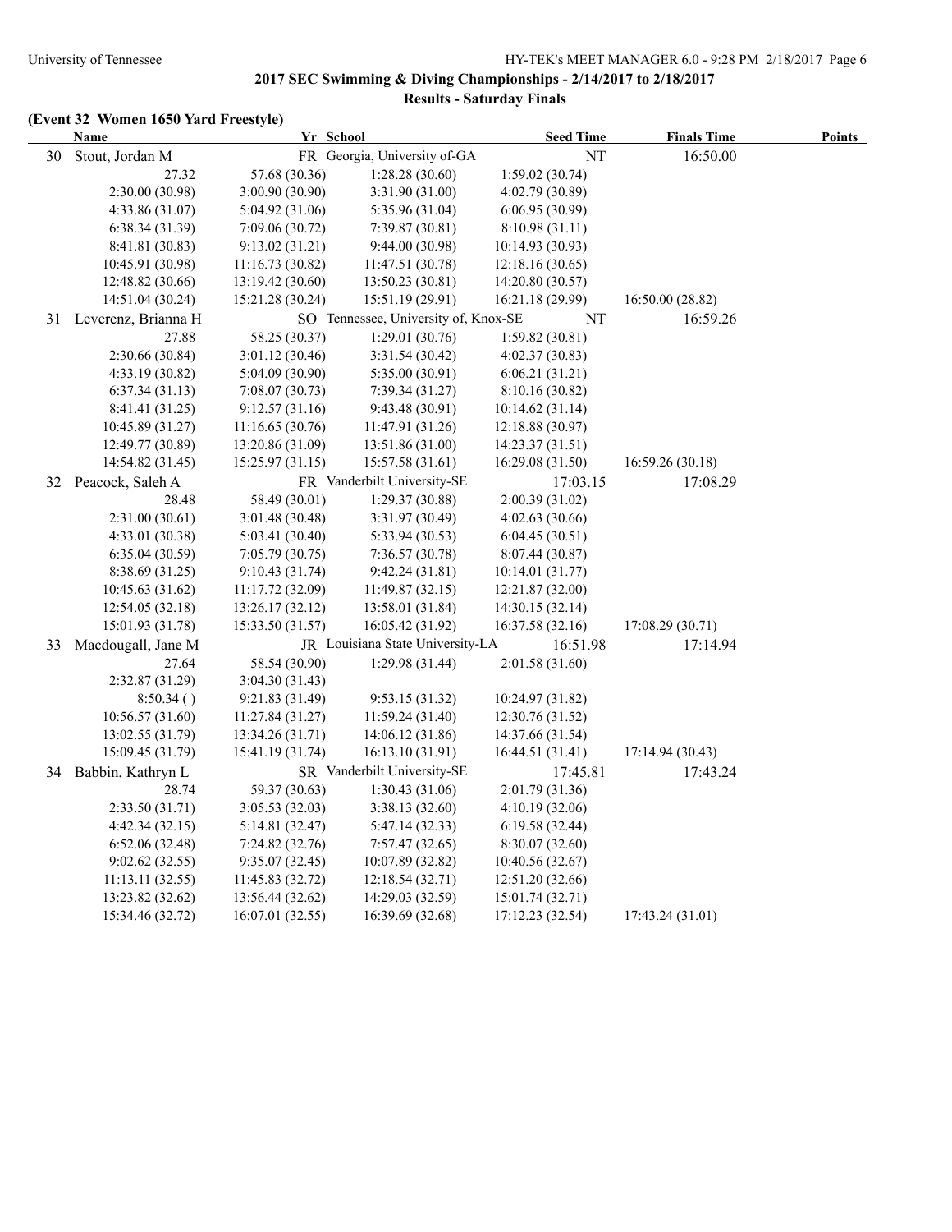## 2017 SEC Swimming & Diving Championships - 2/14/2017 to 2/18/2017

### Results - Saturday Finals

#### (Event 32 Women 1650 Yard Freestyle)

| | Name | Yr | School | Seed Time | Finals Time | Points |
|---|---|---|---|---|---|---|
| 30 | Stout, Jordan M | FR | Georgia, University of-GA | NT | 16:50.00 | |
| | 27.32 | 57.68 (30.36) | 1:28.28 (30.60) | 1:59.02 (30.74) | | |
| | 2:30.00 (30.98) | 3:00.90 (30.90) | 3:31.90 (31.00) | 4:02.79 (30.89) | | |
| | 4:33.86 (31.07) | 5:04.92 (31.06) | 5:35.96 (31.04) | 6:06.95 (30.99) | | |
| | 6:38.34 (31.39) | 7:09.06 (30.72) | 7:39.87 (30.81) | 8:10.98 (31.11) | | |
| | 8:41.81 (30.83) | 9:13.02 (31.21) | 9:44.00 (30.98) | 10:14.93 (30.93) | | |
| | 10:45.91 (30.98) | 11:16.73 (30.82) | 11:47.51 (30.78) | 12:18.16 (30.65) | | |
| | 12:48.82 (30.66) | 13:19.42 (30.60) | 13:50.23 (30.81) | 14:20.80 (30.57) | | |
| | 14:51.04 (30.24) | 15:21.28 (30.24) | 15:51.19 (29.91) | 16:21.18 (29.99) | 16:50.00 (28.82) | |
| 31 | Leverenz, Brianna H | SO | Tennessee, University of, Knox-SE | NT | 16:59.26 | |
| | 27.88 | 58.25 (30.37) | 1:29.01 (30.76) | 1:59.82 (30.81) | | |
| | 2:30.66 (30.84) | 3:01.12 (30.46) | 3:31.54 (30.42) | 4:02.37 (30.83) | | |
| | 4:33.19 (30.82) | 5:04.09 (30.90) | 5:35.00 (30.91) | 6:06.21 (31.21) | | |
| | 6:37.34 (31.13) | 7:08.07 (30.73) | 7:39.34 (31.27) | 8:10.16 (30.82) | | |
| | 8:41.41 (31.25) | 9:12.57 (31.16) | 9:43.48 (30.91) | 10:14.62 (31.14) | | |
| | 10:45.89 (31.27) | 11:16.65 (30.76) | 11:47.91 (31.26) | 12:18.88 (30.97) | | |
| | 12:49.77 (30.89) | 13:20.86 (31.09) | 13:51.86 (31.00) | 14:23.37 (31.51) | | |
| | 14:54.82 (31.45) | 15:25.97 (31.15) | 15:57.58 (31.61) | 16:29.08 (31.50) | 16:59.26 (30.18) | |
| 32 | Peacock, Saleh A | FR | Vanderbilt University-SE | 17:03.15 | 17:08.29 | |
| | 28.48 | 58.49 (30.01) | 1:29.37 (30.88) | 2:00.39 (31.02) | | |
| | 2:31.00 (30.61) | 3:01.48 (30.48) | 3:31.97 (30.49) | 4:02.63 (30.66) | | |
| | 4:33.01 (30.38) | 5:03.41 (30.40) | 5:33.94 (30.53) | 6:04.45 (30.51) | | |
| | 6:35.04 (30.59) | 7:05.79 (30.75) | 7:36.57 (30.78) | 8:07.44 (30.87) | | |
| | 8:38.69 (31.25) | 9:10.43 (31.74) | 9:42.24 (31.81) | 10:14.01 (31.77) | | |
| | 10:45.63 (31.62) | 11:17.72 (32.09) | 11:49.87 (32.15) | 12:21.87 (32.00) | | |
| | 12:54.05 (32.18) | 13:26.17 (32.12) | 13:58.01 (31.84) | 14:30.15 (32.14) | | |
| | 15:01.93 (31.78) | 15:33.50 (31.57) | 16:05.42 (31.92) | 16:37.58 (32.16) | 17:08.29 (30.71) | |
| 33 | Macdougall, Jane M | JR | Louisiana State University-LA | 16:51.98 | 17:14.94 | |
| | 27.64 | 58.54 (30.90) | 1:29.98 (31.44) | 2:01.58 (31.60) | | |
| | 2:32.87 (31.29) | 3:04.30 (31.43) | | | | |
| | 8:50.34 ( ) | 9:21.83 (31.49) | 9:53.15 (31.32) | 10:24.97 (31.82) | | |
| | 10:56.57 (31.60) | 11:27.84 (31.27) | 11:59.24 (31.40) | 12:30.76 (31.52) | | |
| | 13:02.55 (31.79) | 13:34.26 (31.71) | 14:06.12 (31.86) | 14:37.66 (31.54) | | |
| | 15:09.45 (31.79) | 15:41.19 (31.74) | 16:13.10 (31.91) | 16:44.51 (31.41) | 17:14.94 (30.43) | |
| 34 | Babbin, Kathryn L | SR | Vanderbilt University-SE | 17:45.81 | 17:43.24 | |
| | 28.74 | 59.37 (30.63) | 1:30.43 (31.06) | 2:01.79 (31.36) | | |
| | 2:33.50 (31.71) | 3:05.53 (32.03) | 3:38.13 (32.60) | 4:10.19 (32.06) | | |
| | 4:42.34 (32.15) | 5:14.81 (32.47) | 5:47.14 (32.33) | 6:19.58 (32.44) | | |
| | 6:52.06 (32.48) | 7:24.82 (32.76) | 7:57.47 (32.65) | 8:30.07 (32.60) | | |
| | 9:02.62 (32.55) | 9:35.07 (32.45) | 10:07.89 (32.82) | 10:40.56 (32.67) | | |
| | 11:13.11 (32.55) | 11:45.83 (32.72) | 12:18.54 (32.71) | 12:51.20 (32.66) | | |
| | 13:23.82 (32.62) | 13:56.44 (32.62) | 14:29.03 (32.59) | 15:01.74 (32.71) | | |
| | 15:34.46 (32.72) | 16:07.01 (32.55) | 16:39.69 (32.68) | 17:12.23 (32.54) | 17:43.24 (31.01) | |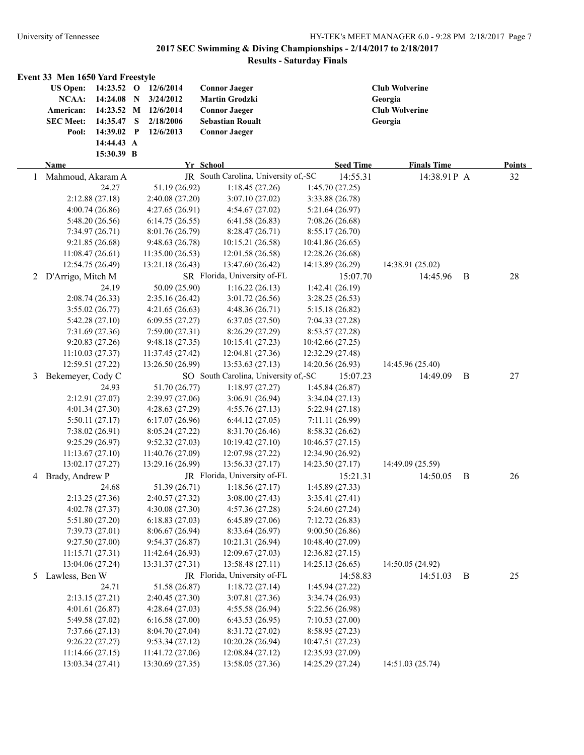## 2017 SEC Swimming & Diving Championships - 2/14/2017 to 2/18/2017

### Results - Saturday Finals

#### Event 33 Men 1650 Yard Freestyle

| | Time | | Date | Name | Team |
|---|---|---|---|---|---|
| US Open: | 14:23.52 | O | 12/6/2014 | Connor Jaeger | Club Wolverine |
| NCAA: | 14:24.08 | N | 3/24/2012 | Martin Grodzki | Georgia |
| American: | 14:23.52 | M | 12/6/2014 | Connor Jaeger | Club Wolverine |
| SEC Meet: | 14:35.47 | S | 2/18/2006 | Sebastian Rouault | Georgia |
| Pool: | 14:39.02 | P | 12/6/2013 | Connor Jaeger | |
| | 14:44.43 | A | | | |
| | 15:30.39 | B | | | |

| | Name | Yr | School | Seed Time | Finals Time | | Points |
|---|---|---|---|---|---|---|---|
| 1 | Mahmoud, Akaram A | JR | South Carolina, University of,-SC | 14:55.31 | 14:38.91P | A | 32 |
| | 24.27 | 51.19 (26.92) | 1:18.45 (27.26) | 1:45.70 (27.25) | | | |
| | 2:12.88 (27.18) | 2:40.08 (27.20) | 3:07.10 (27.02) | 3:33.88 (26.78) | | | |
| | 4:00.74 (26.86) | 4:27.65 (26.91) | 4:54.67 (27.02) | 5:21.64 (26.97) | | | |
| | 5:48.20 (26.56) | 6:14.75 (26.55) | 6:41.58 (26.83) | 7:08.26 (26.68) | | | |
| | 7:34.97 (26.71) | 8:01.76 (26.79) | 8:28.47 (26.71) | 8:55.17 (26.70) | | | |
| | 9:21.85 (26.68) | 9:48.63 (26.78) | 10:15.21 (26.58) | 10:41.86 (26.65) | | | |
| | 11:08.47 (26.61) | 11:35.00 (26.53) | 12:01.58 (26.58) | 12:28.26 (26.68) | | | |
| | 12:54.75 (26.49) | 13:21.18 (26.43) | 13:47.60 (26.42) | 14:13.89 (26.29) | 14:38.91 (25.02) | | |
| 2 | D'Arrigo, Mitch M | SR | Florida, University of-FL | 15:07.70 | 14:45.96 | B | 28 |
| | 24.19 | 50.09 (25.90) | 1:16.22 (26.13) | 1:42.41 (26.19) | | | |
| | 2:08.74 (26.33) | 2:35.16 (26.42) | 3:01.72 (26.56) | 3:28.25 (26.53) | | | |
| | 3:55.02 (26.77) | 4:21.65 (26.63) | 4:48.36 (26.71) | 5:15.18 (26.82) | | | |
| | 5:42.28 (27.10) | 6:09.55 (27.27) | 6:37.05 (27.50) | 7:04.33 (27.28) | | | |
| | 7:31.69 (27.36) | 7:59.00 (27.31) | 8:26.29 (27.29) | 8:53.57 (27.28) | | | |
| | 9:20.83 (27.26) | 9:48.18 (27.35) | 10:15.41 (27.23) | 10:42.66 (27.25) | | | |
| | 11:10.03 (27.37) | 11:37.45 (27.42) | 12:04.81 (27.36) | 12:32.29 (27.48) | | | |
| | 12:59.51 (27.22) | 13:26.50 (26.99) | 13:53.63 (27.13) | 14:20.56 (26.93) | 14:45.96 (25.40) | | |
| 3 | Bekemeyer, Cody C | SO | South Carolina, University of,-SC | 15:07.23 | 14:49.09 | B | 27 |
| | 24.93 | 51.70 (26.77) | 1:18.97 (27.27) | 1:45.84 (26.87) | | | |
| | 2:12.91 (27.07) | 2:39.97 (27.06) | 3:06.91 (26.94) | 3:34.04 (27.13) | | | |
| | 4:01.34 (27.30) | 4:28.63 (27.29) | 4:55.76 (27.13) | 5:22.94 (27.18) | | | |
| | 5:50.11 (27.17) | 6:17.07 (26.96) | 6:44.12 (27.05) | 7:11.11 (26.99) | | | |
| | 7:38.02 (26.91) | 8:05.24 (27.22) | 8:31.70 (26.46) | 8:58.32 (26.62) | | | |
| | 9:25.29 (26.97) | 9:52.32 (27.03) | 10:19.42 (27.10) | 10:46.57 (27.15) | | | |
| | 11:13.67 (27.10) | 11:40.76 (27.09) | 12:07.98 (27.22) | 12:34.90 (26.92) | | | |
| | 13:02.17 (27.27) | 13:29.16 (26.99) | 13:56.33 (27.17) | 14:23.50 (27.17) | 14:49.09 (25.59) | | |
| 4 | Brady, Andrew P | JR | Florida, University of-FL | 15:21.31 | 14:50.05 | B | 26 |
| | 24.68 | 51.39 (26.71) | 1:18.56 (27.17) | 1:45.89 (27.33) | | | |
| | 2:13.25 (27.36) | 2:40.57 (27.32) | 3:08.00 (27.43) | 3:35.41 (27.41) | | | |
| | 4:02.78 (27.37) | 4:30.08 (27.30) | 4:57.36 (27.28) | 5:24.60 (27.24) | | | |
| | 5:51.80 (27.20) | 6:18.83 (27.03) | 6:45.89 (27.06) | 7:12.72 (26.83) | | | |
| | 7:39.73 (27.01) | 8:06.67 (26.94) | 8:33.64 (26.97) | 9:00.50 (26.86) | | | |
| | 9:27.50 (27.00) | 9:54.37 (26.87) | 10:21.31 (26.94) | 10:48.40 (27.09) | | | |
| | 11:15.71 (27.31) | 11:42.64 (26.93) | 12:09.67 (27.03) | 12:36.82 (27.15) | | | |
| | 13:04.06 (27.24) | 13:31.37 (27.31) | 13:58.48 (27.11) | 14:25.13 (26.65) | 14:50.05 (24.92) | | |
| 5 | Lawless, Ben W | JR | Florida, University of-FL | 14:58.83 | 14:51.03 | B | 25 |
| | 24.71 | 51.58 (26.87) | 1:18.72 (27.14) | 1:45.94 (27.22) | | | |
| | 2:13.15 (27.21) | 2:40.45 (27.30) | 3:07.81 (27.36) | 3:34.74 (26.93) | | | |
| | 4:01.61 (26.87) | 4:28.64 (27.03) | 4:55.58 (26.94) | 5:22.56 (26.98) | | | |
| | 5:49.58 (27.02) | 6:16.58 (27.00) | 6:43.53 (26.95) | 7:10.53 (27.00) | | | |
| | 7:37.66 (27.13) | 8:04.70 (27.04) | 8:31.72 (27.02) | 8:58.95 (27.23) | | | |
| | 9:26.22 (27.27) | 9:53.34 (27.12) | 10:20.28 (26.94) | 10:47.51 (27.23) | | | |
| | 11:14.66 (27.15) | 11:41.72 (27.06) | 12:08.84 (27.12) | 12:35.93 (27.09) | | | |
| | 13:03.34 (27.41) | 13:30.69 (27.35) | 13:58.05 (27.36) | 14:25.29 (27.24) | 14:51.03 (25.74) | | |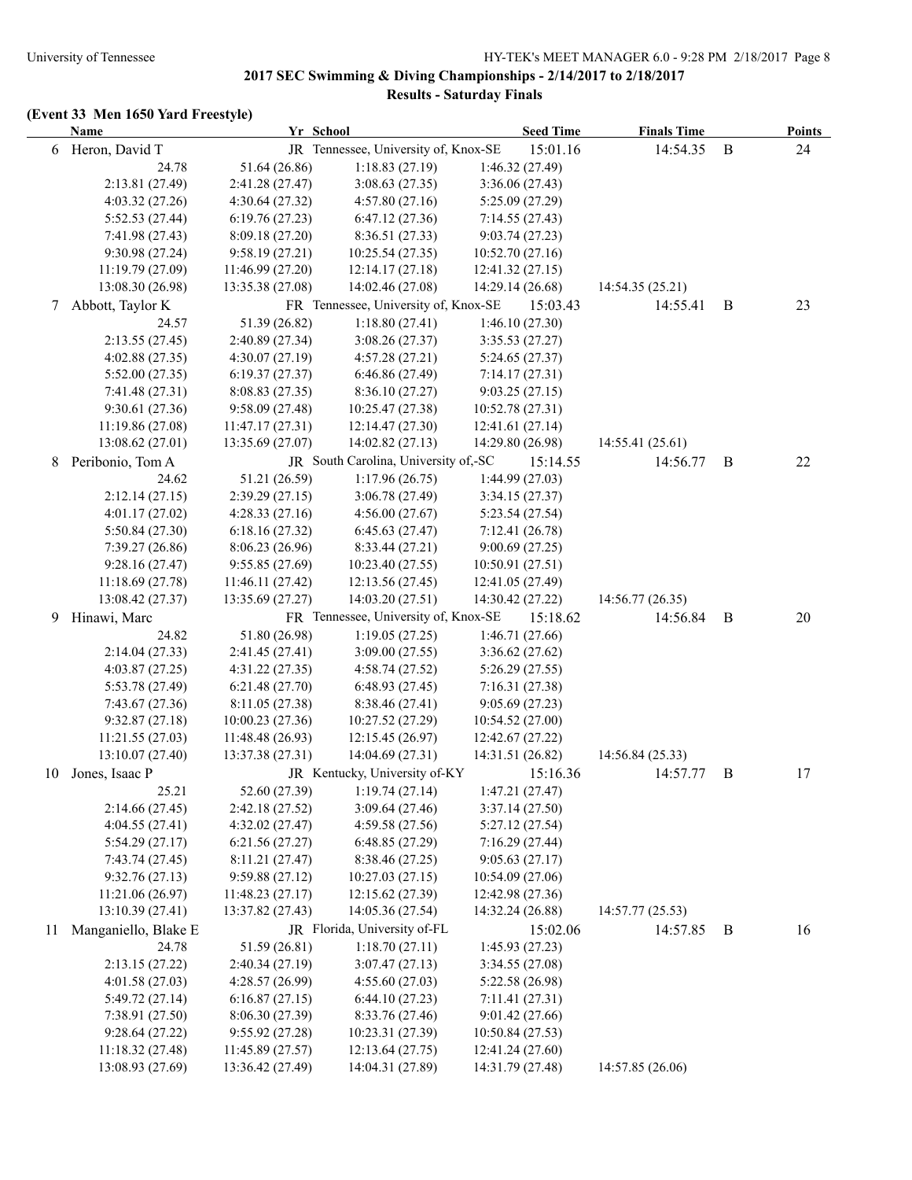## 2017 SEC Swimming & Diving Championships - 2/14/2017 to 2/18/2017

### Results - Saturday Finals

#### (Event 33 Men 1650 Yard Freestyle)

| | Name | Yr | School | Seed Time | Finals Time | | Points |
|---|---|---|---|---|---|---|---|
| 6 | Heron, David T | JR | Tennessee, University of, Knox-SE | 15:01.16 | 14:54.35 | B | 24 |
| | 24.78 | 51.64 (26.86) | 1:18.83 (27.19) | 1:46.32 (27.49) | | | |
| | 2:13.81 (27.49) | 2:41.28 (27.47) | 3:08.63 (27.35) | 3:36.06 (27.43) | | | |
| | 4:03.32 (27.26) | 4:30.64 (27.32) | 4:57.80 (27.16) | 5:25.09 (27.29) | | | |
| | 5:52.53 (27.44) | 6:19.76 (27.23) | 6:47.12 (27.36) | 7:14.55 (27.43) | | | |
| | 7:41.98 (27.43) | 8:09.18 (27.20) | 8:36.51 (27.33) | 9:03.74 (27.23) | | | |
| | 9:30.98 (27.24) | 9:58.19 (27.21) | 10:25.54 (27.35) | 10:52.70 (27.16) | | | |
| | 11:19.79 (27.09) | 11:46.99 (27.20) | 12:14.17 (27.18) | 12:41.32 (27.15) | | | |
| | 13:08.30 (26.98) | 13:35.38 (27.08) | 14:02.46 (27.08) | 14:29.14 (26.68) | 14:54.35 (25.21) | | |
| 7 | Abbott, Taylor K | FR | Tennessee, University of, Knox-SE | 15:03.43 | 14:55.41 | B | 23 |
| | 24.57 | 51.39 (26.82) | 1:18.80 (27.41) | 1:46.10 (27.30) | | | |
| | 2:13.55 (27.45) | 2:40.89 (27.34) | 3:08.26 (27.37) | 3:35.53 (27.27) | | | |
| | 4:02.88 (27.35) | 4:30.07 (27.19) | 4:57.28 (27.21) | 5:24.65 (27.37) | | | |
| | 5:52.00 (27.35) | 6:19.37 (27.37) | 6:46.86 (27.49) | 7:14.17 (27.31) | | | |
| | 7:41.48 (27.31) | 8:08.83 (27.35) | 8:36.10 (27.27) | 9:03.25 (27.15) | | | |
| | 9:30.61 (27.36) | 9:58.09 (27.48) | 10:25.47 (27.38) | 10:52.78 (27.31) | | | |
| | 11:19.86 (27.08) | 11:47.17 (27.31) | 12:14.47 (27.30) | 12:41.61 (27.14) | | | |
| | 13:08.62 (27.01) | 13:35.69 (27.07) | 14:02.82 (27.13) | 14:29.80 (26.98) | 14:55.41 (25.61) | | |
| 8 | Peribonio, Tom A | JR | South Carolina, University of,-SC | 15:14.55 | 14:56.77 | B | 22 |
| | 24.62 | 51.21 (26.59) | 1:17.96 (26.75) | 1:44.99 (27.03) | | | |
| | 2:12.14 (27.15) | 2:39.29 (27.15) | 3:06.78 (27.49) | 3:34.15 (27.37) | | | |
| | 4:01.17 (27.02) | 4:28.33 (27.16) | 4:56.00 (27.67) | 5:23.54 (27.54) | | | |
| | 5:50.84 (27.30) | 6:18.16 (27.32) | 6:45.63 (27.47) | 7:12.41 (26.78) | | | |
| | 7:39.27 (26.86) | 8:06.23 (26.96) | 8:33.44 (27.21) | 9:00.69 (27.25) | | | |
| | 9:28.16 (27.47) | 9:55.85 (27.69) | 10:23.40 (27.55) | 10:50.91 (27.51) | | | |
| | 11:18.69 (27.78) | 11:46.11 (27.42) | 12:13.56 (27.45) | 12:41.05 (27.49) | | | |
| | 13:08.42 (27.37) | 13:35.69 (27.27) | 14:03.20 (27.51) | 14:30.42 (27.22) | 14:56.77 (26.35) | | |
| 9 | Hinawi, Marc | FR | Tennessee, University of, Knox-SE | 15:18.62 | 14:56.84 | B | 20 |
| | 24.82 | 51.80 (26.98) | 1:19.05 (27.25) | 1:46.71 (27.66) | | | |
| | 2:14.04 (27.33) | 2:41.45 (27.41) | 3:09.00 (27.55) | 3:36.62 (27.62) | | | |
| | 4:03.87 (27.25) | 4:31.22 (27.35) | 4:58.74 (27.52) | 5:26.29 (27.55) | | | |
| | 5:53.78 (27.49) | 6:21.48 (27.70) | 6:48.93 (27.45) | 7:16.31 (27.38) | | | |
| | 7:43.67 (27.36) | 8:11.05 (27.38) | 8:38.46 (27.41) | 9:05.69 (27.23) | | | |
| | 9:32.87 (27.18) | 10:00.23 (27.36) | 10:27.52 (27.29) | 10:54.52 (27.00) | | | |
| | 11:21.55 (27.03) | 11:48.48 (26.93) | 12:15.45 (26.97) | 12:42.67 (27.22) | | | |
| | 13:10.07 (27.40) | 13:37.38 (27.31) | 14:04.69 (27.31) | 14:31.51 (26.82) | 14:56.84 (25.33) | | |
| 10 | Jones, Isaac P | JR | Kentucky, University of-KY | 15:16.36 | 14:57.77 | B | 17 |
| | 25.21 | 52.60 (27.39) | 1:19.74 (27.14) | 1:47.21 (27.47) | | | |
| | 2:14.66 (27.45) | 2:42.18 (27.52) | 3:09.64 (27.46) | 3:37.14 (27.50) | | | |
| | 4:04.55 (27.41) | 4:32.02 (27.47) | 4:59.58 (27.56) | 5:27.12 (27.54) | | | |
| | 5:54.29 (27.17) | 6:21.56 (27.27) | 6:48.85 (27.29) | 7:16.29 (27.44) | | | |
| | 7:43.74 (27.45) | 8:11.21 (27.47) | 8:38.46 (27.25) | 9:05.63 (27.17) | | | |
| | 9:32.76 (27.13) | 9:59.88 (27.12) | 10:27.03 (27.15) | 10:54.09 (27.06) | | | |
| | 11:21.06 (26.97) | 11:48.23 (27.17) | 12:15.62 (27.39) | 12:42.98 (27.36) | | | |
| | 13:10.39 (27.41) | 13:37.82 (27.43) | 14:05.36 (27.54) | 14:32.24 (26.88) | 14:57.77 (25.53) | | |
| 11 | Manganiello, Blake E | JR | Florida, University of-FL | 15:02.06 | 14:57.85 | B | 16 |
| | 24.78 | 51.59 (26.81) | 1:18.70 (27.11) | 1:45.93 (27.23) | | | |
| | 2:13.15 (27.22) | 2:40.34 (27.19) | 3:07.47 (27.13) | 3:34.55 (27.08) | | | |
| | 4:01.58 (27.03) | 4:28.57 (26.99) | 4:55.60 (27.03) | 5:22.58 (26.98) | | | |
| | 5:49.72 (27.14) | 6:16.87 (27.15) | 6:44.10 (27.23) | 7:11.41 (27.31) | | | |
| | 7:38.91 (27.50) | 8:06.30 (27.39) | 8:33.76 (27.46) | 9:01.42 (27.66) | | | |
| | 9:28.64 (27.22) | 9:55.92 (27.28) | 10:23.31 (27.39) | 10:50.84 (27.53) | | | |
| | 11:18.32 (27.48) | 11:45.89 (27.57) | 12:13.64 (27.75) | 12:41.24 (27.60) | | | |
| | 13:08.93 (27.69) | 13:36.42 (27.49) | 14:04.31 (27.89) | 14:31.79 (27.48) | 14:57.85 (26.06) | | |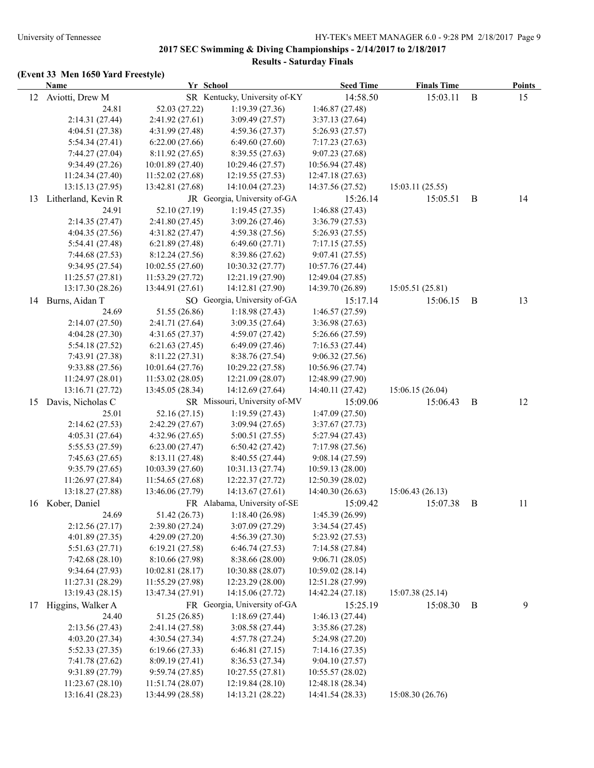## 2017 SEC Swimming & Diving Championships - 2/14/2017 to 2/18/2017

### Results - Saturday Finals

#### (Event 33 Men 1650 Yard Freestyle)

| | Name | Yr | School | Seed Time | Finals Time | | Points |
|---|---|---|---|---|---|---|---|
| 12 | Aviotti, Drew M | SR | Kentucky, University of-KY | 14:58.50 | 15:03.11 | B | 15 |
| | 24.81 | 52.03 (27.22) | 1:19.39 (27.36) | 1:46.87 (27.48) | | | |
| | 2:14.31 (27.44) | 2:41.92 (27.61) | 3:09.49 (27.57) | 3:37.13 (27.64) | | | |
| | 4:04.51 (27.38) | 4:31.99 (27.48) | 4:59.36 (27.37) | 5:26.93 (27.57) | | | |
| | 5:54.34 (27.41) | 6:22.00 (27.66) | 6:49.60 (27.60) | 7:17.23 (27.63) | | | |
| | 7:44.27 (27.04) | 8:11.92 (27.65) | 8:39.55 (27.63) | 9:07.23 (27.68) | | | |
| | 9:34.49 (27.26) | 10:01.89 (27.40) | 10:29.46 (27.57) | 10:56.94 (27.48) | | | |
| | 11:24.34 (27.40) | 11:52.02 (27.68) | 12:19.55 (27.53) | 12:47.18 (27.63) | | | |
| | 13:15.13 (27.95) | 13:42.81 (27.68) | 14:10.04 (27.23) | 14:37.56 (27.52) | 15:03.11 (25.55) | | |
| 13 | Litherland, Kevin R | JR | Georgia, University of-GA | 15:26.14 | 15:05.51 | B | 14 |
| | 24.91 | 52.10 (27.19) | 1:19.45 (27.35) | 1:46.88 (27.43) | | | |
| | 2:14.35 (27.47) | 2:41.80 (27.45) | 3:09.26 (27.46) | 3:36.79 (27.53) | | | |
| | 4:04.35 (27.56) | 4:31.82 (27.47) | 4:59.38 (27.56) | 5:26.93 (27.55) | | | |
| | 5:54.41 (27.48) | 6:21.89 (27.48) | 6:49.60 (27.71) | 7:17.15 (27.55) | | | |
| | 7:44.68 (27.53) | 8:12.24 (27.56) | 8:39.86 (27.62) | 9:07.41 (27.55) | | | |
| | 9:34.95 (27.54) | 10:02.55 (27.60) | 10:30.32 (27.77) | 10:57.76 (27.44) | | | |
| | 11:25.57 (27.81) | 11:53.29 (27.72) | 12:21.19 (27.90) | 12:49.04 (27.85) | | | |
| | 13:17.30 (28.26) | 13:44.91 (27.61) | 14:12.81 (27.90) | 14:39.70 (26.89) | 15:05.51 (25.81) | | |
| 14 | Burns, Aidan T | SO | Georgia, University of-GA | 15:17.14 | 15:06.15 | B | 13 |
| | 24.69 | 51.55 (26.86) | 1:18.98 (27.43) | 1:46.57 (27.59) | | | |
| | 2:14.07 (27.50) | 2:41.71 (27.64) | 3:09.35 (27.64) | 3:36.98 (27.63) | | | |
| | 4:04.28 (27.30) | 4:31.65 (27.37) | 4:59.07 (27.42) | 5:26.66 (27.59) | | | |
| | 5:54.18 (27.52) | 6:21.63 (27.45) | 6:49.09 (27.46) | 7:16.53 (27.44) | | | |
| | 7:43.91 (27.38) | 8:11.22 (27.31) | 8:38.76 (27.54) | 9:06.32 (27.56) | | | |
| | 9:33.88 (27.56) | 10:01.64 (27.76) | 10:29.22 (27.58) | 10:56.96 (27.74) | | | |
| | 11:24.97 (28.01) | 11:53.02 (28.05) | 12:21.09 (28.07) | 12:48.99 (27.90) | | | |
| | 13:16.71 (27.72) | 13:45.05 (28.34) | 14:12.69 (27.64) | 14:40.11 (27.42) | 15:06.15 (26.04) | | |
| 15 | Davis, Nicholas C | SR | Missouri, University of-MV | 15:09.06 | 15:06.43 | B | 12 |
| | 25.01 | 52.16 (27.15) | 1:19.59 (27.43) | 1:47.09 (27.50) | | | |
| | 2:14.62 (27.53) | 2:42.29 (27.67) | 3:09.94 (27.65) | 3:37.67 (27.73) | | | |
| | 4:05.31 (27.64) | 4:32.96 (27.65) | 5:00.51 (27.55) | 5:27.94 (27.43) | | | |
| | 5:55.53 (27.59) | 6:23.00 (27.47) | 6:50.42 (27.42) | 7:17.98 (27.56) | | | |
| | 7:45.63 (27.65) | 8:13.11 (27.48) | 8:40.55 (27.44) | 9:08.14 (27.59) | | | |
| | 9:35.79 (27.65) | 10:03.39 (27.60) | 10:31.13 (27.74) | 10:59.13 (28.00) | | | |
| | 11:26.97 (27.84) | 11:54.65 (27.68) | 12:22.37 (27.72) | 12:50.39 (28.02) | | | |
| | 13:18.27 (27.88) | 13:46.06 (27.79) | 14:13.67 (27.61) | 14:40.30 (26.63) | 15:06.43 (26.13) | | |
| 16 | Kober, Daniel | FR | Alabama, University of-SE | 15:09.42 | 15:07.38 | B | 11 |
| | 24.69 | 51.42 (26.73) | 1:18.40 (26.98) | 1:45.39 (26.99) | | | |
| | 2:12.56 (27.17) | 2:39.80 (27.24) | 3:07.09 (27.29) | 3:34.54 (27.45) | | | |
| | 4:01.89 (27.35) | 4:29.09 (27.20) | 4:56.39 (27.30) | 5:23.92 (27.53) | | | |
| | 5:51.63 (27.71) | 6:19.21 (27.58) | 6:46.74 (27.53) | 7:14.58 (27.84) | | | |
| | 7:42.68 (28.10) | 8:10.66 (27.98) | 8:38.66 (28.00) | 9:06.71 (28.05) | | | |
| | 9:34.64 (27.93) | 10:02.81 (28.17) | 10:30.88 (28.07) | 10:59.02 (28.14) | | | |
| | 11:27.31 (28.29) | 11:55.29 (27.98) | 12:23.29 (28.00) | 12:51.28 (27.99) | | | |
| | 13:19.43 (28.15) | 13:47.34 (27.91) | 14:15.06 (27.72) | 14:42.24 (27.18) | 15:07.38 (25.14) | | |
| 17 | Higgins, Walker A | FR | Georgia, University of-GA | 15:25.19 | 15:08.30 | B | 9 |
| | 24.40 | 51.25 (26.85) | 1:18.69 (27.44) | 1:46.13 (27.44) | | | |
| | 2:13.56 (27.43) | 2:41.14 (27.58) | 3:08.58 (27.44) | 3:35.86 (27.28) | | | |
| | 4:03.20 (27.34) | 4:30.54 (27.34) | 4:57.78 (27.24) | 5:24.98 (27.20) | | | |
| | 5:52.33 (27.35) | 6:19.66 (27.33) | 6:46.81 (27.15) | 7:14.16 (27.35) | | | |
| | 7:41.78 (27.62) | 8:09.19 (27.41) | 8:36.53 (27.34) | 9:04.10 (27.57) | | | |
| | 9:31.89 (27.79) | 9:59.74 (27.85) | 10:27.55 (27.81) | 10:55.57 (28.02) | | | |
| | 11:23.67 (28.10) | 11:51.74 (28.07) | 12:19.84 (28.10) | 12:48.18 (28.34) | | | |
| | 13:16.41 (28.23) | 13:44.99 (28.58) | 14:13.21 (28.22) | 14:41.54 (28.33) | 15:08.30 (26.76) | | |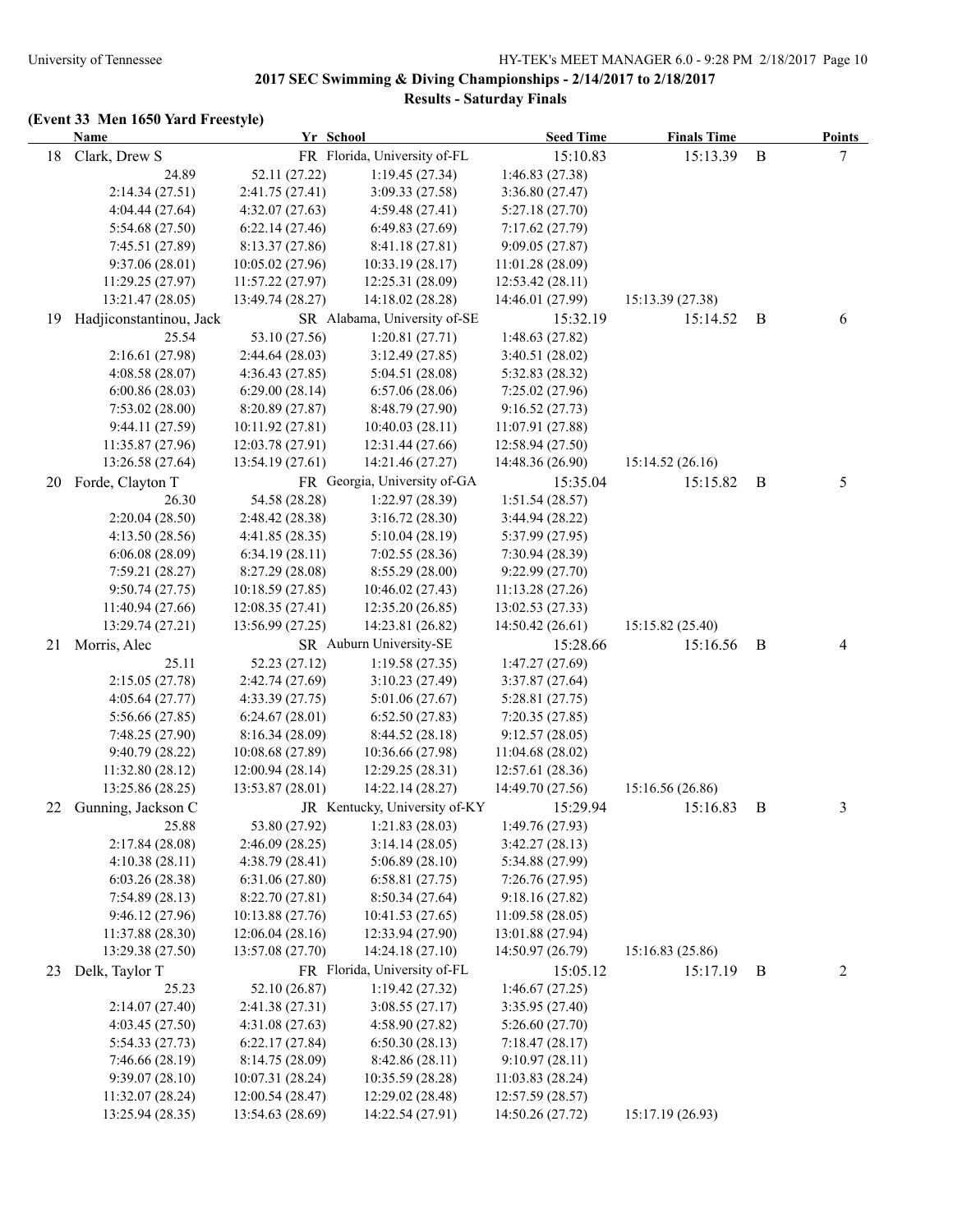## 2017 SEC Swimming & Diving Championships - 2/14/2017 to 2/18/2017

### Results - Saturday Finals

#### (Event 33 Men 1650 Yard Freestyle)

| | Name | Yr | School | Seed Time | Finals Time | | Points |
|---|---|---|---|---|---|---|---|
| 18 | Clark, Drew S | FR | Florida, University of-FL | 15:10.83 | 15:13.39 | B | 7 |
| | 24.89 | 52.11 (27.22) | 1:19.45 (27.34) | 1:46.83 (27.38) | | | |
| | 2:14.34 (27.51) | 2:41.75 (27.41) | 3:09.33 (27.58) | 3:36.80 (27.47) | | | |
| | 4:04.44 (27.64) | 4:32.07 (27.63) | 4:59.48 (27.41) | 5:27.18 (27.70) | | | |
| | 5:54.68 (27.50) | 6:22.14 (27.46) | 6:49.83 (27.69) | 7:17.62 (27.79) | | | |
| | 7:45.51 (27.89) | 8:13.37 (27.86) | 8:41.18 (27.81) | 9:09.05 (27.87) | | | |
| | 9:37.06 (28.01) | 10:05.02 (27.96) | 10:33.19 (28.17) | 11:01.28 (28.09) | | | |
| | 11:29.25 (27.97) | 11:57.22 (27.97) | 12:25.31 (28.09) | 12:53.42 (28.11) | | | |
| | 13:21.47 (28.05) | 13:49.74 (28.27) | 14:18.02 (28.28) | 14:46.01 (27.99) | 15:13.39 (27.38) | | |
| 19 | Hadjiconstantinou, Jack | SR | Alabama, University of-SE | 15:32.19 | 15:14.52 | B | 6 |
| | 25.54 | 53.10 (27.56) | 1:20.81 (27.71) | 1:48.63 (27.82) | | | |
| | 2:16.61 (27.98) | 2:44.64 (28.03) | 3:12.49 (27.85) | 3:40.51 (28.02) | | | |
| | 4:08.58 (28.07) | 4:36.43 (27.85) | 5:04.51 (28.08) | 5:32.83 (28.32) | | | |
| | 6:00.86 (28.03) | 6:29.00 (28.14) | 6:57.06 (28.06) | 7:25.02 (27.96) | | | |
| | 7:53.02 (28.00) | 8:20.89 (27.87) | 8:48.79 (27.90) | 9:16.52 (27.73) | | | |
| | 9:44.11 (27.59) | 10:11.92 (27.81) | 10:40.03 (28.11) | 11:07.91 (27.88) | | | |
| | 11:35.87 (27.96) | 12:03.78 (27.91) | 12:31.44 (27.66) | 12:58.94 (27.50) | | | |
| | 13:26.58 (27.64) | 13:54.19 (27.61) | 14:21.46 (27.27) | 14:48.36 (26.90) | 15:14.52 (26.16) | | |
| 20 | Forde, Clayton T | FR | Georgia, University of-GA | 15:35.04 | 15:15.82 | B | 5 |
| | 26.30 | 54.58 (28.28) | 1:22.97 (28.39) | 1:51.54 (28.57) | | | |
| | 2:20.04 (28.50) | 2:48.42 (28.38) | 3:16.72 (28.30) | 3:44.94 (28.22) | | | |
| | 4:13.50 (28.56) | 4:41.85 (28.35) | 5:10.04 (28.19) | 5:37.99 (27.95) | | | |
| | 6:06.08 (28.09) | 6:34.19 (28.11) | 7:02.55 (28.36) | 7:30.94 (28.39) | | | |
| | 7:59.21 (28.27) | 8:27.29 (28.08) | 8:55.29 (28.00) | 9:22.99 (27.70) | | | |
| | 9:50.74 (27.75) | 10:18.59 (27.85) | 10:46.02 (27.43) | 11:13.28 (27.26) | | | |
| | 11:40.94 (27.66) | 12:08.35 (27.41) | 12:35.20 (26.85) | 13:02.53 (27.33) | | | |
| | 13:29.74 (27.21) | 13:56.99 (27.25) | 14:23.81 (26.82) | 14:50.42 (26.61) | 15:15.82 (25.40) | | |
| 21 | Morris, Alec | SR | Auburn University-SE | 15:28.66 | 15:16.56 | B | 4 |
| | 25.11 | 52.23 (27.12) | 1:19.58 (27.35) | 1:47.27 (27.69) | | | |
| | 2:15.05 (27.78) | 2:42.74 (27.69) | 3:10.23 (27.49) | 3:37.87 (27.64) | | | |
| | 4:05.64 (27.77) | 4:33.39 (27.75) | 5:01.06 (27.67) | 5:28.81 (27.75) | | | |
| | 5:56.66 (27.85) | 6:24.67 (28.01) | 6:52.50 (27.83) | 7:20.35 (27.85) | | | |
| | 7:48.25 (27.90) | 8:16.34 (28.09) | 8:44.52 (28.18) | 9:12.57 (28.05) | | | |
| | 9:40.79 (28.22) | 10:08.68 (27.89) | 10:36.66 (27.98) | 11:04.68 (28.02) | | | |
| | 11:32.80 (28.12) | 12:00.94 (28.14) | 12:29.25 (28.31) | 12:57.61 (28.36) | | | |
| | 13:25.86 (28.25) | 13:53.87 (28.01) | 14:22.14 (28.27) | 14:49.70 (27.56) | 15:16.56 (26.86) | | |
| 22 | Gunning, Jackson C | JR | Kentucky, University of-KY | 15:29.94 | 15:16.83 | B | 3 |
| | 25.88 | 53.80 (27.92) | 1:21.83 (28.03) | 1:49.76 (27.93) | | | |
| | 2:17.84 (28.08) | 2:46.09 (28.25) | 3:14.14 (28.05) | 3:42.27 (28.13) | | | |
| | 4:10.38 (28.11) | 4:38.79 (28.41) | 5:06.89 (28.10) | 5:34.88 (27.99) | | | |
| | 6:03.26 (28.38) | 6:31.06 (27.80) | 6:58.81 (27.75) | 7:26.76 (27.95) | | | |
| | 7:54.89 (28.13) | 8:22.70 (27.81) | 8:50.34 (27.64) | 9:18.16 (27.82) | | | |
| | 9:46.12 (27.96) | 10:13.88 (27.76) | 10:41.53 (27.65) | 11:09.58 (28.05) | | | |
| | 11:37.88 (28.30) | 12:06.04 (28.16) | 12:33.94 (27.90) | 13:01.88 (27.94) | | | |
| | 13:29.38 (27.50) | 13:57.08 (27.70) | 14:24.18 (27.10) | 14:50.97 (26.79) | 15:16.83 (25.86) | | |
| 23 | Delk, Taylor T | FR | Florida, University of-FL | 15:05.12 | 15:17.19 | B | 2 |
| | 25.23 | 52.10 (26.87) | 1:19.42 (27.32) | 1:46.67 (27.25) | | | |
| | 2:14.07 (27.40) | 2:41.38 (27.31) | 3:08.55 (27.17) | 3:35.95 (27.40) | | | |
| | 4:03.45 (27.50) | 4:31.08 (27.63) | 4:58.90 (27.82) | 5:26.60 (27.70) | | | |
| | 5:54.33 (27.73) | 6:22.17 (27.84) | 6:50.30 (28.13) | 7:18.47 (28.17) | | | |
| | 7:46.66 (28.19) | 8:14.75 (28.09) | 8:42.86 (28.11) | 9:10.97 (28.11) | | | |
| | 9:39.07 (28.10) | 10:07.31 (28.24) | 10:35.59 (28.28) | 11:03.83 (28.24) | | | |
| | 11:32.07 (28.24) | 12:00.54 (28.47) | 12:29.02 (28.48) | 12:57.59 (28.57) | | | |
| | 13:25.94 (28.35) | 13:54.63 (28.69) | 14:22.54 (27.91) | 14:50.26 (27.72) | 15:17.19 (26.93) | | |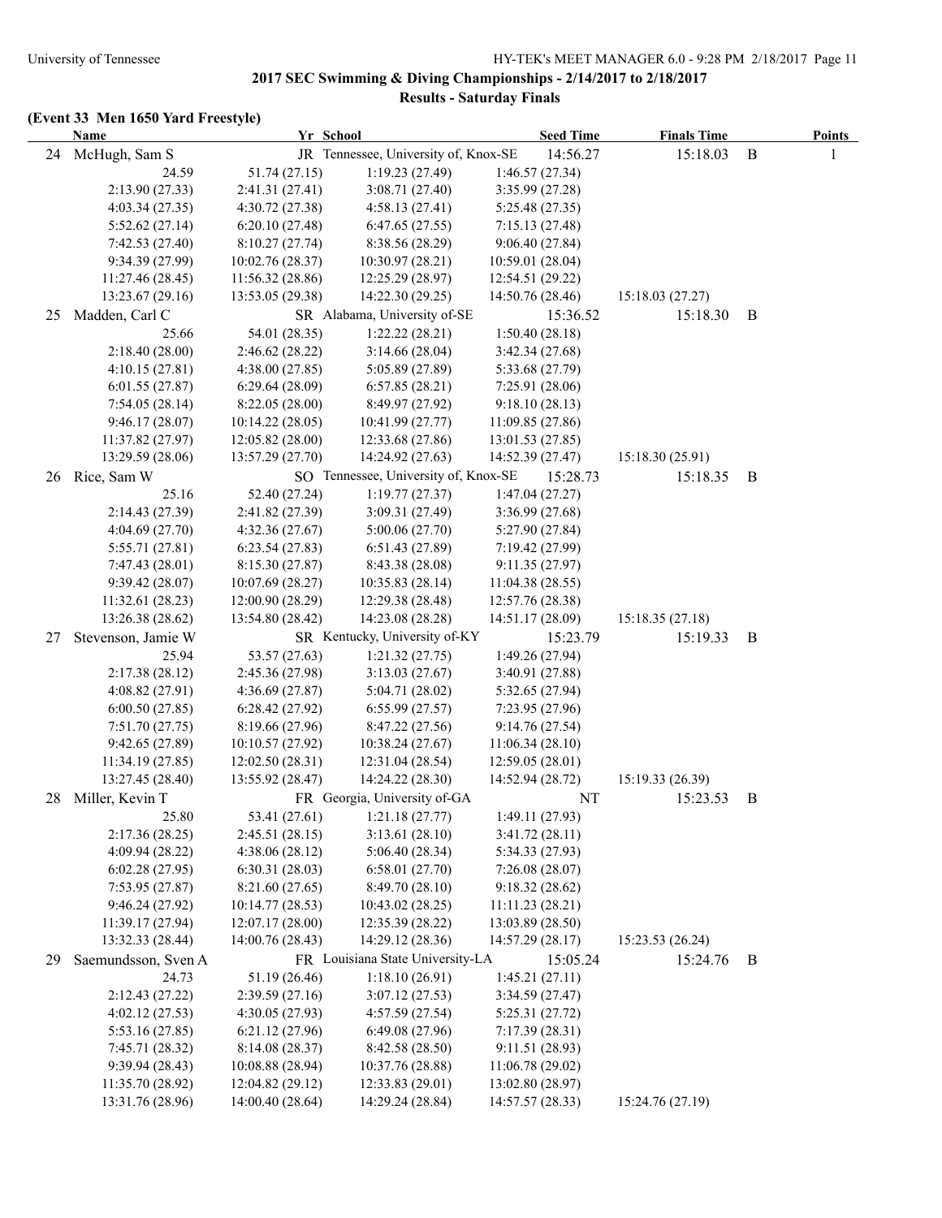## 2017 SEC Swimming & Diving Championships - 2/14/2017 to 2/18/2017

### Results - Saturday Finals

#### (Event 33 Men 1650 Yard Freestyle)

| | Name | Yr | School | Seed Time | Finals Time | | Points |
|---|---|---|---|---|---|---|---|
| 24 | McHugh, Sam S | JR | Tennessee, University of, Knox-SE | 14:56.27 | 15:18.03 | B | 1 |
| | 24.59 | 51.74 (27.15) | 1:19.23 (27.49) | 1:46.57 (27.34) | | | |
| | 2:13.90 (27.33) | 2:41.31 (27.41) | 3:08.71 (27.40) | 3:35.99 (27.28) | | | |
| | 4:03.34 (27.35) | 4:30.72 (27.38) | 4:58.13 (27.41) | 5:25.48 (27.35) | | | |
| | 5:52.62 (27.14) | 6:20.10 (27.48) | 6:47.65 (27.55) | 7:15.13 (27.48) | | | |
| | 7:42.53 (27.40) | 8:10.27 (27.74) | 8:38.56 (28.29) | 9:06.40 (27.84) | | | |
| | 9:34.39 (27.99) | 10:02.76 (28.37) | 10:30.97 (28.21) | 10:59.01 (28.04) | | | |
| | 11:27.46 (28.45) | 11:56.32 (28.86) | 12:25.29 (28.97) | 12:54.51 (29.22) | | | |
| | 13:23.67 (29.16) | 13:53.05 (29.38) | 14:22.30 (29.25) | 14:50.76 (28.46) | 15:18.03 (27.27) | | |
| 25 | Madden, Carl C | SR | Alabama, University of-SE | 15:36.52 | 15:18.30 | B | |
| | 25.66 | 54.01 (28.35) | 1:22.22 (28.21) | 1:50.40 (28.18) | | | |
| | 2:18.40 (28.00) | 2:46.62 (28.22) | 3:14.66 (28.04) | 3:42.34 (27.68) | | | |
| | 4:10.15 (27.81) | 4:38.00 (27.85) | 5:05.89 (27.89) | 5:33.68 (27.79) | | | |
| | 6:01.55 (27.87) | 6:29.64 (28.09) | 6:57.85 (28.21) | 7:25.91 (28.06) | | | |
| | 7:54.05 (28.14) | 8:22.05 (28.00) | 8:49.97 (27.92) | 9:18.10 (28.13) | | | |
| | 9:46.17 (28.07) | 10:14.22 (28.05) | 10:41.99 (27.77) | 11:09.85 (27.86) | | | |
| | 11:37.82 (27.97) | 12:05.82 (28.00) | 12:33.68 (27.86) | 13:01.53 (27.85) | | | |
| | 13:29.59 (28.06) | 13:57.29 (27.70) | 14:24.92 (27.63) | 14:52.39 (27.47) | 15:18.30 (25.91) | | |
| 26 | Rice, Sam W | SO | Tennessee, University of, Knox-SE | 15:28.73 | 15:18.35 | B | |
| | 25.16 | 52.40 (27.24) | 1:19.77 (27.37) | 1:47.04 (27.27) | | | |
| | 2:14.43 (27.39) | 2:41.82 (27.39) | 3:09.31 (27.49) | 3:36.99 (27.68) | | | |
| | 4:04.69 (27.70) | 4:32.36 (27.67) | 5:00.06 (27.70) | 5:27.90 (27.84) | | | |
| | 5:55.71 (27.81) | 6:23.54 (27.83) | 6:51.43 (27.89) | 7:19.42 (27.99) | | | |
| | 7:47.43 (28.01) | 8:15.30 (27.87) | 8:43.38 (28.08) | 9:11.35 (27.97) | | | |
| | 9:39.42 (28.07) | 10:07.69 (28.27) | 10:35.83 (28.14) | 11:04.38 (28.55) | | | |
| | 11:32.61 (28.23) | 12:00.90 (28.29) | 12:29.38 (28.48) | 12:57.76 (28.38) | | | |
| | 13:26.38 (28.62) | 13:54.80 (28.42) | 14:23.08 (28.28) | 14:51.17 (28.09) | 15:18.35 (27.18) | | |
| 27 | Stevenson, Jamie W | SR | Kentucky, University of-KY | 15:23.79 | 15:19.33 | B | |
| | 25.94 | 53.57 (27.63) | 1:21.32 (27.75) | 1:49.26 (27.94) | | | |
| | 2:17.38 (28.12) | 2:45.36 (27.98) | 3:13.03 (27.67) | 3:40.91 (27.88) | | | |
| | 4:08.82 (27.91) | 4:36.69 (27.87) | 5:04.71 (28.02) | 5:32.65 (27.94) | | | |
| | 6:00.50 (27.85) | 6:28.42 (27.92) | 6:55.99 (27.57) | 7:23.95 (27.96) | | | |
| | 7:51.70 (27.75) | 8:19.66 (27.96) | 8:47.22 (27.56) | 9:14.76 (27.54) | | | |
| | 9:42.65 (27.89) | 10:10.57 (27.92) | 10:38.24 (27.67) | 11:06.34 (28.10) | | | |
| | 11:34.19 (27.85) | 12:02.50 (28.31) | 12:31.04 (28.54) | 12:59.05 (28.01) | | | |
| | 13:27.45 (28.40) | 13:55.92 (28.47) | 14:24.22 (28.30) | 14:52.94 (28.72) | 15:19.33 (26.39) | | |
| 28 | Miller, Kevin T | FR | Georgia, University of-GA | NT | 15:23.53 | B | |
| | 25.80 | 53.41 (27.61) | 1:21.18 (27.77) | 1:49.11 (27.93) | | | |
| | 2:17.36 (28.25) | 2:45.51 (28.15) | 3:13.61 (28.10) | 3:41.72 (28.11) | | | |
| | 4:09.94 (28.22) | 4:38.06 (28.12) | 5:06.40 (28.34) | 5:34.33 (27.93) | | | |
| | 6:02.28 (27.95) | 6:30.31 (28.03) | 6:58.01 (27.70) | 7:26.08 (28.07) | | | |
| | 7:53.95 (27.87) | 8:21.60 (27.65) | 8:49.70 (28.10) | 9:18.32 (28.62) | | | |
| | 9:46.24 (27.92) | 10:14.77 (28.53) | 10:43.02 (28.25) | 11:11.23 (28.21) | | | |
| | 11:39.17 (27.94) | 12:07.17 (28.00) | 12:35.39 (28.22) | 13:03.89 (28.50) | | | |
| | 13:32.33 (28.44) | 14:00.76 (28.43) | 14:29.12 (28.36) | 14:57.29 (28.17) | 15:23.53 (26.24) | | |
| 29 | Saemundsson, Sven A | FR | Louisiana State University-LA | 15:05.24 | 15:24.76 | B | |
| | 24.73 | 51.19 (26.46) | 1:18.10 (26.91) | 1:45.21 (27.11) | | | |
| | 2:12.43 (27.22) | 2:39.59 (27.16) | 3:07.12 (27.53) | 3:34.59 (27.47) | | | |
| | 4:02.12 (27.53) | 4:30.05 (27.93) | 4:57.59 (27.54) | 5:25.31 (27.72) | | | |
| | 5:53.16 (27.85) | 6:21.12 (27.96) | 6:49.08 (27.96) | 7:17.39 (28.31) | | | |
| | 7:45.71 (28.32) | 8:14.08 (28.37) | 8:42.58 (28.50) | 9:11.51 (28.93) | | | |
| | 9:39.94 (28.43) | 10:08.88 (28.94) | 10:37.76 (28.88) | 11:06.78 (29.02) | | | |
| | 11:35.70 (28.92) | 12:04.82 (29.12) | 12:33.83 (29.01) | 13:02.80 (28.97) | | | |
| | 13:31.76 (28.96) | 14:00.40 (28.64) | 14:29.24 (28.84) | 14:57.57 (28.33) | 15:24.76 (27.19) | | |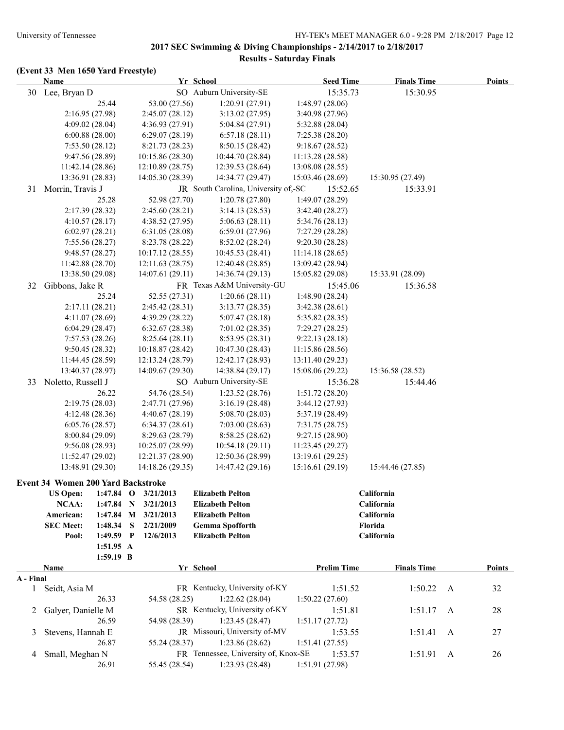# 2017 SEC Swimming & Diving Championships - 2/14/2017 to 2/18/2017

## Results - Saturday Finals

### (Event 33 Men 1650 Yard Freestyle)

| | Name | Yr | School | Seed Time | Finals Time | Points |
|---|---|---|---|---|---|---|
| 30 | Lee, Bryan D | SO | Auburn University-SE | 15:35.73 | 15:30.95 | |
| | 25.44 | 53.00 (27.56) | 1:20.91 (27.91) | 1:48.97 (28.06) | | |
| | 2:16.95 (27.98) | 2:45.07 (28.12) | 3:13.02 (27.95) | 3:40.98 (27.96) | | |
| | 4:09.02 (28.04) | 4:36.93 (27.91) | 5:04.84 (27.91) | 5:32.88 (28.04) | | |
| | 6:00.88 (28.00) | 6:29.07 (28.19) | 6:57.18 (28.11) | 7:25.38 (28.20) | | |
| | 7:53.50 (28.12) | 8:21.73 (28.23) | 8:50.15 (28.42) | 9:18.67 (28.52) | | |
| | 9:47.56 (28.89) | 10:15.86 (28.30) | 10:44.70 (28.84) | 11:13.28 (28.58) | | |
| | 11:42.14 (28.86) | 12:10.89 (28.75) | 12:39.53 (28.64) | 13:08.08 (28.55) | | |
| | 13:36.91 (28.83) | 14:05.30 (28.39) | 14:34.77 (29.47) | 15:03.46 (28.69) | 15:30.95 (27.49) | |
| 31 | Morrin, Travis J | JR | South Carolina, University of,-SC | 15:52.65 | 15:33.91 | |
| | 25.28 | 52.98 (27.70) | 1:20.78 (27.80) | 1:49.07 (28.29) | | |
| | 2:17.39 (28.32) | 2:45.60 (28.21) | 3:14.13 (28.53) | 3:42.40 (28.27) | | |
| | 4:10.57 (28.17) | 4:38.52 (27.95) | 5:06.63 (28.11) | 5:34.76 (28.13) | | |
| | 6:02.97 (28.21) | 6:31.05 (28.08) | 6:59.01 (27.96) | 7:27.29 (28.28) | | |
| | 7:55.56 (28.27) | 8:23.78 (28.22) | 8:52.02 (28.24) | 9:20.30 (28.28) | | |
| | 9:48.57 (28.27) | 10:17.12 (28.55) | 10:45.53 (28.41) | 11:14.18 (28.65) | | |
| | 11:42.88 (28.70) | 12:11.63 (28.75) | 12:40.48 (28.85) | 13:09.42 (28.94) | | |
| | 13:38.50 (29.08) | 14:07.61 (29.11) | 14:36.74 (29.13) | 15:05.82 (29.08) | 15:33.91 (28.09) | |
| 32 | Gibbons, Jake R | FR | Texas A&M University-GU | 15:45.06 | 15:36.58 | |
| | 25.24 | 52.55 (27.31) | 1:20.66 (28.11) | 1:48.90 (28.24) | | |
| | 2:17.11 (28.21) | 2:45.42 (28.31) | 3:13.77 (28.35) | 3:42.38 (28.61) | | |
| | 4:11.07 (28.69) | 4:39.29 (28.22) | 5:07.47 (28.18) | 5:35.82 (28.35) | | |
| | 6:04.29 (28.47) | 6:32.67 (28.38) | 7:01.02 (28.35) | 7:29.27 (28.25) | | |
| | 7:57.53 (28.26) | 8:25.64 (28.11) | 8:53.95 (28.31) | 9:22.13 (28.18) | | |
| | 9:50.45 (28.32) | 10:18.87 (28.42) | 10:47.30 (28.43) | 11:15.86 (28.56) | | |
| | 11:44.45 (28.59) | 12:13.24 (28.79) | 12:42.17 (28.93) | 13:11.40 (29.23) | | |
| | 13:40.37 (28.97) | 14:09.67 (29.30) | 14:38.84 (29.17) | 15:08.06 (29.22) | 15:36.58 (28.52) | |
| 33 | Noletto, Russell J | SO | Auburn University-SE | 15:36.28 | 15:44.46 | |
| | 26.22 | 54.76 (28.54) | 1:23.52 (28.76) | 1:51.72 (28.20) | | |
| | 2:19.75 (28.03) | 2:47.71 (27.96) | 3:16.19 (28.48) | 3:44.12 (27.93) | | |
| | 4:12.48 (28.36) | 4:40.67 (28.19) | 5:08.70 (28.03) | 5:37.19 (28.49) | | |
| | 6:05.76 (28.57) | 6:34.37 (28.61) | 7:03.00 (28.63) | 7:31.75 (28.75) | | |
| | 8:00.84 (29.09) | 8:29.63 (28.79) | 8:58.25 (28.62) | 9:27.15 (28.90) | | |
| | 9:56.08 (28.93) | 10:25.07 (28.99) | 10:54.18 (29.11) | 11:23.45 (29.27) | | |
| | 11:52.47 (29.02) | 12:21.37 (28.90) | 12:50.36 (28.99) | 13:19.61 (29.25) | | |
| | 13:48.91 (29.30) | 14:18.26 (29.35) | 14:47.42 (29.16) | 15:16.61 (29.19) | 15:44.46 (27.85) | |

### Event 34 Women 200 Yard Backstroke

| Record | Time | | Date | Name | School |
|---|---|---|---|---|---|
| US Open: | 1:47.84 | O | 3/21/2013 | Elizabeth Pelton | California |
| NCAA: | 1:47.84 | N | 3/21/2013 | Elizabeth Pelton | California |
| American: | 1:47.84 | M | 3/21/2013 | Elizabeth Pelton | California |
| SEC Meet: | 1:48.34 | S | 2/21/2009 | Gemma Spofforth | Florida |
| Pool: | 1:49.59 | P | 12/6/2013 | Elizabeth Pelton | California |
| | 1:51.95 | A | | | |
| | 1:59.19 | B | | | |

| | Name | Yr | School | Prelim Time | Finals Time | | Points |
|---|---|---|---|---|---|---|---|
| **A - Final** | | | | | | | |
| 1 | Seidt, Asia M | FR | Kentucky, University of-KY | 1:51.52 | 1:50.22 | A | 32 |
| | 26.33 | 54.58 (28.25) | 1:22.62 (28.04) | 1:50.22 (27.60) | | | |
| 2 | Galyer, Danielle M | SR | Kentucky, University of-KY | 1:51.81 | 1:51.17 | A | 28 |
| | 26.59 | 54.98 (28.39) | 1:23.45 (28.47) | 1:51.17 (27.72) | | | |
| 3 | Stevens, Hannah E | JR | Missouri, University of-MV | 1:53.55 | 1:51.41 | A | 27 |
| | 26.87 | 55.24 (28.37) | 1:23.86 (28.62) | 1:51.41 (27.55) | | | |
| 4 | Small, Meghan N | FR | Tennessee, University of, Knox-SE | 1:53.57 | 1:51.91 | A | 26 |
| | 26.91 | 55.45 (28.54) | 1:23.93 (28.48) | 1:51.91 (27.98) | | | |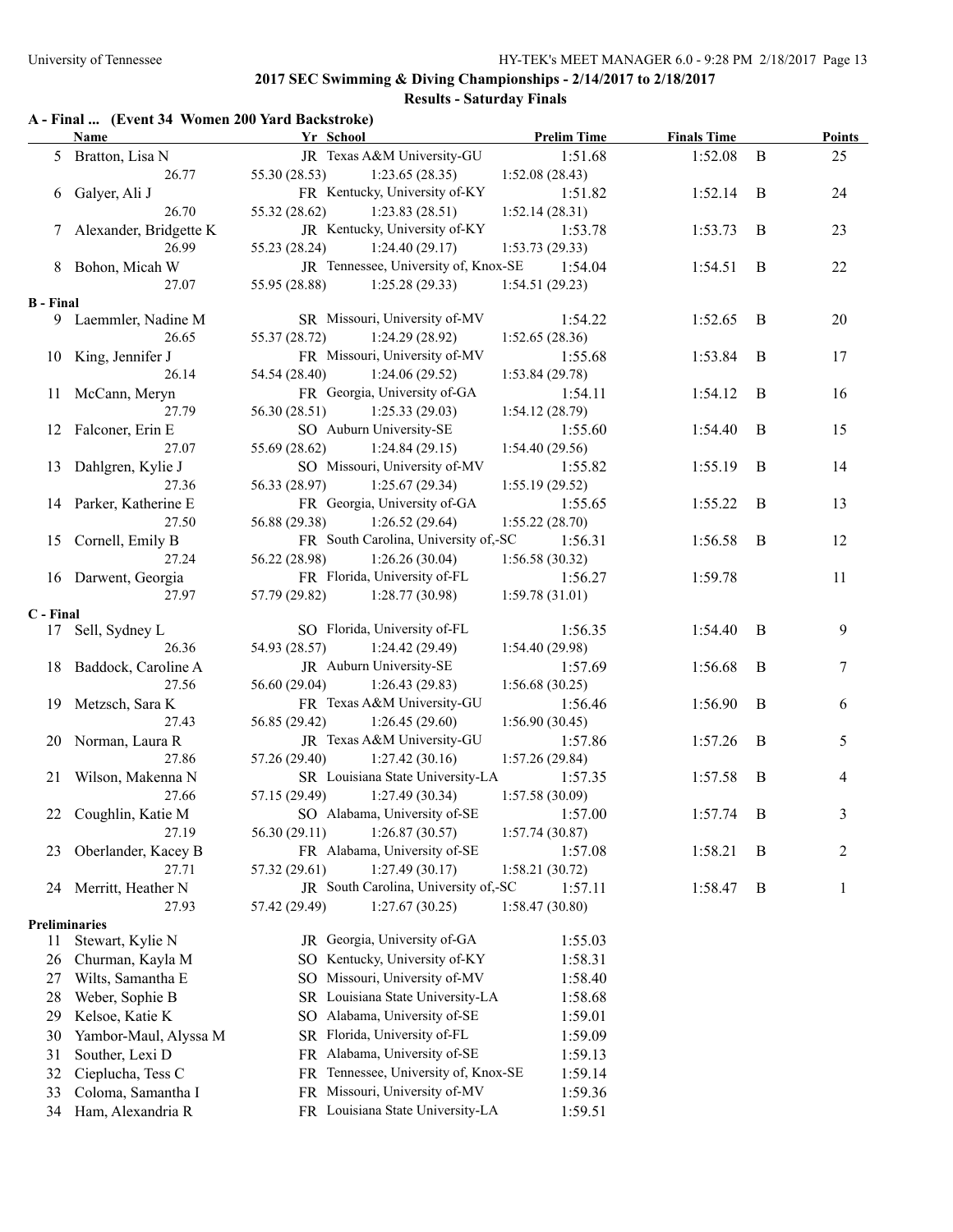## 2017 SEC Swimming & Diving Championships - 2/14/2017 to 2/18/2017

### Results - Saturday Finals

**A - Final ... (Event 34 Women 200 Yard Backstroke)**

| | Name | Yr | School | Prelim Time | Finals Time | | Points |
|---|---|---|---|---|---|---|---|
| 5 | Bratton, Lisa N | JR | Texas A&M University-GU | 1:51.68 | 1:52.08 | B | 25 |
| | 26.77 | 55.30 (28.53) | 1:23.65 (28.35) | 1:52.08 (28.43) | | | |
| 6 | Galyer, Ali J | FR | Kentucky, University of-KY | 1:51.82 | 1:52.14 | B | 24 |
| | 26.70 | 55.32 (28.62) | 1:23.83 (28.51) | 1:52.14 (28.31) | | | |
| 7 | Alexander, Bridgette K | JR | Kentucky, University of-KY | 1:53.78 | 1:53.73 | B | 23 |
| | 26.99 | 55.23 (28.24) | 1:24.40 (29.17) | 1:53.73 (29.33) | | | |
| 8 | Bohon, Micah W | JR | Tennessee, University of, Knox-SE | 1:54.04 | 1:54.51 | B | 22 |
| | 27.07 | 55.95 (28.88) | 1:25.28 (29.33) | 1:54.51 (29.23) | | | |

**B - Final**

| | Name | Yr | School | Prelim Time | Finals Time | | Points |
|---|---|---|---|---|---|---|---|
| 9 | Laemmler, Nadine M | SR | Missouri, University of-MV | 1:54.22 | 1:52.65 | B | 20 |
| | 26.65 | 55.37 (28.72) | 1:24.29 (28.92) | 1:52.65 (28.36) | | | |
| 10 | King, Jennifer J | FR | Missouri, University of-MV | 1:55.68 | 1:53.84 | B | 17 |
| | 26.14 | 54.54 (28.40) | 1:24.06 (29.52) | 1:53.84 (29.78) | | | |
| 11 | McCann, Meryn | FR | Georgia, University of-GA | 1:54.11 | 1:54.12 | B | 16 |
| | 27.79 | 56.30 (28.51) | 1:25.33 (29.03) | 1:54.12 (28.79) | | | |
| 12 | Falconer, Erin E | SO | Auburn University-SE | 1:55.60 | 1:54.40 | B | 15 |
| | 27.07 | 55.69 (28.62) | 1:24.84 (29.15) | 1:54.40 (29.56) | | | |
| 13 | Dahlgren, Kylie J | SO | Missouri, University of-MV | 1:55.82 | 1:55.19 | B | 14 |
| | 27.36 | 56.33 (28.97) | 1:25.67 (29.34) | 1:55.19 (29.52) | | | |
| 14 | Parker, Katherine E | FR | Georgia, University of-GA | 1:55.65 | 1:55.22 | B | 13 |
| | 27.50 | 56.88 (29.38) | 1:26.52 (29.64) | 1:55.22 (28.70) | | | |
| 15 | Cornell, Emily B | FR | South Carolina, University of,-SC | 1:56.31 | 1:56.58 | B | 12 |
| | 27.24 | 56.22 (28.98) | 1:26.26 (30.04) | 1:56.58 (30.32) | | | |
| 16 | Darwent, Georgia | FR | Florida, University of-FL | 1:56.27 | 1:59.78 | | 11 |
| | 27.97 | 57.79 (29.82) | 1:28.77 (30.98) | 1:59.78 (31.01) | | | |

**C - Final**

| | Name | Yr | School | Prelim Time | Finals Time | | Points |
|---|---|---|---|---|---|---|---|
| 17 | Sell, Sydney L | SO | Florida, University of-FL | 1:56.35 | 1:54.40 | B | 9 |
| | 26.36 | 54.93 (28.57) | 1:24.42 (29.49) | 1:54.40 (29.98) | | | |
| 18 | Baddock, Caroline A | JR | Auburn University-SE | 1:57.69 | 1:56.68 | B | 7 |
| | 27.56 | 56.60 (29.04) | 1:26.43 (29.83) | 1:56.68 (30.25) | | | |
| 19 | Metzsch, Sara K | FR | Texas A&M University-GU | 1:56.46 | 1:56.90 | B | 6 |
| | 27.43 | 56.85 (29.42) | 1:26.45 (29.60) | 1:56.90 (30.45) | | | |
| 20 | Norman, Laura R | JR | Texas A&M University-GU | 1:57.86 | 1:57.26 | B | 5 |
| | 27.86 | 57.26 (29.40) | 1:27.42 (30.16) | 1:57.26 (29.84) | | | |
| 21 | Wilson, Makenna N | SR | Louisiana State University-LA | 1:57.35 | 1:57.58 | B | 4 |
| | 27.66 | 57.15 (29.49) | 1:27.49 (30.34) | 1:57.58 (30.09) | | | |
| 22 | Coughlin, Katie M | SO | Alabama, University of-SE | 1:57.00 | 1:57.74 | B | 3 |
| | 27.19 | 56.30 (29.11) | 1:26.87 (30.57) | 1:57.74 (30.87) | | | |
| 23 | Oberlander, Kacey B | FR | Alabama, University of-SE | 1:57.08 | 1:58.21 | B | 2 |
| | 27.71 | 57.32 (29.61) | 1:27.49 (30.17) | 1:58.21 (30.72) | | | |
| 24 | Merritt, Heather N | JR | South Carolina, University of,-SC | 1:57.11 | 1:58.47 | B | 1 |
| | 27.93 | 57.42 (29.49) | 1:27.67 (30.25) | 1:58.47 (30.80) | | | |

**Preliminaries**

| | Name | Yr | School | Prelim Time |
|---|---|---|---|---|
| 11 | Stewart, Kylie N | JR | Georgia, University of-GA | 1:55.03 |
| 26 | Churman, Kayla M | SO | Kentucky, University of-KY | 1:58.31 |
| 27 | Wilts, Samantha E | SO | Missouri, University of-MV | 1:58.40 |
| 28 | Weber, Sophie B | SR | Louisiana State University-LA | 1:58.68 |
| 29 | Kelsoe, Katie K | SO | Alabama, University of-SE | 1:59.01 |
| 30 | Yambor-Maul, Alyssa M | SR | Florida, University of-FL | 1:59.09 |
| 31 | Souther, Lexi D | FR | Alabama, University of-SE | 1:59.13 |
| 32 | Cieplucha, Tess C | FR | Tennessee, University of, Knox-SE | 1:59.14 |
| 33 | Coloma, Samantha I | FR | Missouri, University of-MV | 1:59.36 |
| 34 | Ham, Alexandria R | FR | Louisiana State University-LA | 1:59.51 |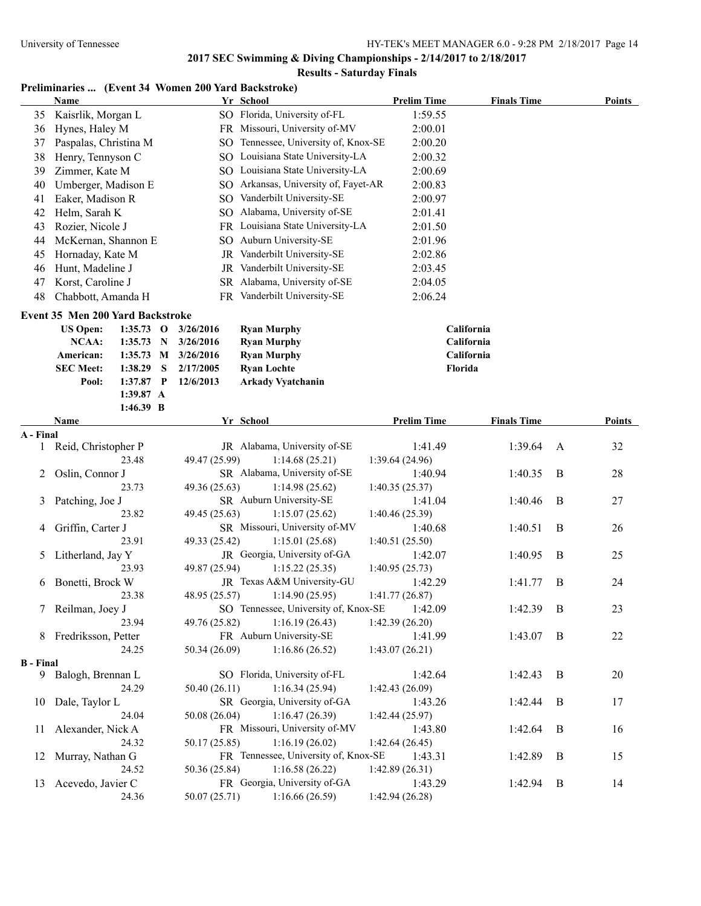## 2017 SEC Swimming & Diving Championships - 2/14/2017 to 2/18/2017

### Results - Saturday Finals

### Preliminaries ... (Event 34 Women 200 Yard Backstroke)

| | Name | Yr | School | Prelim Time | Finals Time | Points |
|---|---|---|---|---|---|---|
| 35 | Kaisrlik, Morgan L | SO | Florida, University of-FL | 1:59.55 | | |
| 36 | Hynes, Haley M | FR | Missouri, University of-MV | 2:00.01 | | |
| 37 | Paspalas, Christina M | SO | Tennessee, University of, Knox-SE | 2:00.20 | | |
| 38 | Henry, Tennyson C | SO | Louisiana State University-LA | 2:00.32 | | |
| 39 | Zimmer, Kate M | SO | Louisiana State University-LA | 2:00.69 | | |
| 40 | Umberger, Madison E | SO | Arkansas, University of, Fayet-AR | 2:00.83 | | |
| 41 | Eaker, Madison R | SO | Vanderbilt University-SE | 2:00.97 | | |
| 42 | Helm, Sarah K | SO | Alabama, University of-SE | 2:01.41 | | |
| 43 | Rozier, Nicole J | FR | Louisiana State University-LA | 2:01.50 | | |
| 44 | McKernan, Shannon E | SO | Auburn University-SE | 2:01.96 | | |
| 45 | Hornaday, Kate M | JR | Vanderbilt University-SE | 2:02.86 | | |
| 46 | Hunt, Madeline J | JR | Vanderbilt University-SE | 2:03.45 | | |
| 47 | Korst, Caroline J | SR | Alabama, University of-SE | 2:04.05 | | |
| 48 | Chabbott, Amanda H | FR | Vanderbilt University-SE | 2:06.24 | | |

### Event 35 Men 200 Yard Backstroke

| | | | | | |
|---|---|---|---|---|---|
| US Open: | 1:35.73 | O | 3/26/2016 | Ryan Murphy | California |
| NCAA: | 1:35.73 | N | 3/26/2016 | Ryan Murphy | California |
| American: | 1:35.73 | M | 3/26/2016 | Ryan Murphy | California |
| SEC Meet: | 1:38.29 | S | 2/17/2005 | Ryan Lochte | Florida |
| Pool: | 1:37.87 | P | 12/6/2013 | Arkady Vyatchanin | |
| | 1:39.87 | A | | | |
| | 1:46.39 | B | | | |

| | Name | Yr | School | Prelim Time | Finals Time | | Points |
|---|---|---|---|---|---|---|---|
| **A - Final** | | | | | | | |
| 1 | Reid, Christopher P | JR | Alabama, University of-SE | 1:41.49 | 1:39.64 | A | 32 |
| | 23.48 | 49.47 (25.99) | 1:14.68 (25.21) | 1:39.64 (24.96) | | | |
| 2 | Oslin, Connor J | SR | Alabama, University of-SE | 1:40.94 | 1:40.35 | B | 28 |
| | 23.73 | 49.36 (25.63) | 1:14.98 (25.62) | 1:40.35 (25.37) | | | |
| 3 | Patching, Joe J | SR | Auburn University-SE | 1:41.04 | 1:40.46 | B | 27 |
| | 23.82 | 49.45 (25.63) | 1:15.07 (25.62) | 1:40.46 (25.39) | | | |
| 4 | Griffin, Carter J | SR | Missouri, University of-MV | 1:40.68 | 1:40.51 | B | 26 |
| | 23.91 | 49.33 (25.42) | 1:15.01 (25.68) | 1:40.51 (25.50) | | | |
| 5 | Litherland, Jay Y | JR | Georgia, University of-GA | 1:42.07 | 1:40.95 | B | 25 |
| | 23.93 | 49.87 (25.94) | 1:15.22 (25.35) | 1:40.95 (25.73) | | | |
| 6 | Bonetti, Brock W | JR | Texas A&M University-GU | 1:42.29 | 1:41.77 | B | 24 |
| | 23.38 | 48.95 (25.57) | 1:14.90 (25.95) | 1:41.77 (26.87) | | | |
| 7 | Reilman, Joey J | SO | Tennessee, University of, Knox-SE | 1:42.09 | 1:42.39 | B | 23 |
| | 23.94 | 49.76 (25.82) | 1:16.19 (26.43) | 1:42.39 (26.20) | | | |
| 8 | Fredriksson, Petter | FR | Auburn University-SE | 1:41.99 | 1:43.07 | B | 22 |
| | 24.25 | 50.34 (26.09) | 1:16.86 (26.52) | 1:43.07 (26.21) | | | |
| **B - Final** | | | | | | | |
| 9 | Balogh, Brennan L | SO | Florida, University of-FL | 1:42.64 | 1:42.43 | B | 20 |
| | 24.29 | 50.40 (26.11) | 1:16.34 (25.94) | 1:42.43 (26.09) | | | |
| 10 | Dale, Taylor L | SR | Georgia, University of-GA | 1:43.26 | 1:42.44 | B | 17 |
| | 24.04 | 50.08 (26.04) | 1:16.47 (26.39) | 1:42.44 (25.97) | | | |
| 11 | Alexander, Nick A | FR | Missouri, University of-MV | 1:43.80 | 1:42.64 | B | 16 |
| | 24.32 | 50.17 (25.85) | 1:16.19 (26.02) | 1:42.64 (26.45) | | | |
| 12 | Murray, Nathan G | FR | Tennessee, University of, Knox-SE | 1:43.31 | 1:42.89 | B | 15 |
| | 24.52 | 50.36 (25.84) | 1:16.58 (26.22) | 1:42.89 (26.31) | | | |
| 13 | Acevedo, Javier C | FR | Georgia, University of-GA | 1:43.29 | 1:42.94 | B | 14 |
| | 24.36 | 50.07 (25.71) | 1:16.66 (26.59) | 1:42.94 (26.28) | | | |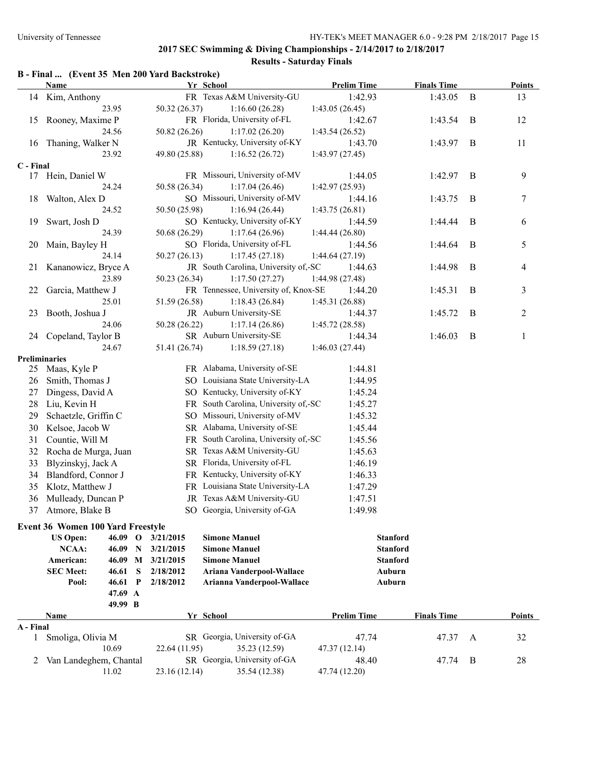## 2017 SEC Swimming & Diving Championships - 2/14/2017 to 2/18/2017

### Results - Saturday Finals

### B - Final ... (Event 35 Men 200 Yard Backstroke)

| | Name | Yr | School | Prelim Time | Finals Time | | Points |
|---|---|---|---|---|---|---|---|
| 14 | Kim, Anthony | FR | Texas A&M University-GU | 1:42.93 | 1:43.05 | B | 13 |
| | 23.95 | 50.32 (26.37) | 1:16.60 (26.28) | 1:43.05 (26.45) | | | |
| 15 | Rooney, Maxime P | FR | Florida, University of-FL | 1:42.67 | 1:43.54 | B | 12 |
| | 24.56 | 50.82 (26.26) | 1:17.02 (26.20) | 1:43.54 (26.52) | | | |
| 16 | Thaning, Walker N | JR | Kentucky, University of-KY | 1:43.70 | 1:43.97 | B | 11 |
| | 23.92 | 49.80 (25.88) | 1:16.52 (26.72) | 1:43.97 (27.45) | | | |
| **C - Final** | | | | | | | |
| 17 | Hein, Daniel W | FR | Missouri, University of-MV | 1:44.05 | 1:42.97 | B | 9 |
| | 24.24 | 50.58 (26.34) | 1:17.04 (26.46) | 1:42.97 (25.93) | | | |
| 18 | Walton, Alex D | SO | Missouri, University of-MV | 1:44.16 | 1:43.75 | B | 7 |
| | 24.52 | 50.50 (25.98) | 1:16.94 (26.44) | 1:43.75 (26.81) | | | |
| 19 | Swart, Josh D | SO | Kentucky, University of-KY | 1:44.59 | 1:44.44 | B | 6 |
| | 24.39 | 50.68 (26.29) | 1:17.64 (26.96) | 1:44.44 (26.80) | | | |
| 20 | Main, Bayley H | SO | Florida, University of-FL | 1:44.56 | 1:44.64 | B | 5 |
| | 24.14 | 50.27 (26.13) | 1:17.45 (27.18) | 1:44.64 (27.19) | | | |
| 21 | Kananowicz, Bryce A | JR | South Carolina, University of,-SC | 1:44.63 | 1:44.98 | B | 4 |
| | 23.89 | 50.23 (26.34) | 1:17.50 (27.27) | 1:44.98 (27.48) | | | |
| 22 | Garcia, Matthew J | FR | Tennessee, University of, Knox-SE | 1:44.20 | 1:45.31 | B | 3 |
| | 25.01 | 51.59 (26.58) | 1:18.43 (26.84) | 1:45.31 (26.88) | | | |
| 23 | Booth, Joshua J | JR | Auburn University-SE | 1:44.37 | 1:45.72 | B | 2 |
| | 24.06 | 50.28 (26.22) | 1:17.14 (26.86) | 1:45.72 (28.58) | | | |
| 24 | Copeland, Taylor B | SR | Auburn University-SE | 1:44.34 | 1:46.03 | B | 1 |
| | 24.67 | 51.41 (26.74) | 1:18.59 (27.18) | 1:46.03 (27.44) | | | |
| **Preliminaries** | | | | | | | |
| 25 | Maas, Kyle P | FR | Alabama, University of-SE | 1:44.81 | | | |
| 26 | Smith, Thomas J | SO | Louisiana State University-LA | 1:44.95 | | | |
| 27 | Dingess, David A | SO | Kentucky, University of-KY | 1:45.24 | | | |
| 28 | Liu, Kevin H | FR | South Carolina, University of,-SC | 1:45.27 | | | |
| 29 | Schaetzle, Griffin C | SO | Missouri, University of-MV | 1:45.32 | | | |
| 30 | Kelsoe, Jacob W | SR | Alabama, University of-SE | 1:45.44 | | | |
| 31 | Countie, Will M | FR | South Carolina, University of,-SC | 1:45.56 | | | |
| 32 | Rocha de Murga, Juan | SR | Texas A&M University-GU | 1:45.63 | | | |
| 33 | Blyzinskyj, Jack A | SR | Florida, University of-FL | 1:46.19 | | | |
| 34 | Blandford, Connor J | FR | Kentucky, University of-KY | 1:46.33 | | | |
| 35 | Klotz, Matthew J | FR | Louisiana State University-LA | 1:47.29 | | | |
| 36 | Mulleady, Duncan P | JR | Texas A&M University-GU | 1:47.51 | | | |
| 37 | Atmore, Blake B | SO | Georgia, University of-GA | 1:49.98 | | | |

### Event 36 Women 100 Yard Freestyle

| | | | | | |
|---|---|---|---|---|---|
| US Open: | 46.09 | O | 3/21/2015 | Simone Manuel | Stanford |
| NCAA: | 46.09 | N | 3/21/2015 | Simone Manuel | Stanford |
| American: | 46.09 | M | 3/21/2015 | Simone Manuel | Stanford |
| SEC Meet: | 46.61 | S | 2/18/2012 | Ariana Vanderpool-Wallace | Auburn |
| Pool: | 46.61 | P | 2/18/2012 | Arianna Vanderpool-Wallace | Auburn |
| | 47.69 | A | | | |
| | 49.99 | B | | | |

| | Name | Yr | School | Prelim Time | Finals Time | | Points |
|---|---|---|---|---|---|---|---|
| **A - Final** | | | | | | | |
| 1 | Smoliga, Olivia M | SR | Georgia, University of-GA | 47.74 | 47.37 | A | 32 |
| | 10.69 | 22.64 (11.95) | 35.23 (12.59) | 47.37 (12.14) | | | |
| 2 | Van Landeghem, Chantal | SR | Georgia, University of-GA | 48.40 | 47.74 | B | 28 |
| | 11.02 | 23.16 (12.14) | 35.54 (12.38) | 47.74 (12.20) | | | |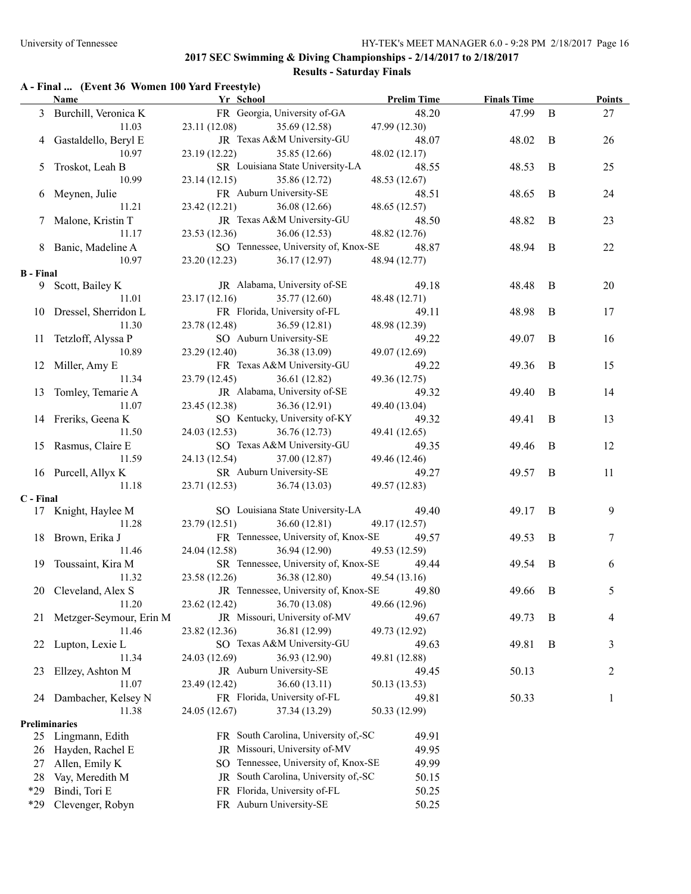## 2017 SEC Swimming & Diving Championships - 2/14/2017 to 2/18/2017

### Results - Saturday Finals

**A - Final ... (Event 36 Women 100 Yard Freestyle)**

| | Name | Yr | School | Prelim Time | Finals Time | | Points |
|---|---|---|---|---|---|---|---|
| 3 | Burchill, Veronica K | FR | Georgia, University of-GA | 48.20 | 47.99 | B | 27 |
| | 11.03 | 23.11 (12.08) | 35.69 (12.58) | 47.99 (12.30) | | | |
| 4 | Gastaldello, Beryl E | JR | Texas A&M University-GU | 48.07 | 48.02 | B | 26 |
| | 10.97 | 23.19 (12.22) | 35.85 (12.66) | 48.02 (12.17) | | | |
| 5 | Troskot, Leah B | SR | Louisiana State University-LA | 48.55 | 48.53 | B | 25 |
| | 10.99 | 23.14 (12.15) | 35.86 (12.72) | 48.53 (12.67) | | | |
| 6 | Meynen, Julie | FR | Auburn University-SE | 48.51 | 48.65 | B | 24 |
| | 11.21 | 23.42 (12.21) | 36.08 (12.66) | 48.65 (12.57) | | | |
| 7 | Malone, Kristin T | JR | Texas A&M University-GU | 48.50 | 48.82 | B | 23 |
| | 11.17 | 23.53 (12.36) | 36.06 (12.53) | 48.82 (12.76) | | | |
| 8 | Banic, Madeline A | SO | Tennessee, University of, Knox-SE | 48.87 | 48.94 | B | 22 |
| | 10.97 | 23.20 (12.23) | 36.17 (12.97) | 48.94 (12.77) | | | |
| **B - Final** | | | | | | | |
| 9 | Scott, Bailey K | JR | Alabama, University of-SE | 49.18 | 48.48 | B | 20 |
| | 11.01 | 23.17 (12.16) | 35.77 (12.60) | 48.48 (12.71) | | | |
| 10 | Dressel, Sherridon L | FR | Florida, University of-FL | 49.11 | 48.98 | B | 17 |
| | 11.30 | 23.78 (12.48) | 36.59 (12.81) | 48.98 (12.39) | | | |
| 11 | Tetzloff, Alyssa P | SO | Auburn University-SE | 49.22 | 49.07 | B | 16 |
| | 10.89 | 23.29 (12.40) | 36.38 (13.09) | 49.07 (12.69) | | | |
| 12 | Miller, Amy E | FR | Texas A&M University-GU | 49.22 | 49.36 | B | 15 |
| | 11.34 | 23.79 (12.45) | 36.61 (12.82) | 49.36 (12.75) | | | |
| 13 | Tomley, Temarie A | JR | Alabama, University of-SE | 49.32 | 49.40 | B | 14 |
| | 11.07 | 23.45 (12.38) | 36.36 (12.91) | 49.40 (13.04) | | | |
| 14 | Freriks, Geena K | SO | Kentucky, University of-KY | 49.32 | 49.41 | B | 13 |
| | 11.50 | 24.03 (12.53) | 36.76 (12.73) | 49.41 (12.65) | | | |
| 15 | Rasmus, Claire E | SO | Texas A&M University-GU | 49.35 | 49.46 | B | 12 |
| | 11.59 | 24.13 (12.54) | 37.00 (12.87) | 49.46 (12.46) | | | |
| 16 | Purcell, Allyx K | SR | Auburn University-SE | 49.27 | 49.57 | B | 11 |
| | 11.18 | 23.71 (12.53) | 36.74 (13.03) | 49.57 (12.83) | | | |
| **C - Final** | | | | | | | |
| 17 | Knight, Haylee M | SO | Louisiana State University-LA | 49.40 | 49.17 | B | 9 |
| | 11.28 | 23.79 (12.51) | 36.60 (12.81) | 49.17 (12.57) | | | |
| 18 | Brown, Erika J | FR | Tennessee, University of, Knox-SE | 49.57 | 49.53 | B | 7 |
| | 11.46 | 24.04 (12.58) | 36.94 (12.90) | 49.53 (12.59) | | | |
| 19 | Toussaint, Kira M | SR | Tennessee, University of, Knox-SE | 49.44 | 49.54 | B | 6 |
| | 11.32 | 23.58 (12.26) | 36.38 (12.80) | 49.54 (13.16) | | | |
| 20 | Cleveland, Alex S | JR | Tennessee, University of, Knox-SE | 49.80 | 49.66 | B | 5 |
| | 11.20 | 23.62 (12.42) | 36.70 (13.08) | 49.66 (12.96) | | | |
| 21 | Metzger-Seymour, Erin M | JR | Missouri, University of-MV | 49.67 | 49.73 | B | 4 |
| | 11.46 | 23.82 (12.36) | 36.81 (12.99) | 49.73 (12.92) | | | |
| 22 | Lupton, Lexie L | SO | Texas A&M University-GU | 49.63 | 49.81 | B | 3 |
| | 11.34 | 24.03 (12.69) | 36.93 (12.90) | 49.81 (12.88) | | | |
| 23 | Ellzey, Ashton M | JR | Auburn University-SE | 49.45 | 50.13 | | 2 |
| | 11.07 | 23.49 (12.42) | 36.60 (13.11) | 50.13 (13.53) | | | |
| 24 | Dambacher, Kelsey N | FR | Florida, University of-FL | 49.81 | 50.33 | | 1 |
| | 11.38 | 24.05 (12.67) | 37.34 (13.29) | 50.33 (12.99) | | | |
| **Preliminaries** | | | | | | | |
| 25 | Lingmann, Edith | FR | South Carolina, University of,-SC | 49.91 | | | |
| 26 | Hayden, Rachel E | JR | Missouri, University of-MV | 49.95 | | | |
| 27 | Allen, Emily K | SO | Tennessee, University of, Knox-SE | 49.99 | | | |
| 28 | Vay, Meredith M | JR | South Carolina, University of,-SC | 50.15 | | | |
| *29 | Bindi, Tori E | FR | Florida, University of-FL | 50.25 | | | |
| *29 | Clevenger, Robyn | FR | Auburn University-SE | 50.25 | | | |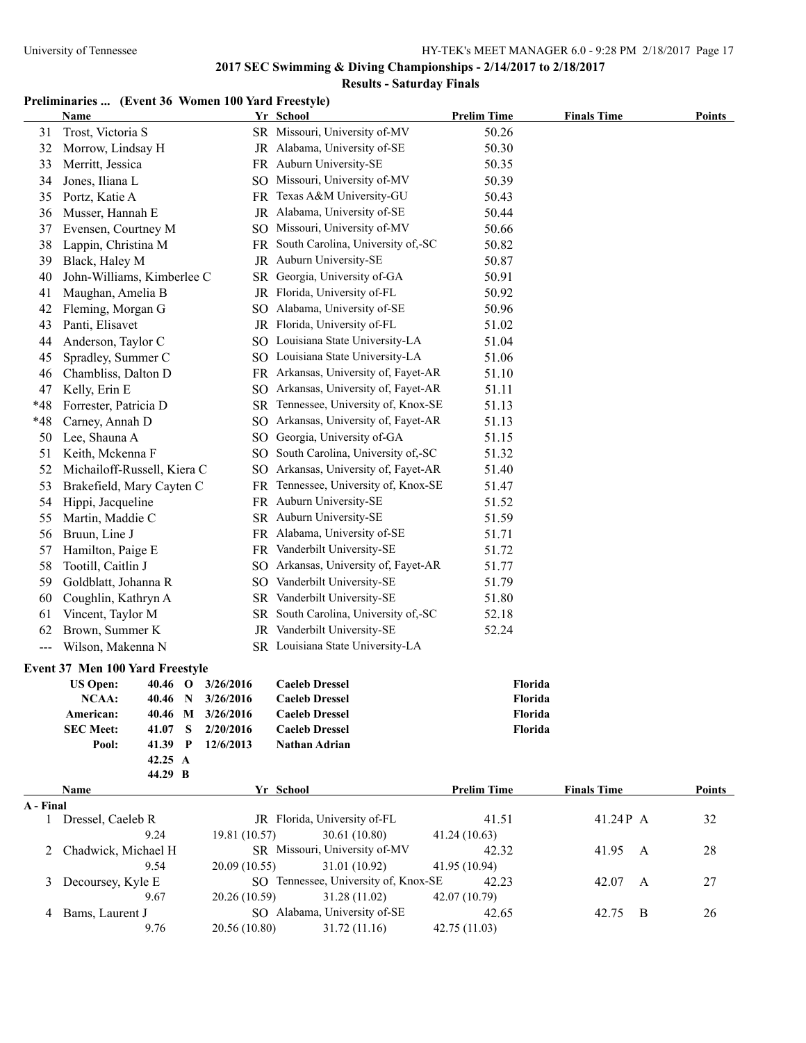**2017 SEC Swimming & Diving Championships - 2/14/2017 to 2/18/2017**

**Results - Saturday Finals**

### Preliminaries ... (Event 36 Women 100 Yard Freestyle)

| | Name | Yr | School | Prelim Time | Finals Time | Points |
|---|---|---|---|---|---|---|
| 31 | Trost, Victoria S | SR | Missouri, University of-MV | 50.26 | | |
| 32 | Morrow, Lindsay H | JR | Alabama, University of-SE | 50.30 | | |
| 33 | Merritt, Jessica | FR | Auburn University-SE | 50.35 | | |
| 34 | Jones, Iliana L | SO | Missouri, University of-MV | 50.39 | | |
| 35 | Portz, Katie A | FR | Texas A&M University-GU | 50.43 | | |
| 36 | Musser, Hannah E | JR | Alabama, University of-SE | 50.44 | | |
| 37 | Evensen, Courtney M | SO | Missouri, University of-MV | 50.66 | | |
| 38 | Lappin, Christina M | FR | South Carolina, University of,-SC | 50.82 | | |
| 39 | Black, Haley M | JR | Auburn University-SE | 50.87 | | |
| 40 | John-Williams, Kimberlee C | SR | Georgia, University of-GA | 50.91 | | |
| 41 | Maughan, Amelia B | JR | Florida, University of-FL | 50.92 | | |
| 42 | Fleming, Morgan G | SO | Alabama, University of-SE | 50.96 | | |
| 43 | Panti, Elisavet | JR | Florida, University of-FL | 51.02 | | |
| 44 | Anderson, Taylor C | SO | Louisiana State University-LA | 51.04 | | |
| 45 | Spradley, Summer C | SO | Louisiana State University-LA | 51.06 | | |
| 46 | Chambliss, Dalton D | FR | Arkansas, University of, Fayet-AR | 51.10 | | |
| 47 | Kelly, Erin E | SO | Arkansas, University of, Fayet-AR | 51.11 | | |
| *48 | Forrester, Patricia D | SR | Tennessee, University of, Knox-SE | 51.13 | | |
| *48 | Carney, Annah D | SO | Arkansas, University of, Fayet-AR | 51.13 | | |
| 50 | Lee, Shauna A | SO | Georgia, University of-GA | 51.15 | | |
| 51 | Keith, Mckenna F | SO | South Carolina, University of,-SC | 51.32 | | |
| 52 | Michailoff-Russell, Kiera C | SO | Arkansas, University of, Fayet-AR | 51.40 | | |
| 53 | Brakefield, Mary Cayten C | FR | Tennessee, University of, Knox-SE | 51.47 | | |
| 54 | Hippi, Jacqueline | FR | Auburn University-SE | 51.52 | | |
| 55 | Martin, Maddie C | SR | Auburn University-SE | 51.59 | | |
| 56 | Bruun, Line J | FR | Alabama, University of-SE | 51.71 | | |
| 57 | Hamilton, Paige E | FR | Vanderbilt University-SE | 51.72 | | |
| 58 | Tootill, Caitlin J | SO | Arkansas, University of, Fayet-AR | 51.77 | | |
| 59 | Goldblatt, Johanna R | SO | Vanderbilt University-SE | 51.79 | | |
| 60 | Coughlin, Kathryn A | SR | Vanderbilt University-SE | 51.80 | | |
| 61 | Vincent, Taylor M | SR | South Carolina, University of,-SC | 52.18 | | |
| 62 | Brown, Summer K | JR | Vanderbilt University-SE | 52.24 | | |
| --- | Wilson, Makenna N | SR | Louisiana State University-LA | | | |

### Event 37 Men 100 Yard Freestyle

| Record | Time | Code | Date | Name | School |
|---|---|---|---|---|---|
| **US Open:** | **40.46** | **O** | **3/26/2016** | **Caeleb Dressel** | **Florida** |
| **NCAA:** | **40.46** | **N** | **3/26/2016** | **Caeleb Dressel** | **Florida** |
| **American:** | **40.46** | **M** | **3/26/2016** | **Caeleb Dressel** | **Florida** |
| **SEC Meet:** | **41.07** | **S** | **2/20/2016** | **Caeleb Dressel** | **Florida** |
| **Pool:** | **41.39** | **P** | **12/6/2013** | **Nathan Adrian** | |
| | **42.25** | **A** | | | |
| | **44.29** | **B** | | | |

| | Name | Yr | School | Prelim Time | Finals Time | Points |
|---|---|---|---|---|---|---|
| **A - Final** | | | | | | |
| 1 | Dressel, Caeleb R | JR | Florida, University of-FL | 41.51 | 41.24P A | 32 |
| | 9.24 | 19.81 (10.57) | 30.61 (10.80) | 41.24 (10.63) | | |
| 2 | Chadwick, Michael H | SR | Missouri, University of-MV | 42.32 | 41.95 A | 28 |
| | 9.54 | 20.09 (10.55) | 31.01 (10.92) | 41.95 (10.94) | | |
| 3 | Decoursey, Kyle E | SO | Tennessee, University of, Knox-SE | 42.23 | 42.07 A | 27 |
| | 9.67 | 20.26 (10.59) | 31.28 (11.02) | 42.07 (10.79) | | |
| 4 | Bams, Laurent J | SO | Alabama, University of-SE | 42.65 | 42.75 B | 26 |
| | 9.76 | 20.56 (10.80) | 31.72 (11.16) | 42.75 (11.03) | | |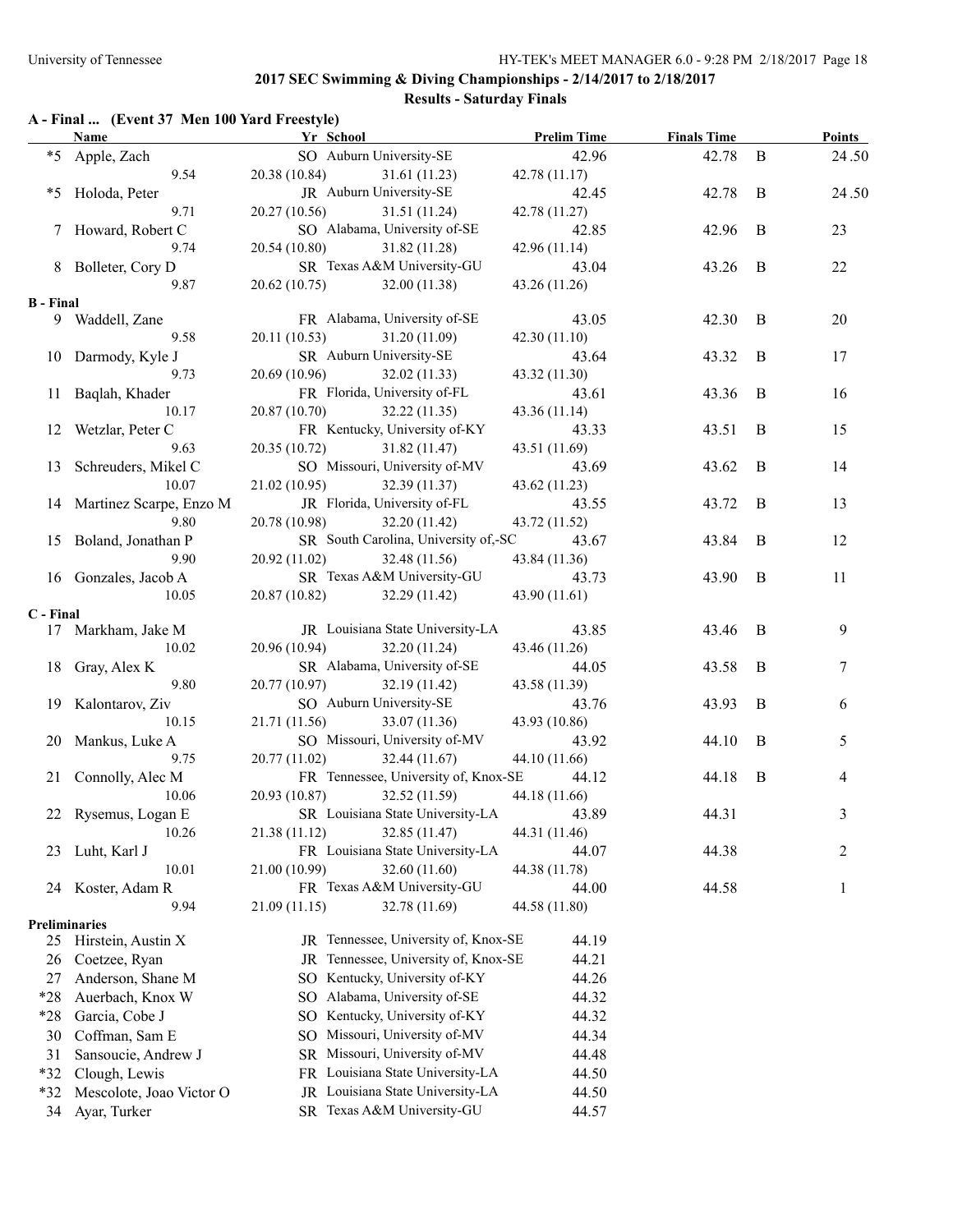## 2017 SEC Swimming & Diving Championships - 2/14/2017 to 2/18/2017

### Results - Saturday Finals

**A - Final ... (Event 37 Men 100 Yard Freestyle)**

| | Name | Yr | School | Prelim Time | Finals Time | | Points |
|---|---|---|---|---|---|---|---|
| *5 | Apple, Zach | SO | Auburn University-SE | 42.96 | 42.78 | B | 24.50 |
| | 9.54 | 20.38 (10.84) | 31.61 (11.23) | 42.78 (11.17) | | | |
| *5 | Holoda, Peter | JR | Auburn University-SE | 42.45 | 42.78 | B | 24.50 |
| | 9.71 | 20.27 (10.56) | 31.51 (11.24) | 42.78 (11.27) | | | |
| 7 | Howard, Robert C | SO | Alabama, University of-SE | 42.85 | 42.96 | B | 23 |
| | 9.74 | 20.54 (10.80) | 31.82 (11.28) | 42.96 (11.14) | | | |
| 8 | Bolleter, Cory D | SR | Texas A&M University-GU | 43.04 | 43.26 | B | 22 |
| | 9.87 | 20.62 (10.75) | 32.00 (11.38) | 43.26 (11.26) | | | |
| **B - Final** | | | | | | | |
| 9 | Waddell, Zane | FR | Alabama, University of-SE | 43.05 | 42.30 | B | 20 |
| | 9.58 | 20.11 (10.53) | 31.20 (11.09) | 42.30 (11.10) | | | |
| 10 | Darmody, Kyle J | SR | Auburn University-SE | 43.64 | 43.32 | B | 17 |
| | 9.73 | 20.69 (10.96) | 32.02 (11.33) | 43.32 (11.30) | | | |
| 11 | Baqlah, Khader | FR | Florida, University of-FL | 43.61 | 43.36 | B | 16 |
| | 10.17 | 20.87 (10.70) | 32.22 (11.35) | 43.36 (11.14) | | | |
| 12 | Wetzlar, Peter C | FR | Kentucky, University of-KY | 43.33 | 43.51 | B | 15 |
| | 9.63 | 20.35 (10.72) | 31.82 (11.47) | 43.51 (11.69) | | | |
| 13 | Schreuders, Mikel C | SO | Missouri, University of-MV | 43.69 | 43.62 | B | 14 |
| | 10.07 | 21.02 (10.95) | 32.39 (11.37) | 43.62 (11.23) | | | |
| 14 | Martinez Scarpe, Enzo M | JR | Florida, University of-FL | 43.55 | 43.72 | B | 13 |
| | 9.80 | 20.78 (10.98) | 32.20 (11.42) | 43.72 (11.52) | | | |
| 15 | Boland, Jonathan P | SR | South Carolina, University of,-SC | 43.67 | 43.84 | B | 12 |
| | 9.90 | 20.92 (11.02) | 32.48 (11.56) | 43.84 (11.36) | | | |
| 16 | Gonzales, Jacob A | SR | Texas A&M University-GU | 43.73 | 43.90 | B | 11 |
| | 10.05 | 20.87 (10.82) | 32.29 (11.42) | 43.90 (11.61) | | | |
| **C - Final** | | | | | | | |
| 17 | Markham, Jake M | JR | Louisiana State University-LA | 43.85 | 43.46 | B | 9 |
| | 10.02 | 20.96 (10.94) | 32.20 (11.24) | 43.46 (11.26) | | | |
| 18 | Gray, Alex K | SR | Alabama, University of-SE | 44.05 | 43.58 | B | 7 |
| | 9.80 | 20.77 (10.97) | 32.19 (11.42) | 43.58 (11.39) | | | |
| 19 | Kalontarov, Ziv | SO | Auburn University-SE | 43.76 | 43.93 | B | 6 |
| | 10.15 | 21.71 (11.56) | 33.07 (11.36) | 43.93 (10.86) | | | |
| 20 | Mankus, Luke A | SO | Missouri, University of-MV | 43.92 | 44.10 | B | 5 |
| | 9.75 | 20.77 (11.02) | 32.44 (11.67) | 44.10 (11.66) | | | |
| 21 | Connolly, Alec M | FR | Tennessee, University of, Knox-SE | 44.12 | 44.18 | B | 4 |
| | 10.06 | 20.93 (10.87) | 32.52 (11.59) | 44.18 (11.66) | | | |
| 22 | Rysemus, Logan E | SR | Louisiana State University-LA | 43.89 | 44.31 | | 3 |
| | 10.26 | 21.38 (11.12) | 32.85 (11.47) | 44.31 (11.46) | | | |
| 23 | Luht, Karl J | FR | Louisiana State University-LA | 44.07 | 44.38 | | 2 |
| | 10.01 | 21.00 (10.99) | 32.60 (11.60) | 44.38 (11.78) | | | |
| 24 | Koster, Adam R | FR | Texas A&M University-GU | 44.00 | 44.58 | | 1 |
| | 9.94 | 21.09 (11.15) | 32.78 (11.69) | 44.58 (11.80) | | | |
| **Preliminaries** | | | | | | | |
| 25 | Hirstein, Austin X | JR | Tennessee, University of, Knox-SE | 44.19 | | | |
| 26 | Coetzee, Ryan | JR | Tennessee, University of, Knox-SE | 44.21 | | | |
| 27 | Anderson, Shane M | SO | Kentucky, University of-KY | 44.26 | | | |
| *28 | Auerbach, Knox W | SO | Alabama, University of-SE | 44.32 | | | |
| *28 | Garcia, Cobe J | SO | Kentucky, University of-KY | 44.32 | | | |
| 30 | Coffman, Sam E | SO | Missouri, University of-MV | 44.34 | | | |
| 31 | Sansoucie, Andrew J | SR | Missouri, University of-MV | 44.48 | | | |
| *32 | Clough, Lewis | FR | Louisiana State University-LA | 44.50 | | | |
| *32 | Mescolote, Joao Victor O | JR | Louisiana State University-LA | 44.50 | | | |
| 34 | Ayar, Turker | SR | Texas A&M University-GU | 44.57 | | | |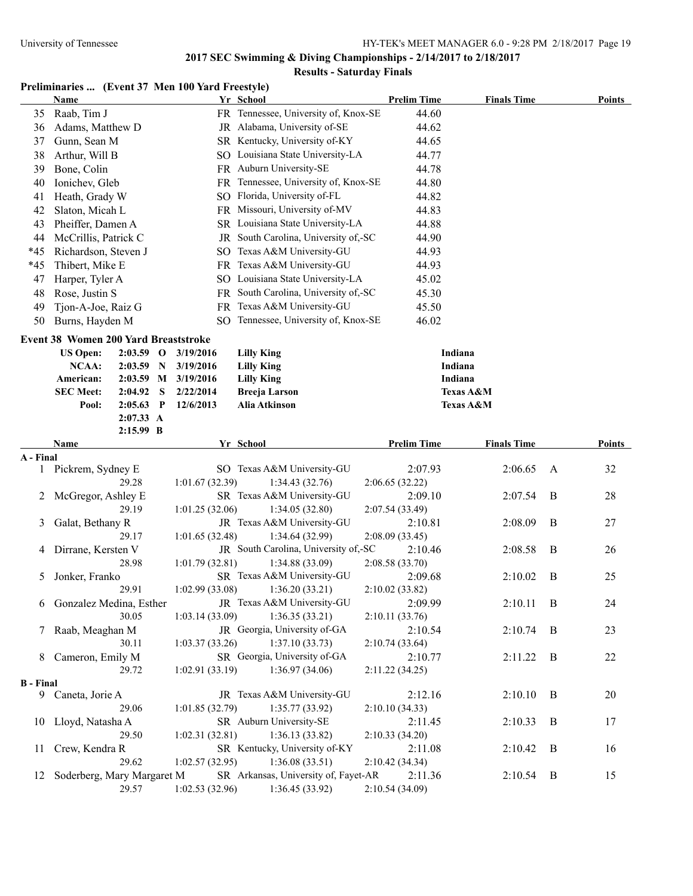**2017 SEC Swimming & Diving Championships - 2/14/2017 to 2/18/2017**

**Results - Saturday Finals**

## Preliminaries ... (Event 37 Men 100 Yard Freestyle)

| | Name | Yr | School | Prelim Time | Finals Time | Points |
|---|---|---|---|---|---|---|
| 35 | Raab, Tim J | FR | Tennessee, University of, Knox-SE | 44.60 | | |
| 36 | Adams, Matthew D | JR | Alabama, University of-SE | 44.62 | | |
| 37 | Gunn, Sean M | SR | Kentucky, University of-KY | 44.65 | | |
| 38 | Arthur, Will B | SO | Louisiana State University-LA | 44.77 | | |
| 39 | Bone, Colin | FR | Auburn University-SE | 44.78 | | |
| 40 | Ionichev, Gleb | FR | Tennessee, University of, Knox-SE | 44.80 | | |
| 41 | Heath, Grady W | SO | Florida, University of-FL | 44.82 | | |
| 42 | Slaton, Micah L | FR | Missouri, University of-MV | 44.83 | | |
| 43 | Pheiffer, Damen A | SR | Louisiana State University-LA | 44.88 | | |
| 44 | McCrillis, Patrick C | JR | South Carolina, University of,-SC | 44.90 | | |
| *45 | Richardson, Steven J | SO | Texas A&M University-GU | 44.93 | | |
| *45 | Thibert, Mike E | FR | Texas A&M University-GU | 44.93 | | |
| 47 | Harper, Tyler A | SO | Louisiana State University-LA | 45.02 | | |
| 48 | Rose, Justin S | FR | South Carolina, University of,-SC | 45.30 | | |
| 49 | Tjon-A-Joe, Raiz G | FR | Texas A&M University-GU | 45.50 | | |
| 50 | Burns, Hayden M | SO | Tennessee, University of, Knox-SE | 46.02 | | |

## Event 38 Women 200 Yard Breaststroke

| | Time | | Date | Name | School |
|---|---|---|---|---|---|
| US Open: | 2:03.59 | O | 3/19/2016 | Lilly King | Indiana |
| NCAA: | 2:03.59 | N | 3/19/2016 | Lilly King | Indiana |
| American: | 2:03.59 | M | 3/19/2016 | Lilly King | Indiana |
| SEC Meet: | 2:04.92 | S | 2/22/2014 | Breeja Larson | Texas A&M |
| Pool: | 2:05.63 | P | 12/6/2013 | Alia Atkinson | Texas A&M |
| | 2:07.33 | A | | | |
| | 2:15.99 | B | | | |

| | Name | Yr | School | Prelim Time | Finals Time | | Points |
|---|---|---|---|---|---|---|---|
| **A - Final** | | | | | | | |
| 1 | Pickrem, Sydney E | SO | Texas A&M University-GU | 2:07.93 | 2:06.65 | A | 32 |
| | 29.28 | 1:01.67 (32.39) | 1:34.43 (32.76) | 2:06.65 (32.22) | | | |
| 2 | McGregor, Ashley E | SR | Texas A&M University-GU | 2:09.10 | 2:07.54 | B | 28 |
| | 29.19 | 1:01.25 (32.06) | 1:34.05 (32.80) | 2:07.54 (33.49) | | | |
| 3 | Galat, Bethany R | JR | Texas A&M University-GU | 2:10.81 | 2:08.09 | B | 27 |
| | 29.17 | 1:01.65 (32.48) | 1:34.64 (32.99) | 2:08.09 (33.45) | | | |
| 4 | Dirrane, Kersten V | JR | South Carolina, University of,-SC | 2:10.46 | 2:08.58 | B | 26 |
| | 28.98 | 1:01.79 (32.81) | 1:34.88 (33.09) | 2:08.58 (33.70) | | | |
| 5 | Jonker, Franko | SR | Texas A&M University-GU | 2:09.68 | 2:10.02 | B | 25 |
| | 29.91 | 1:02.99 (33.08) | 1:36.20 (33.21) | 2:10.02 (33.82) | | | |
| 6 | Gonzalez Medina, Esther | JR | Texas A&M University-GU | 2:09.99 | 2:10.11 | B | 24 |
| | 30.05 | 1:03.14 (33.09) | 1:36.35 (33.21) | 2:10.11 (33.76) | | | |
| 7 | Raab, Meaghan M | JR | Georgia, University of-GA | 2:10.54 | 2:10.74 | B | 23 |
| | 30.11 | 1:03.37 (33.26) | 1:37.10 (33.73) | 2:10.74 (33.64) | | | |
| 8 | Cameron, Emily M | SR | Georgia, University of-GA | 2:10.77 | 2:11.22 | B | 22 |
| | 29.72 | 1:02.91 (33.19) | 1:36.97 (34.06) | 2:11.22 (34.25) | | | |
| **B - Final** | | | | | | | |
| 9 | Caneta, Jorie A | JR | Texas A&M University-GU | 2:12.16 | 2:10.10 | B | 20 |
| | 29.06 | 1:01.85 (32.79) | 1:35.77 (33.92) | 2:10.10 (34.33) | | | |
| 10 | Lloyd, Natasha A | SR | Auburn University-SE | 2:11.45 | 2:10.33 | B | 17 |
| | 29.50 | 1:02.31 (32.81) | 1:36.13 (33.82) | 2:10.33 (34.20) | | | |
| 11 | Crew, Kendra R | SR | Kentucky, University of-KY | 2:11.08 | 2:10.42 | B | 16 |
| | 29.62 | 1:02.57 (32.95) | 1:36.08 (33.51) | 2:10.42 (34.34) | | | |
| 12 | Soderberg, Mary Margaret M | SR | Arkansas, University of, Fayet-AR | 2:11.36 | 2:10.54 | B | 15 |
| | 29.57 | 1:02.53 (32.96) | 1:36.45 (33.92) | 2:10.54 (34.09) | | | |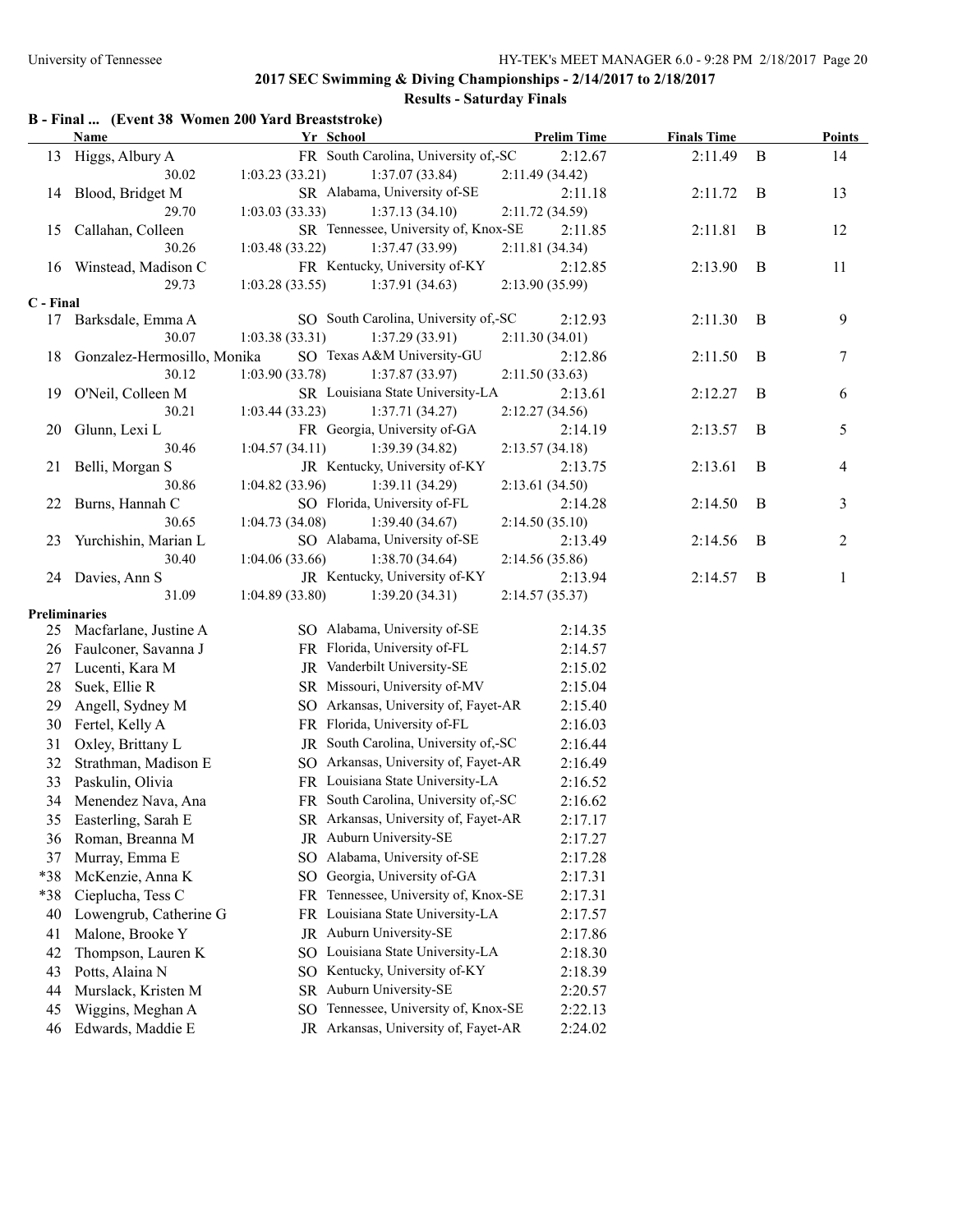## 2017 SEC Swimming & Diving Championships - 2/14/2017 to 2/18/2017

### Results - Saturday Finals

### B - Final ... (Event 38 Women 200 Yard Breaststroke)

| | Name | Yr | School | Prelim Time | Finals Time | | Points |
|---|---|---|---|---|---|---|---|
| 13 | Higgs, Albury A | FR | South Carolina, University of,-SC | 2:12.67 | 2:11.49 | B | 14 |
| | 30.02 | 1:03.23 (33.21) | 1:37.07 (33.84) | 2:11.49 (34.42) | | | |
| 14 | Blood, Bridget M | SR | Alabama, University of-SE | 2:11.18 | 2:11.72 | B | 13 |
| | 29.70 | 1:03.03 (33.33) | 1:37.13 (34.10) | 2:11.72 (34.59) | | | |
| 15 | Callahan, Colleen | SR | Tennessee, University of, Knox-SE | 2:11.85 | 2:11.81 | B | 12 |
| | 30.26 | 1:03.48 (33.22) | 1:37.47 (33.99) | 2:11.81 (34.34) | | | |
| 16 | Winstead, Madison C | FR | Kentucky, University of-KY | 2:12.85 | 2:13.90 | B | 11 |
| | 29.73 | 1:03.28 (33.55) | 1:37.91 (34.63) | 2:13.90 (35.99) | | | |

### C - Final

| | Name | Yr | School | Prelim Time | Finals Time | | Points |
|---|---|---|---|---|---|---|---|
| 17 | Barksdale, Emma A | SO | South Carolina, University of,-SC | 2:12.93 | 2:11.30 | B | 9 |
| | 30.07 | 1:03.38 (33.31) | 1:37.29 (33.91) | 2:11.30 (34.01) | | | |
| 18 | Gonzalez-Hermosillo, Monika | SO | Texas A&M University-GU | 2:12.86 | 2:11.50 | B | 7 |
| | 30.12 | 1:03.90 (33.78) | 1:37.87 (33.97) | 2:11.50 (33.63) | | | |
| 19 | O'Neil, Colleen M | SR | Louisiana State University-LA | 2:13.61 | 2:12.27 | B | 6 |
| | 30.21 | 1:03.44 (33.23) | 1:37.71 (34.27) | 2:12.27 (34.56) | | | |
| 20 | Glunn, Lexi L | FR | Georgia, University of-GA | 2:14.19 | 2:13.57 | B | 5 |
| | 30.46 | 1:04.57 (34.11) | 1:39.39 (34.82) | 2:13.57 (34.18) | | | |
| 21 | Belli, Morgan S | JR | Kentucky, University of-KY | 2:13.75 | 2:13.61 | B | 4 |
| | 30.86 | 1:04.82 (33.96) | 1:39.11 (34.29) | 2:13.61 (34.50) | | | |
| 22 | Burns, Hannah C | SO | Florida, University of-FL | 2:14.28 | 2:14.50 | B | 3 |
| | 30.65 | 1:04.73 (34.08) | 1:39.40 (34.67) | 2:14.50 (35.10) | | | |
| 23 | Yurchishin, Marian L | SO | Alabama, University of-SE | 2:13.49 | 2:14.56 | B | 2 |
| | 30.40 | 1:04.06 (33.66) | 1:38.70 (34.64) | 2:14.56 (35.86) | | | |
| 24 | Davies, Ann S | JR | Kentucky, University of-KY | 2:13.94 | 2:14.57 | B | 1 |
| | 31.09 | 1:04.89 (33.80) | 1:39.20 (34.31) | 2:14.57 (35.37) | | | |

### Preliminaries

| | Name | Yr | School | Prelim Time |
|---|---|---|---|---|
| 25 | Macfarlane, Justine A | SO | Alabama, University of-SE | 2:14.35 |
| 26 | Faulconer, Savanna J | FR | Florida, University of-FL | 2:14.57 |
| 27 | Lucenti, Kara M | JR | Vanderbilt University-SE | 2:15.02 |
| 28 | Suek, Ellie R | SR | Missouri, University of-MV | 2:15.04 |
| 29 | Angell, Sydney M | SO | Arkansas, University of, Fayet-AR | 2:15.40 |
| 30 | Fertel, Kelly A | FR | Florida, University of-FL | 2:16.03 |
| 31 | Oxley, Brittany L | JR | South Carolina, University of,-SC | 2:16.44 |
| 32 | Strathman, Madison E | SO | Arkansas, University of, Fayet-AR | 2:16.49 |
| 33 | Paskulin, Olivia | FR | Louisiana State University-LA | 2:16.52 |
| 34 | Menendez Nava, Ana | FR | South Carolina, University of,-SC | 2:16.62 |
| 35 | Easterling, Sarah E | SR | Arkansas, University of, Fayet-AR | 2:17.17 |
| 36 | Roman, Breanna M | JR | Auburn University-SE | 2:17.27 |
| 37 | Murray, Emma E | SO | Alabama, University of-SE | 2:17.28 |
| *38 | McKenzie, Anna K | SO | Georgia, University of-GA | 2:17.31 |
| *38 | Cieplucha, Tess C | FR | Tennessee, University of, Knox-SE | 2:17.31 |
| 40 | Lowengrub, Catherine G | FR | Louisiana State University-LA | 2:17.57 |
| 41 | Malone, Brooke Y | JR | Auburn University-SE | 2:17.86 |
| 42 | Thompson, Lauren K | SO | Louisiana State University-LA | 2:18.30 |
| 43 | Potts, Alaina N | SO | Kentucky, University of-KY | 2:18.39 |
| 44 | Murslack, Kristen M | SR | Auburn University-SE | 2:20.57 |
| 45 | Wiggins, Meghan A | SO | Tennessee, University of, Knox-SE | 2:22.13 |
| 46 | Edwards, Maddie E | JR | Arkansas, University of, Fayet-AR | 2:24.02 |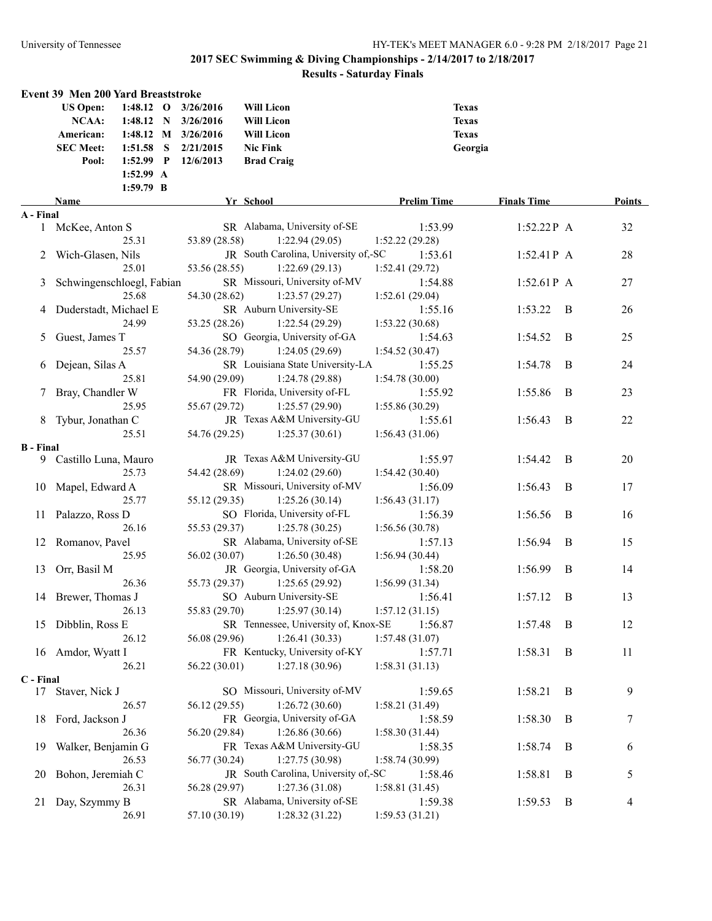## 2017 SEC Swimming & Diving Championships - 2/14/2017 to 2/18/2017

### Results - Saturday Finals

### Event 39 Men 200 Yard Breaststroke

| | | | | | |
|---|---|---|---|---|---|
| US Open: | 1:48.12 | O | 3/26/2016 | Will Licon | Texas |
| NCAA: | 1:48.12 | N | 3/26/2016 | Will Licon | Texas |
| American: | 1:48.12 | M | 3/26/2016 | Will Licon | Texas |
| SEC Meet: | 1:51.58 | S | 2/21/2015 | Nic Fink | Georgia |
| Pool: | 1:52.99 | P | 12/6/2013 | Brad Craig | |
| | 1:52.99 | A | | | |
| | 1:59.79 | B | | | |

| | Name | Yr | School | Prelim Time | Finals Time | | Points |
|---|---|---|---|---|---|---|---|
| **A - Final** | | | | | | | |
| 1 | McKee, Anton S | SR | Alabama, University of-SE | 1:53.99 | 1:52.22 P | A | 32 |
| | 25.31 | 53.89 (28.58) | 1:22.94 (29.05) | 1:52.22 (29.28) | | | |
| 2 | Wich-Glasen, Nils | JR | South Carolina, University of,-SC | 1:53.61 | 1:52.41 P | A | 28 |
| | 25.01 | 53.56 (28.55) | 1:22.69 (29.13) | 1:52.41 (29.72) | | | |
| 3 | Schwingenschloegl, Fabian | SR | Missouri, University of-MV | 1:54.88 | 1:52.61 P | A | 27 |
| | 25.68 | 54.30 (28.62) | 1:23.57 (29.27) | 1:52.61 (29.04) | | | |
| 4 | Duderstadt, Michael E | SR | Auburn University-SE | 1:55.16 | 1:53.22 | B | 26 |
| | 24.99 | 53.25 (28.26) | 1:22.54 (29.29) | 1:53.22 (30.68) | | | |
| 5 | Guest, James T | SO | Georgia, University of-GA | 1:54.63 | 1:54.52 | B | 25 |
| | 25.57 | 54.36 (28.79) | 1:24.05 (29.69) | 1:54.52 (30.47) | | | |
| 6 | Dejean, Silas A | SR | Louisiana State University-LA | 1:55.25 | 1:54.78 | B | 24 |
| | 25.81 | 54.90 (29.09) | 1:24.78 (29.88) | 1:54.78 (30.00) | | | |
| 7 | Bray, Chandler W | FR | Florida, University of-FL | 1:55.92 | 1:55.86 | B | 23 |
| | 25.95 | 55.67 (29.72) | 1:25.57 (29.90) | 1:55.86 (30.29) | | | |
| 8 | Tybur, Jonathan C | JR | Texas A&M University-GU | 1:55.61 | 1:56.43 | B | 22 |
| | 25.51 | 54.76 (29.25) | 1:25.37 (30.61) | 1:56.43 (31.06) | | | |
| **B - Final** | | | | | | | |
| 9 | Castillo Luna, Mauro | JR | Texas A&M University-GU | 1:55.97 | 1:54.42 | B | 20 |
| | 25.73 | 54.42 (28.69) | 1:24.02 (29.60) | 1:54.42 (30.40) | | | |
| 10 | Mapel, Edward A | SR | Missouri, University of-MV | 1:56.09 | 1:56.43 | B | 17 |
| | 25.77 | 55.12 (29.35) | 1:25.26 (30.14) | 1:56.43 (31.17) | | | |
| 11 | Palazzo, Ross D | SO | Florida, University of-FL | 1:56.39 | 1:56.56 | B | 16 |
| | 26.16 | 55.53 (29.37) | 1:25.78 (30.25) | 1:56.56 (30.78) | | | |
| 12 | Romanov, Pavel | SR | Alabama, University of-SE | 1:57.13 | 1:56.94 | B | 15 |
| | 25.95 | 56.02 (30.07) | 1:26.50 (30.48) | 1:56.94 (30.44) | | | |
| 13 | Orr, Basil M | JR | Georgia, University of-GA | 1:58.20 | 1:56.99 | B | 14 |
| | 26.36 | 55.73 (29.37) | 1:25.65 (29.92) | 1:56.99 (31.34) | | | |
| 14 | Brewer, Thomas J | SO | Auburn University-SE | 1:56.41 | 1:57.12 | B | 13 |
| | 26.13 | 55.83 (29.70) | 1:25.97 (30.14) | 1:57.12 (31.15) | | | |
| 15 | Dibblin, Ross E | SR | Tennessee, University of, Knox-SE | 1:56.87 | 1:57.48 | B | 12 |
| | 26.12 | 56.08 (29.96) | 1:26.41 (30.33) | 1:57.48 (31.07) | | | |
| 16 | Amdor, Wyatt I | FR | Kentucky, University of-KY | 1:57.71 | 1:58.31 | B | 11 |
| | 26.21 | 56.22 (30.01) | 1:27.18 (30.96) | 1:58.31 (31.13) | | | |
| **C - Final** | | | | | | | |
| 17 | Staver, Nick J | SO | Missouri, University of-MV | 1:59.65 | 1:58.21 | B | 9 |
| | 26.57 | 56.12 (29.55) | 1:26.72 (30.60) | 1:58.21 (31.49) | | | |
| 18 | Ford, Jackson J | FR | Georgia, University of-GA | 1:58.59 | 1:58.30 | B | 7 |
| | 26.36 | 56.20 (29.84) | 1:26.86 (30.66) | 1:58.30 (31.44) | | | |
| 19 | Walker, Benjamin G | FR | Texas A&M University-GU | 1:58.35 | 1:58.74 | B | 6 |
| | 26.53 | 56.77 (30.24) | 1:27.75 (30.98) | 1:58.74 (30.99) | | | |
| 20 | Bohon, Jeremiah C | JR | South Carolina, University of,-SC | 1:58.46 | 1:58.81 | B | 5 |
| | 26.31 | 56.28 (29.97) | 1:27.36 (31.08) | 1:58.81 (31.45) | | | |
| 21 | Day, Szymmy B | SR | Alabama, University of-SE | 1:59.38 | 1:59.53 | B | 4 |
| | 26.91 | 57.10 (30.19) | 1:28.32 (31.22) | 1:59.53 (31.21) | | | |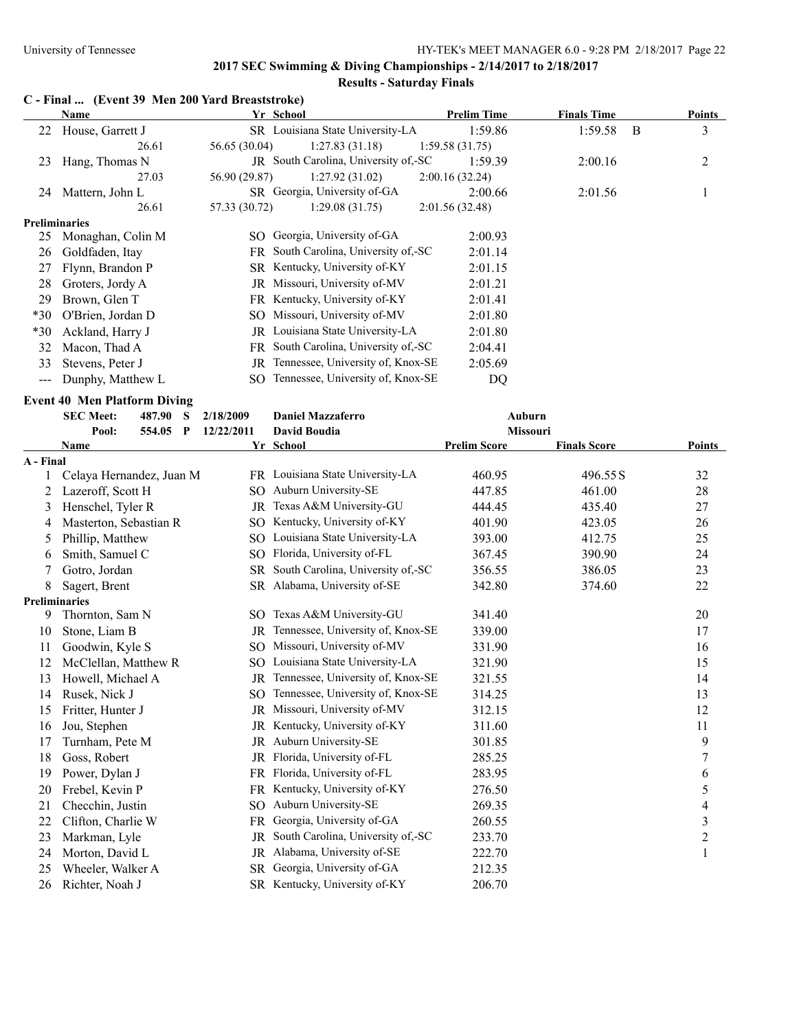## 2017 SEC Swimming & Diving Championships - 2/14/2017 to 2/18/2017

### Results - Saturday Finals

### C - Final ... (Event 39 Men 200 Yard Breaststroke)

| | Name | Yr | School | Prelim Time | Finals Time | | Points |
|---|---|---|---|---|---|---|---|
| 22 | House, Garrett J | SR | Louisiana State University-LA | 1:59.86 | 1:59.58 | B | 3 |
| | 26.61 | 56.65 (30.04) | 1:27.83 (31.18) | 1:59.58 (31.75) | | | |
| 23 | Hang, Thomas N | JR | South Carolina, University of,-SC | 1:59.39 | 2:00.16 | | 2 |
| | 27.03 | 56.90 (29.87) | 1:27.92 (31.02) | 2:00.16 (32.24) | | | |
| 24 | Mattern, John L | SR | Georgia, University of-GA | 2:00.66 | 2:01.56 | | 1 |
| | 26.61 | 57.33 (30.72) | 1:29.08 (31.75) | 2:01.56 (32.48) | | | |
| **Preliminaries** | | | | | | | |
| 25 | Monaghan, Colin M | SO | Georgia, University of-GA | 2:00.93 | | | |
| 26 | Goldfaden, Itay | FR | South Carolina, University of,-SC | 2:01.14 | | | |
| 27 | Flynn, Brandon P | SR | Kentucky, University of-KY | 2:01.15 | | | |
| 28 | Groters, Jordy A | JR | Missouri, University of-MV | 2:01.21 | | | |
| 29 | Brown, Glen T | FR | Kentucky, University of-KY | 2:01.41 | | | |
| *30 | O'Brien, Jordan D | SO | Missouri, University of-MV | 2:01.80 | | | |
| *30 | Ackland, Harry J | JR | Louisiana State University-LA | 2:01.80 | | | |
| 32 | Macon, Thad A | FR | South Carolina, University of,-SC | 2:04.41 | | | |
| 33 | Stevens, Peter J | JR | Tennessee, University of, Knox-SE | 2:05.69 | | | |
| --- | Dunphy, Matthew L | SO | Tennessee, University of, Knox-SE | DQ | | | |

### Event 40 Men Platform Diving

| | | | | |
|---|---|---|---|---|
| SEC Meet: | 487.90 S | 2/18/2009 | Daniel Mazzaferro | Auburn |
| Pool: | 554.05 P | 12/22/2011 | David Boudia | Missouri |

| | Name | Yr | School | Prelim Score | Finals Score | Points |
|---|---|---|---|---|---|---|
| **A - Final** | | | | | | |
| 1 | Celaya Hernandez, Juan M | FR | Louisiana State University-LA | 460.95 | 496.55 S | 32 |
| 2 | Lazeroff, Scott H | SO | Auburn University-SE | 447.85 | 461.00 | 28 |
| 3 | Henschel, Tyler R | JR | Texas A&M University-GU | 444.45 | 435.40 | 27 |
| 4 | Masterton, Sebastian R | SO | Kentucky, University of-KY | 401.90 | 423.05 | 26 |
| 5 | Phillip, Matthew | SO | Louisiana State University-LA | 393.00 | 412.75 | 25 |
| 6 | Smith, Samuel C | SO | Florida, University of-FL | 367.45 | 390.90 | 24 |
| 7 | Gotro, Jordan | SR | South Carolina, University of,-SC | 356.55 | 386.05 | 23 |
| 8 | Sagert, Brent | SR | Alabama, University of-SE | 342.80 | 374.60 | 22 |
| **Preliminaries** | | | | | | |
| 9 | Thornton, Sam N | SO | Texas A&M University-GU | 341.40 | | 20 |
| 10 | Stone, Liam B | JR | Tennessee, University of, Knox-SE | 339.00 | | 17 |
| 11 | Goodwin, Kyle S | SO | Missouri, University of-MV | 331.90 | | 16 |
| 12 | McClellan, Matthew R | SO | Louisiana State University-LA | 321.90 | | 15 |
| 13 | Howell, Michael A | JR | Tennessee, University of, Knox-SE | 321.55 | | 14 |
| 14 | Rusek, Nick J | SO | Tennessee, University of, Knox-SE | 314.25 | | 13 |
| 15 | Fritter, Hunter J | JR | Missouri, University of-MV | 312.15 | | 12 |
| 16 | Jou, Stephen | JR | Kentucky, University of-KY | 311.60 | | 11 |
| 17 | Turnham, Pete M | JR | Auburn University-SE | 301.85 | | 9 |
| 18 | Goss, Robert | JR | Florida, University of-FL | 285.25 | | 7 |
| 19 | Power, Dylan J | FR | Florida, University of-FL | 283.95 | | 6 |
| 20 | Frebel, Kevin P | FR | Kentucky, University of-KY | 276.50 | | 5 |
| 21 | Checchin, Justin | SO | Auburn University-SE | 269.35 | | 4 |
| 22 | Clifton, Charlie W | FR | Georgia, University of-GA | 260.55 | | 3 |
| 23 | Markman, Lyle | JR | South Carolina, University of,-SC | 233.70 | | 2 |
| 24 | Morton, David L | JR | Alabama, University of-SE | 222.70 | | 1 |
| 25 | Wheeler, Walker A | SR | Georgia, University of-GA | 212.35 | | |
| 26 | Richter, Noah J | SR | Kentucky, University of-KY | 206.70 | | |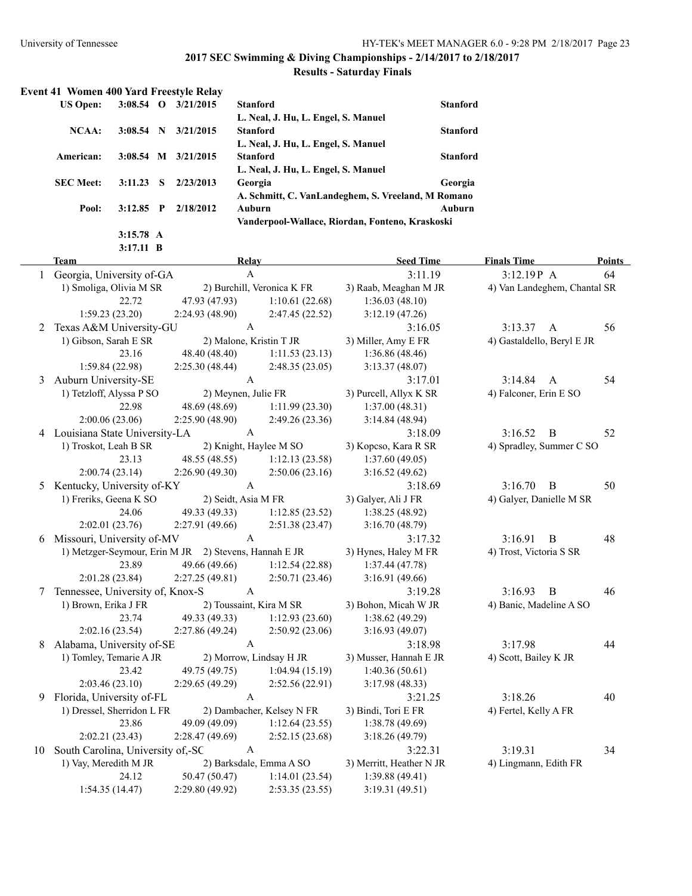## 2017 SEC Swimming & Diving Championships - 2/14/2017 to 2/18/2017

### Results - Saturday Finals

### Event 41 Women 400 Yard Freestyle Relay

| Record | Time | | Date | Team | |
|---|---|---|---|---|---|
| **US Open:** | **3:08.54** | **O** | **3/21/2015** | **Stanford** | **Stanford** |
| | | | | **L. Neal, J. Hu, L. Engel, S. Manuel** | |
| **NCAA:** | **3:08.54** | **N** | **3/21/2015** | **Stanford** | **Stanford** |
| | | | | **L. Neal, J. Hu, L. Engel, S. Manuel** | |
| **American:** | **3:08.54** | **M** | **3/21/2015** | **Stanford** | **Stanford** |
| | | | | **L. Neal, J. Hu, L. Engel, S. Manuel** | |
| **SEC Meet:** | **3:11.23** | **S** | **2/23/2013** | **Georgia** | **Georgia** |
| | | | | **A. Schmitt, C. VanLandeghem, S. Vreeland, M Romano** | |
| **Pool:** | **3:12.85** | **P** | **2/18/2012** | **Auburn** | **Auburn** |
| | | | | **Vanderpool-Wallace, Riordan, Fonteno, Kraskoski** | |
| | **3:15.78** | **A** | | | |
| | **3:17.11** | **B** | | | |

| | Team | Relay | Seed Time | Finals Time | Points |
|---|---|---|---|---|---|
| 1 | Georgia, University of-GA | A | 3:11.19 | 3:12.19P A | 64 |
| | 1) Smoliga, Olivia M SR; 2) Burchill, Veronica K FR; 3) Raab, Meaghan M JR; 4) Van Landeghem, Chantal SR | | | | |
| | 22.72, 47.93 (47.93), 1:10.61 (22.68), 1:36.03 (48.10), 1:59.23 (23.20), 2:24.93 (48.90), 2:47.45 (22.52), 3:12.19 (47.26) | | | | |
| 2 | Texas A&M University-GU | A | 3:16.05 | 3:13.37 A | 56 |
| | 1) Gibson, Sarah E SR; 2) Malone, Kristin T JR; 3) Miller, Amy E FR; 4) Gastaldello, Beryl E JR | | | | |
| | 23.16, 48.40 (48.40), 1:11.53 (23.13), 1:36.86 (48.46), 1:59.84 (22.98), 2:25.30 (48.44), 2:48.35 (23.05), 3:13.37 (48.07) | | | | |
| 3 | Auburn University-SE | A | 3:17.01 | 3:14.84 A | 54 |
| | 1) Tetzloff, Alyssa P SO; 2) Meynen, Julie FR; 3) Purcell, Allyx K SR; 4) Falconer, Erin E SO | | | | |
| | 22.98, 48.69 (48.69), 1:11.99 (23.30), 1:37.00 (48.31), 2:00.06 (23.06), 2:25.90 (48.90), 2:49.26 (23.36), 3:14.84 (48.94) | | | | |
| 4 | Louisiana State University-LA | A | 3:18.09 | 3:16.52 B | 52 |
| | 1) Troskot, Leah B SR; 2) Knight, Haylee M SO; 3) Kopcso, Kara R SR; 4) Spradley, Summer C SO | | | | |
| | 23.13, 48.55 (48.55), 1:12.13 (23.58), 1:37.60 (49.05), 2:00.74 (23.14), 2:26.90 (49.30), 2:50.06 (23.16), 3:16.52 (49.62) | | | | |
| 5 | Kentucky, University of-KY | A | 3:18.69 | 3:16.70 B | 50 |
| | 1) Freriks, Geena K SO; 2) Seidt, Asia M FR; 3) Galyer, Ali J FR; 4) Galyer, Danielle M SR | | | | |
| | 24.06, 49.33 (49.33), 1:12.85 (23.52), 1:38.25 (48.92), 2:02.01 (23.76), 2:27.91 (49.66), 2:51.38 (23.47), 3:16.70 (48.79) | | | | |
| 6 | Missouri, University of-MV | A | 3:17.32 | 3:16.91 B | 48 |
| | 1) Metzger-Seymour, Erin M JR; 2) Stevens, Hannah E JR; 3) Hynes, Haley M FR; 4) Trost, Victoria S SR | | | | |
| | 23.89, 49.66 (49.66), 1:12.54 (22.88), 1:37.44 (47.78), 2:01.28 (23.84), 2:27.25 (49.81), 2:50.71 (23.46), 3:16.91 (49.66) | | | | |
| 7 | Tennessee, University of, Knox-S | A | 3:19.28 | 3:16.93 B | 46 |
| | 1) Brown, Erika J FR; 2) Toussaint, Kira M SR; 3) Bohon, Micah W JR; 4) Banic, Madeline A SO | | | | |
| | 23.74, 49.33 (49.33), 1:12.93 (23.60), 1:38.62 (49.29), 2:02.16 (23.54), 2:27.86 (49.24), 2:50.92 (23.06), 3:16.93 (49.07) | | | | |
| 8 | Alabama, University of-SE | A | 3:18.98 | 3:17.98 | 44 |
| | 1) Tomley, Temarie A JR; 2) Morrow, Lindsay H JR; 3) Musser, Hannah E JR; 4) Scott, Bailey K JR | | | | |
| | 23.42, 49.75 (49.75), 1:04.94 (15.19), 1:40.36 (50.61), 2:03.46 (23.10), 2:29.65 (49.29), 2:52.56 (22.91), 3:17.98 (48.33) | | | | |
| 9 | Florida, University of-FL | A | 3:21.25 | 3:18.26 | 40 |
| | 1) Dressel, Sherridon L FR; 2) Dambacher, Kelsey N FR; 3) Bindi, Tori E FR; 4) Fertel, Kelly A FR | | | | |
| | 23.86, 49.09 (49.09), 1:12.64 (23.55), 1:38.78 (49.69), 2:02.21 (23.43), 2:28.47 (49.69), 2:52.15 (23.68), 3:18.26 (49.79) | | | | |
| 10 | South Carolina, University of,-SC | A | 3:22.31 | 3:19.31 | 34 |
| | 1) Vay, Meredith M JR; 2) Barksdale, Emma A SO; 3) Merritt, Heather N JR; 4) Lingmann, Edith FR | | | | |
| | 24.12, 50.47 (50.47), 1:14.01 (23.54), 1:39.88 (49.41), 1:54.35 (14.47), 2:29.80 (49.92), 2:53.35 (23.55), 3:19.31 (49.51) | | | | |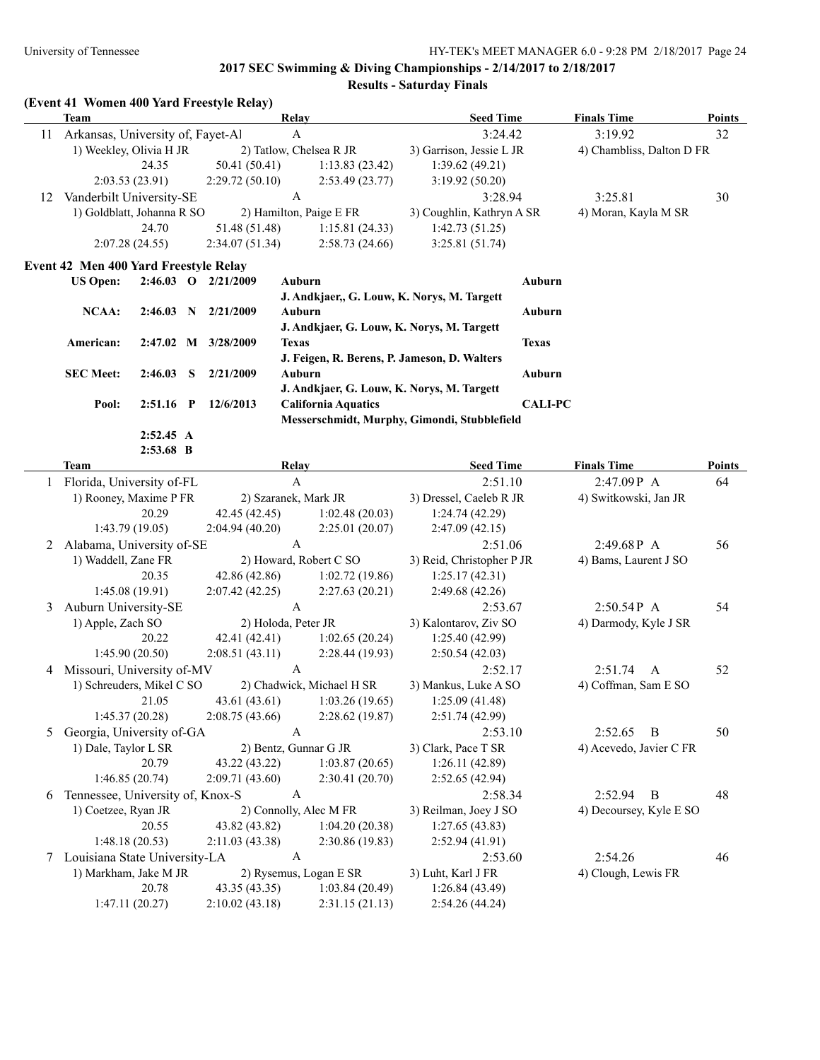**2017 SEC Swimming & Diving Championships - 2/14/2017 to 2/18/2017**

**Results - Saturday Finals**

**(Event 41 Women 400 Yard Freestyle Relay)**

| | Team | Relay | Seed Time | Finals Time | Points |
|---|---|---|---|---|---|
| 11 | Arkansas, University of, Fayet-Al | A | 3:24.42 | 3:19.92 | 32 |
| | 1) Weekley, Olivia H JR | 2) Tatlow, Chelsea R JR | 3) Garrison, Jessie L JR | 4) Chambliss, Dalton D FR | |
| | 24.35 | 50.41 (50.41) | 1:13.83 (23.42) | 1:39.62 (49.21) | |
| | 2:03.53 (23.91) | 2:29.72 (50.10) | 2:53.49 (23.77) | 3:19.92 (50.20) | |
| 12 | Vanderbilt University-SE | A | 3:28.94 | 3:25.81 | 30 |
| | 1) Goldblatt, Johanna R SO | 2) Hamilton, Paige E FR | 3) Coughlin, Kathryn A SR | 4) Moran, Kayla M SR | |
| | 24.70 | 51.48 (51.48) | 1:15.81 (24.33) | 1:42.73 (51.25) | |
| | 2:07.28 (24.55) | 2:34.07 (51.34) | 2:58.73 (24.66) | 3:25.81 (51.74) | |

**Event 42 Men 400 Yard Freestyle Relay**

| | | | | | |
|---|---|---|---|---|---|
| US Open: | 2:46.03 | O | 2/21/2009 | Auburn<br>J. Andkjaer,, G. Louw, K. Norys, M. Targett | Auburn |
| NCAA: | 2:46.03 | N | 2/21/2009 | Auburn<br>J. Andkjaer, G. Louw, K. Norys, M. Targett | Auburn |
| American: | 2:47.02 | M | 3/28/2009 | Texas<br>J. Feigen, R. Berens, P. Jameson, D. Walters | Texas |
| SEC Meet: | 2:46.03 | S | 2/21/2009 | Auburn<br>J. Andkjaer, G. Louw, K. Norys, M. Targett | Auburn |
| Pool: | 2:51.16 | P | 12/6/2013 | California Aquatics<br>Messerschmidt, Murphy, Gimondi, Stubblefield | CALI-PC |
| | 2:52.45 | A | | | |
| | 2:53.68 | B | | | |

| | Team | Relay | Seed Time | Finals Time | Points |
|---|---|---|---|---|---|
| 1 | Florida, University of-FL | A | 2:51.10 | 2:47.09P A | 64 |
| | 1) Rooney, Maxime P FR | 2) Szaranek, Mark JR | 3) Dressel, Caeleb R JR | 4) Switkowski, Jan JR | |
| | 20.29 | 42.45 (42.45) | 1:02.48 (20.03) | 1:24.74 (42.29) | |
| | 1:43.79 (19.05) | 2:04.94 (40.20) | 2:25.01 (20.07) | 2:47.09 (42.15) | |
| 2 | Alabama, University of-SE | A | 2:51.06 | 2:49.68P A | 56 |
| | 1) Waddell, Zane FR | 2) Howard, Robert C SO | 3) Reid, Christopher P JR | 4) Bams, Laurent J SO | |
| | 20.35 | 42.86 (42.86) | 1:02.72 (19.86) | 1:25.17 (42.31) | |
| | 1:45.08 (19.91) | 2:07.42 (42.25) | 2:27.63 (20.21) | 2:49.68 (42.26) | |
| 3 | Auburn University-SE | A | 2:53.67 | 2:50.54P A | 54 |
| | 1) Apple, Zach SO | 2) Holoda, Peter JR | 3) Kalontarov, Ziv SO | 4) Darmody, Kyle J SR | |
| | 20.22 | 42.41 (42.41) | 1:02.65 (20.24) | 1:25.40 (42.99) | |
| | 1:45.90 (20.50) | 2:08.51 (43.11) | 2:28.44 (19.93) | 2:50.54 (42.03) | |
| 4 | Missouri, University of-MV | A | 2:52.17 | 2:51.74 A | 52 |
| | 1) Schreuders, Mikel C SO | 2) Chadwick, Michael H SR | 3) Mankus, Luke A SO | 4) Coffman, Sam E SO | |
| | 21.05 | 43.61 (43.61) | 1:03.26 (19.65) | 1:25.09 (41.48) | |
| | 1:45.37 (20.28) | 2:08.75 (43.66) | 2:28.62 (19.87) | 2:51.74 (42.99) | |
| 5 | Georgia, University of-GA | A | 2:53.10 | 2:52.65 B | 50 |
| | 1) Dale, Taylor L SR | 2) Bentz, Gunnar G JR | 3) Clark, Pace T SR | 4) Acevedo, Javier C FR | |
| | 20.79 | 43.22 (43.22) | 1:03.87 (20.65) | 1:26.11 (42.89) | |
| | 1:46.85 (20.74) | 2:09.71 (43.60) | 2:30.41 (20.70) | 2:52.65 (42.94) | |
| 6 | Tennessee, University of, Knox-S | A | 2:58.34 | 2:52.94 B | 48 |
| | 1) Coetzee, Ryan JR | 2) Connolly, Alec M FR | 3) Reilman, Joey J SO | 4) Decoursey, Kyle E SO | |
| | 20.55 | 43.82 (43.82) | 1:04.20 (20.38) | 1:27.65 (43.83) | |
| | 1:48.18 (20.53) | 2:11.03 (43.38) | 2:30.86 (19.83) | 2:52.94 (41.91) | |
| 7 | Louisiana State University-LA | A | 2:53.60 | 2:54.26 | 46 |
| | 1) Markham, Jake M JR | 2) Rysemus, Logan E SR | 3) Luht, Karl J FR | 4) Clough, Lewis FR | |
| | 20.78 | 43.35 (43.35) | 1:03.84 (20.49) | 1:26.84 (43.49) | |
| | 1:47.11 (20.27) | 2:10.02 (43.18) | 2:31.15 (21.13) | 2:54.26 (44.24) | |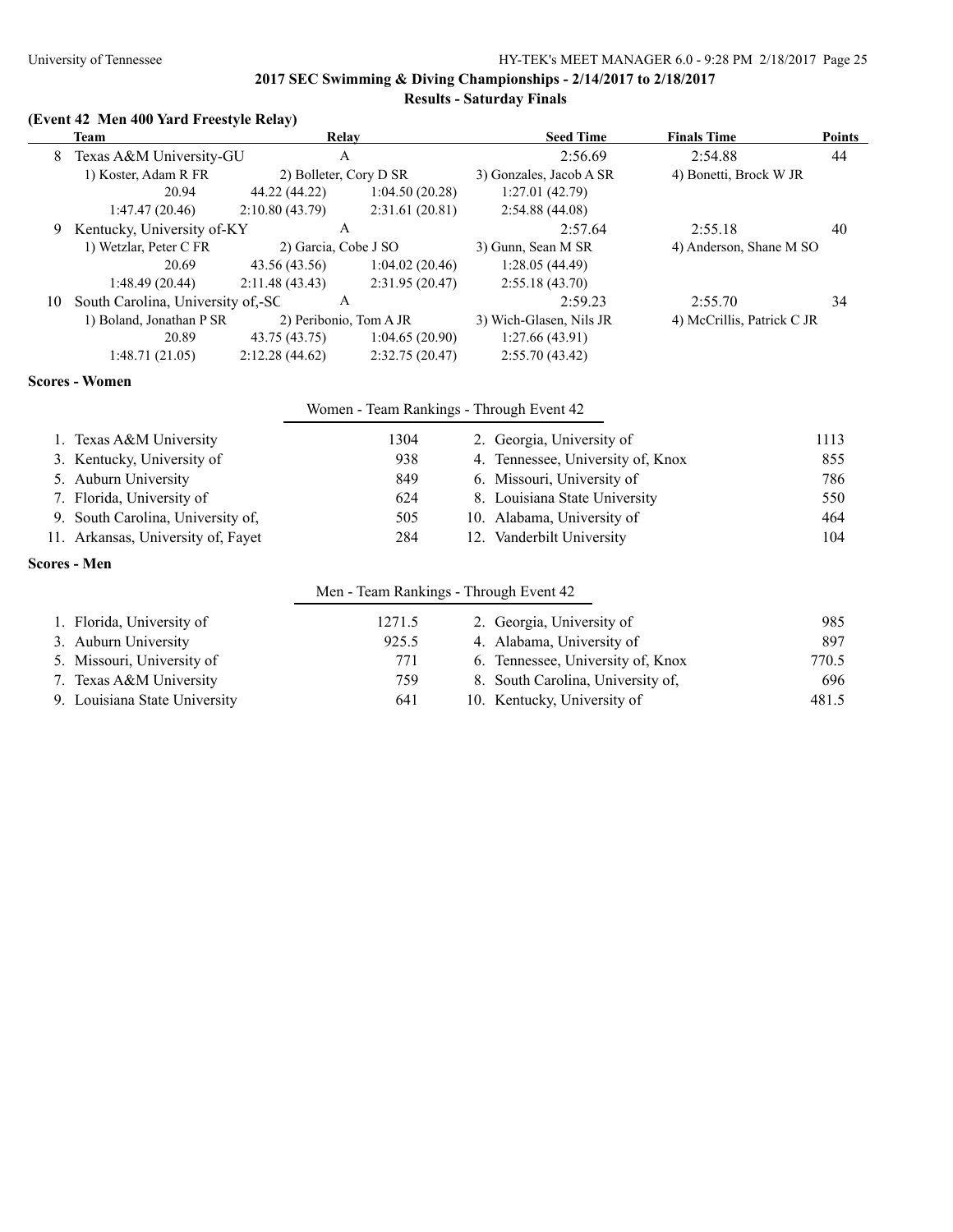**2017 SEC Swimming & Diving Championships - 2/14/2017 to 2/18/2017**

**Results - Saturday Finals**

### (Event 42 Men 400 Yard Freestyle Relay)

| | Team | Relay | | Seed Time | Finals Time | Points |
|---|---|---|---|---|---|---|
| 8 | Texas A&M University-GU | A | | 2:56.69 | 2:54.88 | 44 |
| | 1) Koster, Adam R FR | 2) Bolleter, Cory D SR | | 3) Gonzales, Jacob A SR | 4) Bonetti, Brock W JR | |
| | 20.94 | 44.22 (44.22) | 1:04.50 (20.28) | 1:27.01 (42.79) | | |
| | 1:47.47 (20.46) | 2:10.80 (43.79) | 2:31.61 (20.81) | 2:54.88 (44.08) | | |
| 9 | Kentucky, University of-KY | A | | 2:57.64 | 2:55.18 | 40 |
| | 1) Wetzlar, Peter C FR | 2) Garcia, Cobe J SO | | 3) Gunn, Sean M SR | 4) Anderson, Shane M SO | |
| | 20.69 | 43.56 (43.56) | 1:04.02 (20.46) | 1:28.05 (44.49) | | |
| | 1:48.49 (20.44) | 2:11.48 (43.43) | 2:31.95 (20.47) | 2:55.18 (43.70) | | |
| 10 | South Carolina, University of,-SC | A | | 2:59.23 | 2:55.70 | 34 |
| | 1) Boland, Jonathan P SR | 2) Peribonio, Tom A JR | | 3) Wich-Glasen, Nils JR | 4) McCrillis, Patrick C JR | |
| | 20.89 | 43.75 (43.75) | 1:04.65 (20.90) | 1:27.66 (43.91) | | |
| | 1:48.71 (21.05) | 2:12.28 (44.62) | 2:32.75 (20.47) | 2:55.70 (43.42) | | |

### Scores - Women

Women - Team Rankings - Through Event 42

| | | | |
|---|---|---|---|
| 1. Texas A&M University | 1304 | 2. Georgia, University of | 1113 |
| 3. Kentucky, University of | 938 | 4. Tennessee, University of, Knox | 855 |
| 5. Auburn University | 849 | 6. Missouri, University of | 786 |
| 7. Florida, University of | 624 | 8. Louisiana State University | 550 |
| 9. South Carolina, University of, | 505 | 10. Alabama, University of | 464 |
| 11. Arkansas, University of, Fayet | 284 | 12. Vanderbilt University | 104 |

### Scores - Men

Men - Team Rankings - Through Event 42

| | | | |
|---|---|---|---|
| 1. Florida, University of | 1271.5 | 2. Georgia, University of | 985 |
| 3. Auburn University | 925.5 | 4. Alabama, University of | 897 |
| 5. Missouri, University of | 771 | 6. Tennessee, University of, Knox | 770.5 |
| 7. Texas A&M University | 759 | 8. South Carolina, University of, | 696 |
| 9. Louisiana State University | 641 | 10. Kentucky, University of | 481.5 |